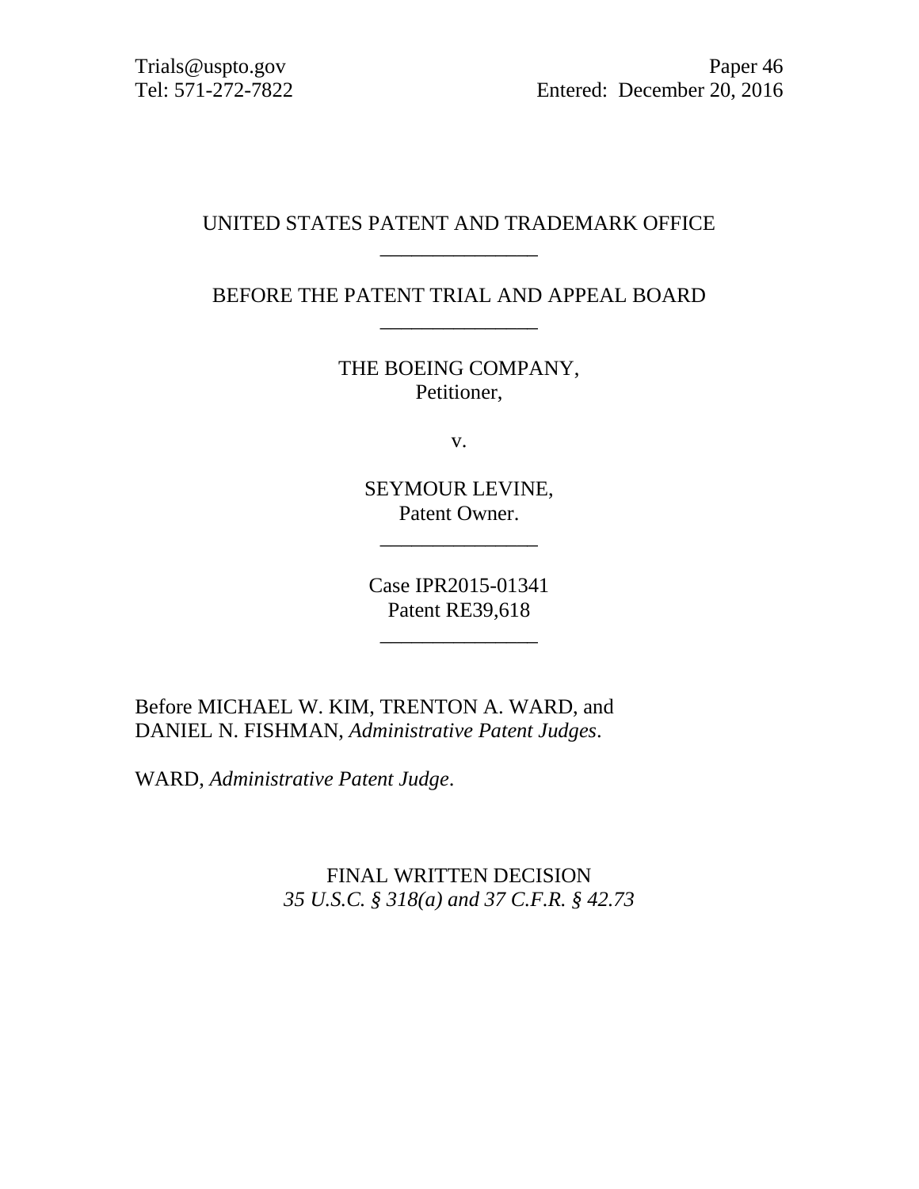Trials@uspto.gov
Tel: 571-272-7822

Paper 46
Entered: December 20, 2016

UNITED STATES PATENT AND TRADEMARK OFFICE

\_\_\_\_\_\_\_\_\_\_\_\_\_\_\_

BEFORE THE PATENT TRIAL AND APPEAL BOARD

\_\_\_\_\_\_\_\_\_\_\_\_\_\_\_

THE BOEING COMPANY,
Petitioner,

v.

SEYMOUR LEVINE,
Patent Owner.

\_\_\_\_\_\_\_\_\_\_\_\_\_\_\_

Case IPR2015-01341
Patent RE39,618

\_\_\_\_\_\_\_\_\_\_\_\_\_\_\_

Before MICHAEL W. KIM, TRENTON A. WARD, and DANIEL N. FISHMAN, *Administrative Patent Judges*.

WARD, *Administrative Patent Judge*.

FINAL WRITTEN DECISION
*35 U.S.C. § 318(a) and 37 C.F.R. § 42.73*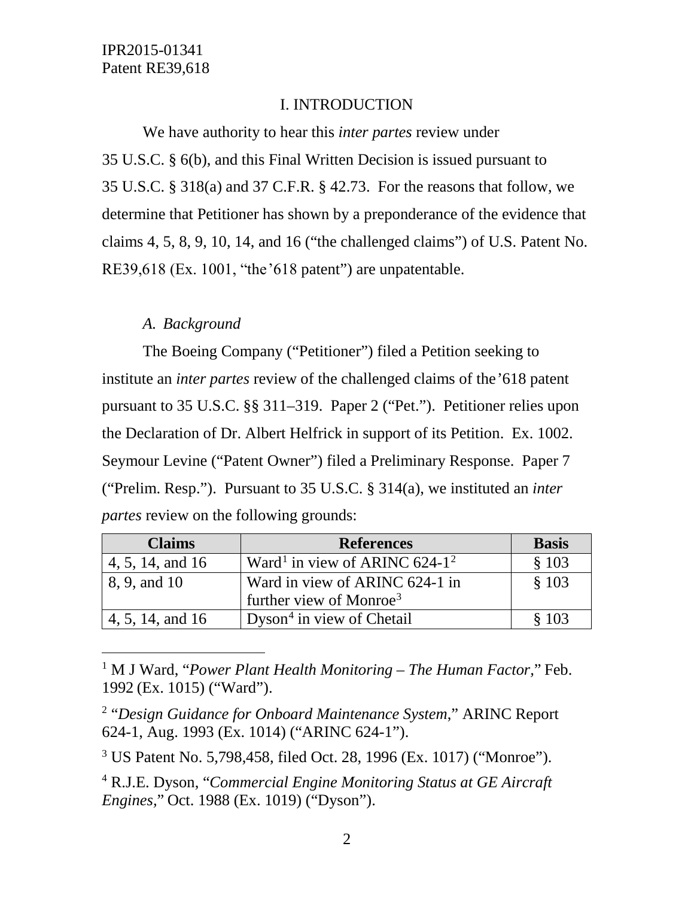## I. INTRODUCTION

We have authority to hear this *inter partes* review under 35 U.S.C. § 6(b), and this Final Written Decision is issued pursuant to 35 U.S.C. § 318(a) and 37 C.F.R. § 42.73. For the reasons that follow, we determine that Petitioner has shown by a preponderance of the evidence that claims 4, 5, 8, 9, 10, 14, and 16 ("the challenged claims") of U.S. Patent No. RE39,618 (Ex. 1001, "the '618 patent") are unpatentable.

### *A. Background*

The Boeing Company ("Petitioner") filed a Petition seeking to institute an *inter partes* review of the challenged claims of the '618 patent pursuant to 35 U.S.C. §§ 311–319. Paper 2 ("Pet."). Petitioner relies upon the Declaration of Dr. Albert Helfrick in support of its Petition. Ex. 1002. Seymour Levine ("Patent Owner") filed a Preliminary Response. Paper 7 ("Prelim. Resp."). Pursuant to 35 U.S.C. § 314(a), we instituted an *inter partes* review on the following grounds:

| Claims | References | Basis |
|---|---|---|
| 4, 5, 14, and 16 | Ward[1] in view of ARINC 624-1[2] | § 103 |
| 8, 9, and 10 | Ward in view of ARINC 624-1 in further view of Monroe[3] | § 103 |
| 4, 5, 14, and 16 | Dyson[4] in view of Chetail | § 103 |

[1] M J Ward, "*Power Plant Health Monitoring – The Human Factor,*" Feb. 1992 (Ex. 1015) ("Ward").

[2] "*Design Guidance for Onboard Maintenance System,*" ARINC Report 624-1, Aug. 1993 (Ex. 1014) ("ARINC 624-1").

[3] US Patent No. 5,798,458, filed Oct. 28, 1996 (Ex. 1017) ("Monroe").

[4] R.J.E. Dyson, "*Commercial Engine Monitoring Status at GE Aircraft Engines,*" Oct. 1988 (Ex. 1019) ("Dyson").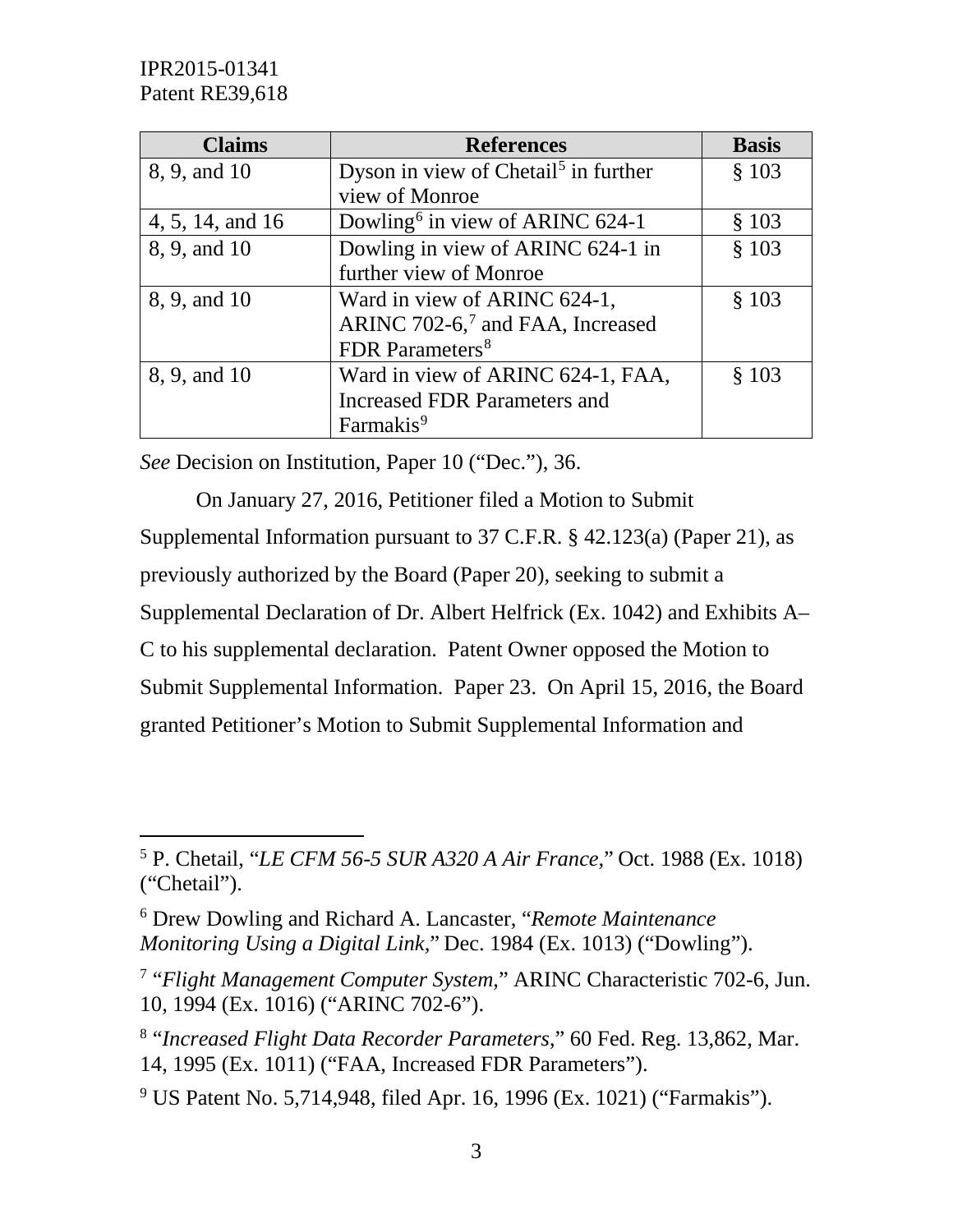| Claims | References | Basis |
|---|---|---|
| 8, 9, and 10 | Dyson in view of Chetail[5] in further view of Monroe | § 103 |
| 4, 5, 14, and 16 | Dowling[6] in view of ARINC 624-1 | § 103 |
| 8, 9, and 10 | Dowling in view of ARINC 624-1 in further view of Monroe | § 103 |
| 8, 9, and 10 | Ward in view of ARINC 624-1, ARINC 702-6,[7] and FAA, Increased FDR Parameters[8] | § 103 |
| 8, 9, and 10 | Ward in view of ARINC 624-1, FAA, Increased FDR Parameters and Farmakis[9] | § 103 |

*See* Decision on Institution, Paper 10 ("Dec."), 36.

On January 27, 2016, Petitioner filed a Motion to Submit Supplemental Information pursuant to 37 C.F.R. § 42.123(a) (Paper 21), as previously authorized by the Board (Paper 20), seeking to submit a Supplemental Declaration of Dr. Albert Helfrick (Ex. 1042) and Exhibits A–C to his supplemental declaration. Patent Owner opposed the Motion to Submit Supplemental Information. Paper 23. On April 15, 2016, the Board granted Petitioner's Motion to Submit Supplemental Information and

---

[5] P. Chetail, "*LE CFM 56-5 SUR A320 A Air France*," Oct. 1988 (Ex. 1018) ("Chetail").

[6] Drew Dowling and Richard A. Lancaster, "*Remote Maintenance Monitoring Using a Digital Link*," Dec. 1984 (Ex. 1013) ("Dowling").

[7] "*Flight Management Computer System*," ARINC Characteristic 702-6, Jun. 10, 1994 (Ex. 1016) ("ARINC 702-6").

[8] "*Increased Flight Data Recorder Parameters*," 60 Fed. Reg. 13,862, Mar. 14, 1995 (Ex. 1011) ("FAA, Increased FDR Parameters").

[9] US Patent No. 5,714,948, filed Apr. 16, 1996 (Ex. 1021) ("Farmakis").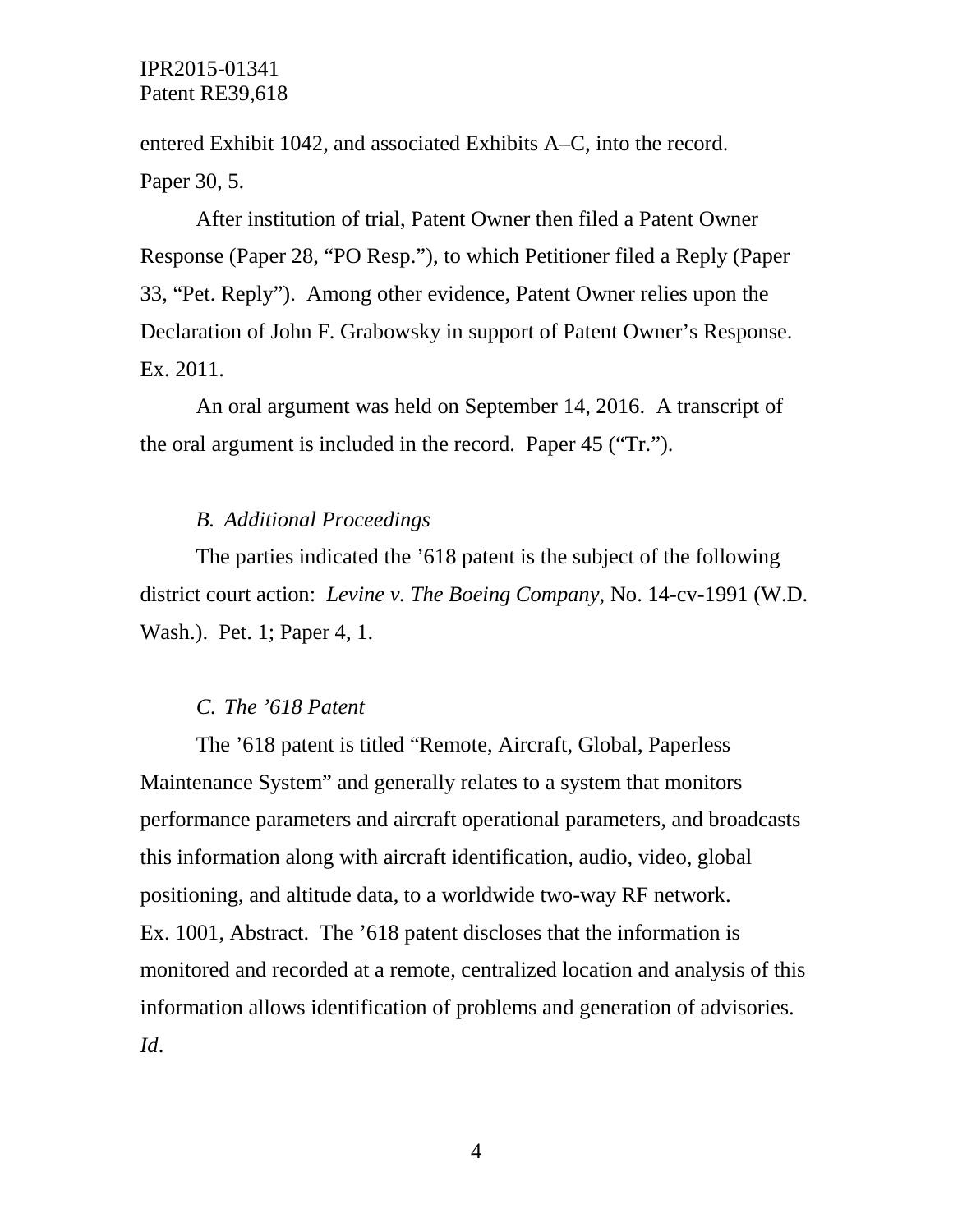entered Exhibit 1042, and associated Exhibits A–C, into the record. Paper 30, 5.

After institution of trial, Patent Owner then filed a Patent Owner Response (Paper 28, "PO Resp."), to which Petitioner filed a Reply (Paper 33, "Pet. Reply"). Among other evidence, Patent Owner relies upon the Declaration of John F. Grabowsky in support of Patent Owner's Response. Ex. 2011.

An oral argument was held on September 14, 2016. A transcript of the oral argument is included in the record. Paper 45 ("Tr.").

### *B. Additional Proceedings*

The parties indicated the '618 patent is the subject of the following district court action: *Levine v. The Boeing Company*, No. 14-cv-1991 (W.D. Wash.). Pet. 1; Paper 4, 1.

### *C. The '618 Patent*

The '618 patent is titled "Remote, Aircraft, Global, Paperless Maintenance System" and generally relates to a system that monitors performance parameters and aircraft operational parameters, and broadcasts this information along with aircraft identification, audio, video, global positioning, and altitude data, to a worldwide two-way RF network. Ex. 1001, Abstract. The '618 patent discloses that the information is monitored and recorded at a remote, centralized location and analysis of this information allows identification of problems and generation of advisories. *Id*.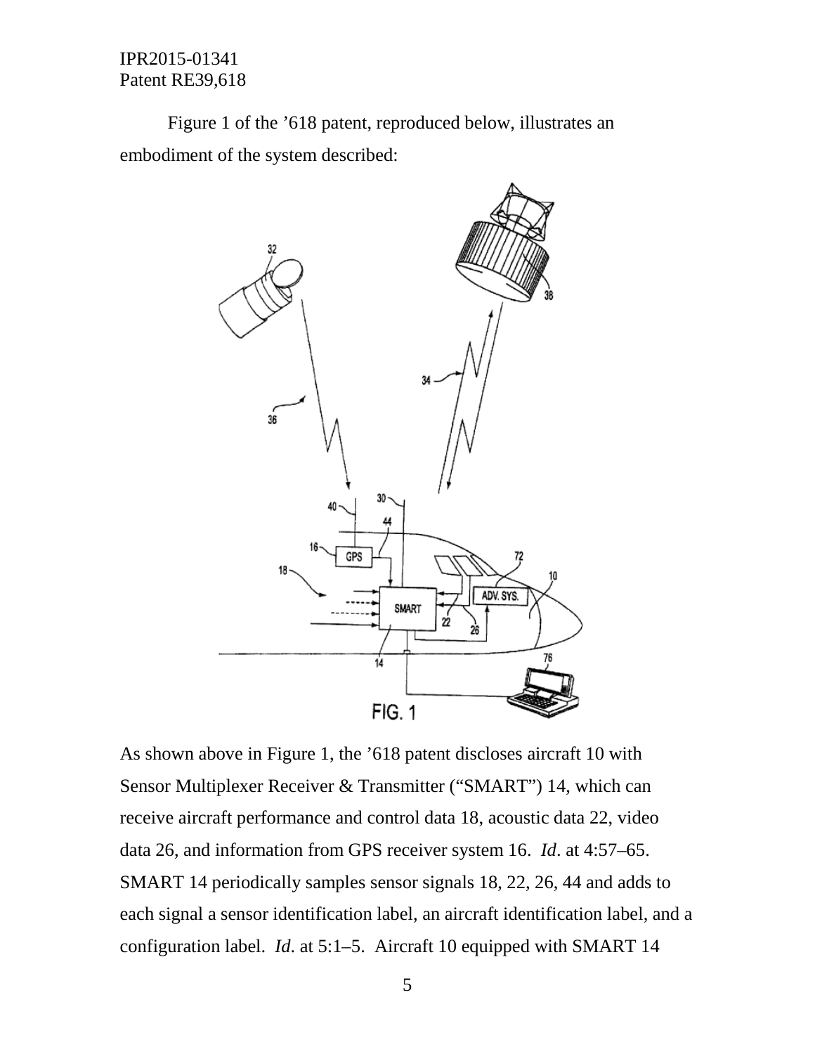Figure 1 of the ’618 patent, reproduced below, illustrates an embodiment of the system described:

FIG. 1

As shown above in Figure 1, the ’618 patent discloses aircraft 10 with Sensor Multiplexer Receiver & Transmitter (“SMART”) 14, which can receive aircraft performance and control data 18, acoustic data 22, video data 26, and information from GPS receiver system 16. *Id*. at 4:57–65. SMART 14 periodically samples sensor signals 18, 22, 26, 44 and adds to each signal a sensor identification label, an aircraft identification label, and a configuration label. *Id*. at 5:1–5. Aircraft 10 equipped with SMART 14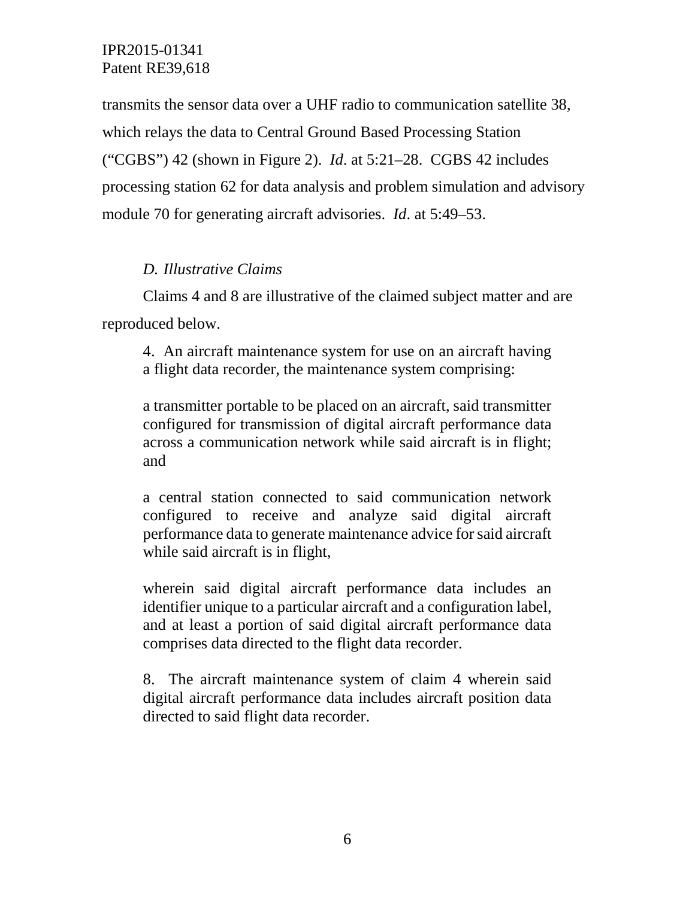transmits the sensor data over a UHF radio to communication satellite 38, which relays the data to Central Ground Based Processing Station ("CGBS") 42 (shown in Figure 2). *Id*. at 5:21–28. CGBS 42 includes processing station 62 for data analysis and problem simulation and advisory module 70 for generating aircraft advisories. *Id*. at 5:49–53.

*D. Illustrative Claims*

Claims 4 and 8 are illustrative of the claimed subject matter and are reproduced below.

> 4. An aircraft maintenance system for use on an aircraft having a flight data recorder, the maintenance system comprising:
>
> a transmitter portable to be placed on an aircraft, said transmitter configured for transmission of digital aircraft performance data across a communication network while said aircraft is in flight; and
>
> a central station connected to said communication network configured to receive and analyze said digital aircraft performance data to generate maintenance advice for said aircraft while said aircraft is in flight,
>
> wherein said digital aircraft performance data includes an identifier unique to a particular aircraft and a configuration label, and at least a portion of said digital aircraft performance data comprises data directed to the flight data recorder.
>
> 8. The aircraft maintenance system of claim 4 wherein said digital aircraft performance data includes aircraft position data directed to said flight data recorder.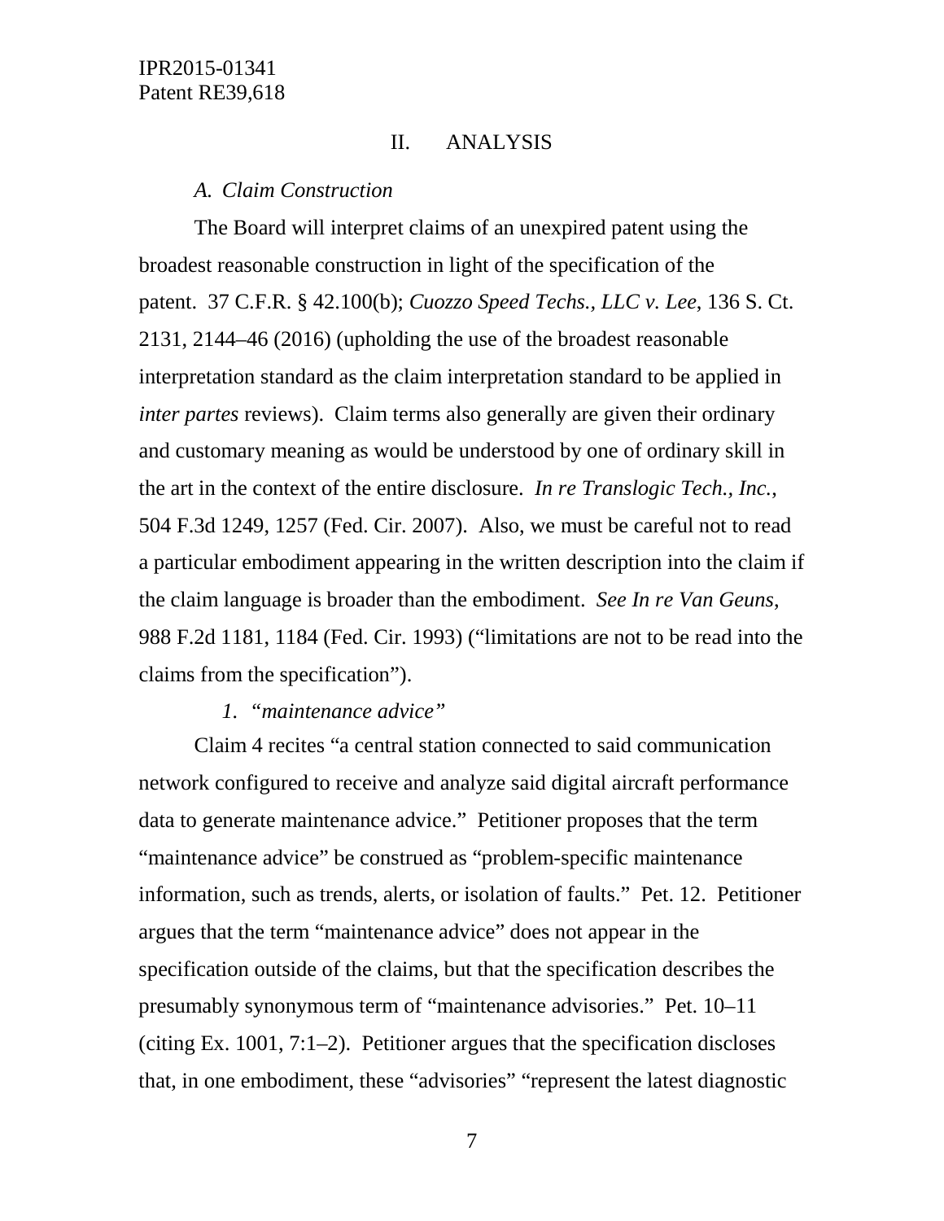## II. ANALYSIS

### *A. Claim Construction*

The Board will interpret claims of an unexpired patent using the broadest reasonable construction in light of the specification of the patent. 37 C.F.R. § 42.100(b); *Cuozzo Speed Techs., LLC v. Lee*, 136 S. Ct. 2131, 2144–46 (2016) (upholding the use of the broadest reasonable interpretation standard as the claim interpretation standard to be applied in *inter partes* reviews). Claim terms also generally are given their ordinary and customary meaning as would be understood by one of ordinary skill in the art in the context of the entire disclosure. *In re Translogic Tech., Inc.*, 504 F.3d 1249, 1257 (Fed. Cir. 2007). Also, we must be careful not to read a particular embodiment appearing in the written description into the claim if the claim language is broader than the embodiment. *See In re Van Geuns*, 988 F.2d 1181, 1184 (Fed. Cir. 1993) ("limitations are not to be read into the claims from the specification").

#### *1. "maintenance advice"*

Claim 4 recites "a central station connected to said communication network configured to receive and analyze said digital aircraft performance data to generate maintenance advice." Petitioner proposes that the term "maintenance advice" be construed as "problem-specific maintenance information, such as trends, alerts, or isolation of faults." Pet. 12. Petitioner argues that the term "maintenance advice" does not appear in the specification outside of the claims, but that the specification describes the presumably synonymous term of "maintenance advisories." Pet. 10–11 (citing Ex. 1001, 7:1–2). Petitioner argues that the specification discloses that, in one embodiment, these "advisories" "represent the latest diagnostic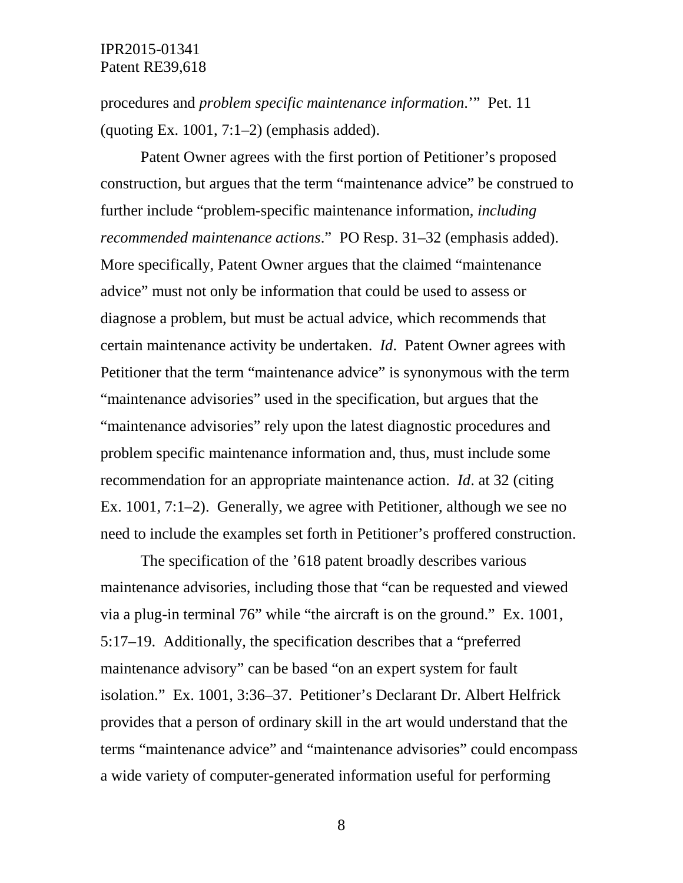procedures and *problem specific maintenance information*.'" Pet. 11 (quoting Ex. 1001, 7:1–2) (emphasis added).

Patent Owner agrees with the first portion of Petitioner's proposed construction, but argues that the term "maintenance advice" be construed to further include "problem-specific maintenance information, *including recommended maintenance actions*." PO Resp. 31–32 (emphasis added). More specifically, Patent Owner argues that the claimed "maintenance advice" must not only be information that could be used to assess or diagnose a problem, but must be actual advice, which recommends that certain maintenance activity be undertaken. *Id*. Patent Owner agrees with Petitioner that the term "maintenance advice" is synonymous with the term "maintenance advisories" used in the specification, but argues that the "maintenance advisories" rely upon the latest diagnostic procedures and problem specific maintenance information and, thus, must include some recommendation for an appropriate maintenance action. *Id*. at 32 (citing Ex. 1001, 7:1–2). Generally, we agree with Petitioner, although we see no need to include the examples set forth in Petitioner's proffered construction.

The specification of the '618 patent broadly describes various maintenance advisories, including those that "can be requested and viewed via a plug-in terminal 76" while "the aircraft is on the ground." Ex. 1001, 5:17–19. Additionally, the specification describes that a "preferred maintenance advisory" can be based "on an expert system for fault isolation." Ex. 1001, 3:36–37. Petitioner's Declarant Dr. Albert Helfrick provides that a person of ordinary skill in the art would understand that the terms "maintenance advice" and "maintenance advisories" could encompass a wide variety of computer-generated information useful for performing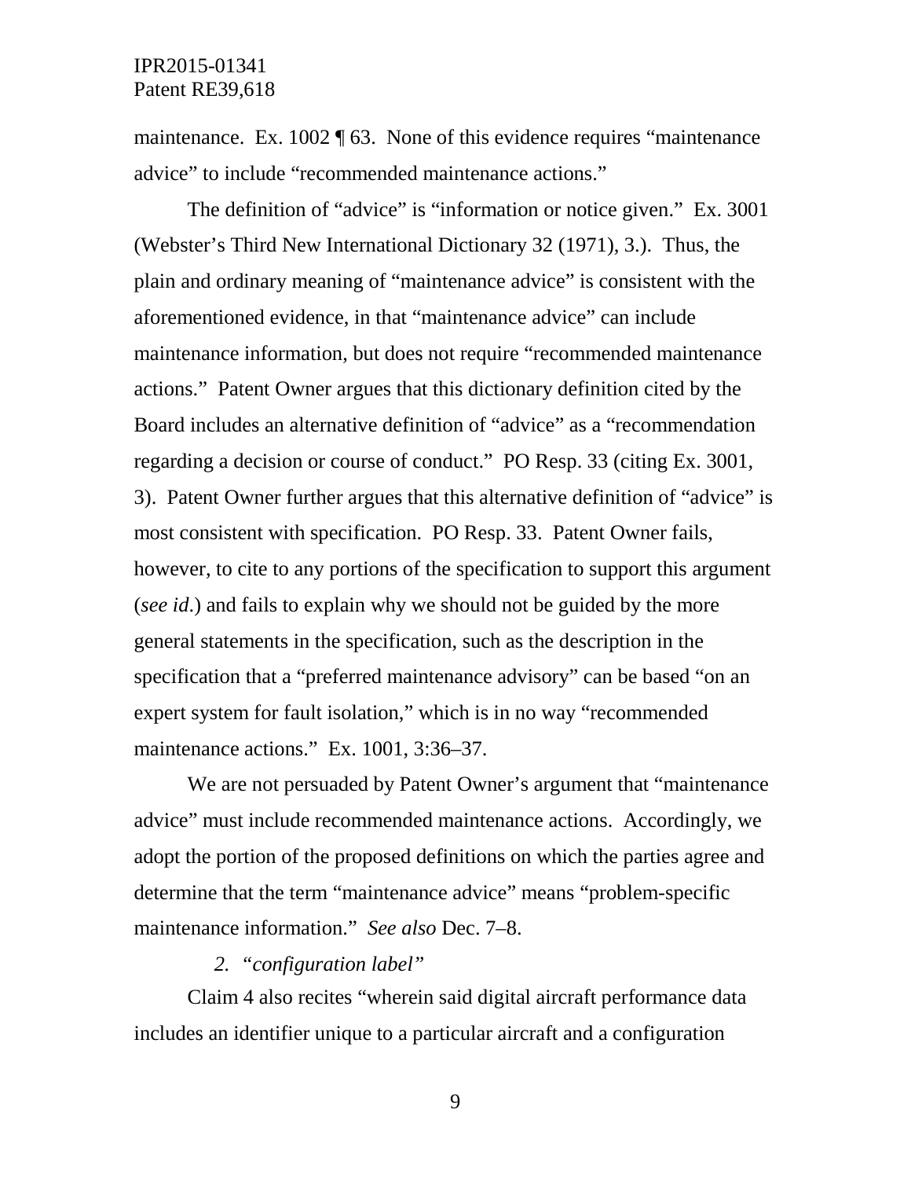maintenance. Ex. 1002 ¶ 63. None of this evidence requires "maintenance advice" to include "recommended maintenance actions."

The definition of "advice" is "information or notice given." Ex. 3001 (Webster's Third New International Dictionary 32 (1971), 3.). Thus, the plain and ordinary meaning of "maintenance advice" is consistent with the aforementioned evidence, in that "maintenance advice" can include maintenance information, but does not require "recommended maintenance actions." Patent Owner argues that this dictionary definition cited by the Board includes an alternative definition of "advice" as a "recommendation regarding a decision or course of conduct." PO Resp. 33 (citing Ex. 3001, 3). Patent Owner further argues that this alternative definition of "advice" is most consistent with specification. PO Resp. 33. Patent Owner fails, however, to cite to any portions of the specification to support this argument (*see id.*) and fails to explain why we should not be guided by the more general statements in the specification, such as the description in the specification that a "preferred maintenance advisory" can be based "on an expert system for fault isolation," which is in no way "recommended maintenance actions." Ex. 1001, 3:36–37.

We are not persuaded by Patent Owner's argument that "maintenance advice" must include recommended maintenance actions. Accordingly, we adopt the portion of the proposed definitions on which the parties agree and determine that the term "maintenance advice" means "problem-specific maintenance information." *See also* Dec. 7–8.

*2. "configuration label"*

Claim 4 also recites "wherein said digital aircraft performance data includes an identifier unique to a particular aircraft and a configuration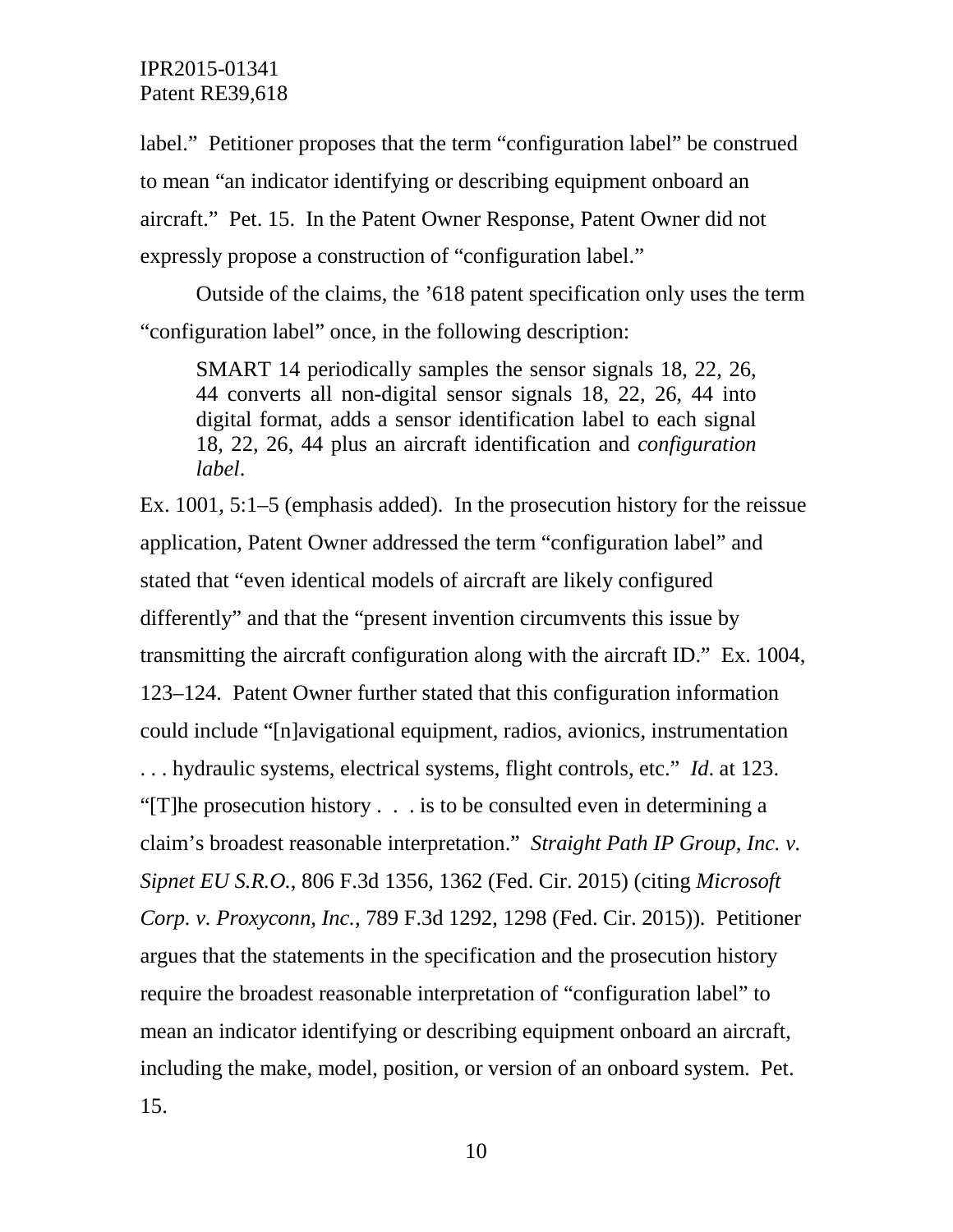label." Petitioner proposes that the term "configuration label" be construed to mean "an indicator identifying or describing equipment onboard an aircraft." Pet. 15. In the Patent Owner Response, Patent Owner did not expressly propose a construction of "configuration label."

Outside of the claims, the '618 patent specification only uses the term "configuration label" once, in the following description:

> SMART 14 periodically samples the sensor signals 18, 22, 26, 44 converts all non-digital sensor signals 18, 22, 26, 44 into digital format, adds a sensor identification label to each signal 18, 22, 26, 44 plus an aircraft identification and *configuration label*.

Ex. 1001, 5:1–5 (emphasis added). In the prosecution history for the reissue application, Patent Owner addressed the term "configuration label" and stated that "even identical models of aircraft are likely configured differently" and that the "present invention circumvents this issue by transmitting the aircraft configuration along with the aircraft ID." Ex. 1004, 123–124. Patent Owner further stated that this configuration information could include "[n]avigational equipment, radios, avionics, instrumentation . . . hydraulic systems, electrical systems, flight controls, etc." *Id*. at 123. "[T]he prosecution history . . . is to be consulted even in determining a claim's broadest reasonable interpretation." *Straight Path IP Group, Inc. v. Sipnet EU S.R.O.*, 806 F.3d 1356, 1362 (Fed. Cir. 2015) (citing *Microsoft Corp. v. Proxyconn, Inc.*, 789 F.3d 1292, 1298 (Fed. Cir. 2015)). Petitioner argues that the statements in the specification and the prosecution history require the broadest reasonable interpretation of "configuration label" to mean an indicator identifying or describing equipment onboard an aircraft, including the make, model, position, or version of an onboard system. Pet. 15.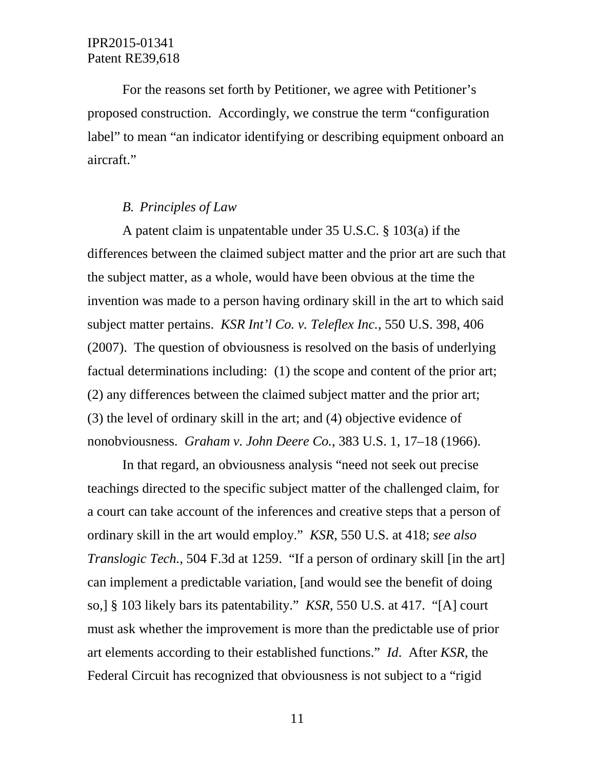For the reasons set forth by Petitioner, we agree with Petitioner's proposed construction. Accordingly, we construe the term "configuration label" to mean "an indicator identifying or describing equipment onboard an aircraft."

### *B. Principles of Law*

A patent claim is unpatentable under 35 U.S.C. § 103(a) if the differences between the claimed subject matter and the prior art are such that the subject matter, as a whole, would have been obvious at the time the invention was made to a person having ordinary skill in the art to which said subject matter pertains. *KSR Int'l Co. v. Teleflex Inc.*, 550 U.S. 398, 406 (2007). The question of obviousness is resolved on the basis of underlying factual determinations including: (1) the scope and content of the prior art; (2) any differences between the claimed subject matter and the prior art; (3) the level of ordinary skill in the art; and (4) objective evidence of nonobviousness. *Graham v. John Deere Co.*, 383 U.S. 1, 17–18 (1966).

In that regard, an obviousness analysis "need not seek out precise teachings directed to the specific subject matter of the challenged claim, for a court can take account of the inferences and creative steps that a person of ordinary skill in the art would employ." *KSR*, 550 U.S. at 418; *see also Translogic Tech.*, 504 F.3d at 1259. "If a person of ordinary skill [in the art] can implement a predictable variation, [and would see the benefit of doing so,] § 103 likely bars its patentability." *KSR*, 550 U.S. at 417. "[A] court must ask whether the improvement is more than the predictable use of prior art elements according to their established functions." *Id*. After *KSR*, the Federal Circuit has recognized that obviousness is not subject to a "rigid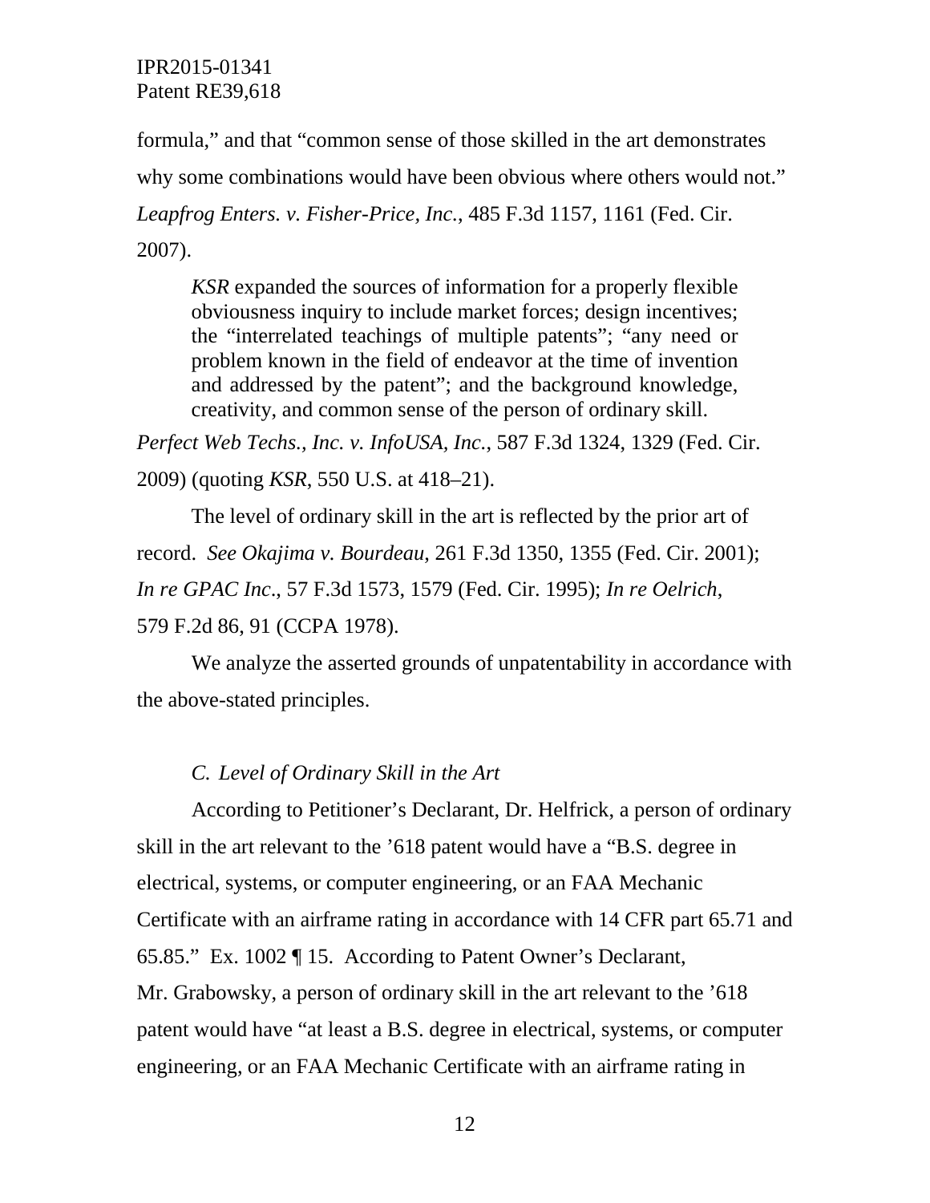formula," and that "common sense of those skilled in the art demonstrates why some combinations would have been obvious where others would not." *Leapfrog Enters. v. Fisher-Price, Inc.*, 485 F.3d 1157, 1161 (Fed. Cir. 2007).

> *KSR* expanded the sources of information for a properly flexible obviousness inquiry to include market forces; design incentives; the "interrelated teachings of multiple patents"; "any need or problem known in the field of endeavor at the time of invention and addressed by the patent"; and the background knowledge, creativity, and common sense of the person of ordinary skill.

*Perfect Web Techs., Inc. v. InfoUSA, Inc.*, 587 F.3d 1324, 1329 (Fed. Cir. 2009) (quoting *KSR*, 550 U.S. at 418–21).

The level of ordinary skill in the art is reflected by the prior art of record. *See Okajima v. Bourdeau*, 261 F.3d 1350, 1355 (Fed. Cir. 2001); *In re GPAC Inc*., 57 F.3d 1573, 1579 (Fed. Cir. 1995); *In re Oelrich*, 579 F.2d 86, 91 (CCPA 1978).

We analyze the asserted grounds of unpatentability in accordance with the above-stated principles.

### *C. Level of Ordinary Skill in the Art*

According to Petitioner's Declarant, Dr. Helfrick, a person of ordinary skill in the art relevant to the '618 patent would have a "B.S. degree in electrical, systems, or computer engineering, or an FAA Mechanic Certificate with an airframe rating in accordance with 14 CFR part 65.71 and 65.85." Ex. 1002 ¶ 15. According to Patent Owner's Declarant, Mr. Grabowsky, a person of ordinary skill in the art relevant to the '618 patent would have "at least a B.S. degree in electrical, systems, or computer engineering, or an FAA Mechanic Certificate with an airframe rating in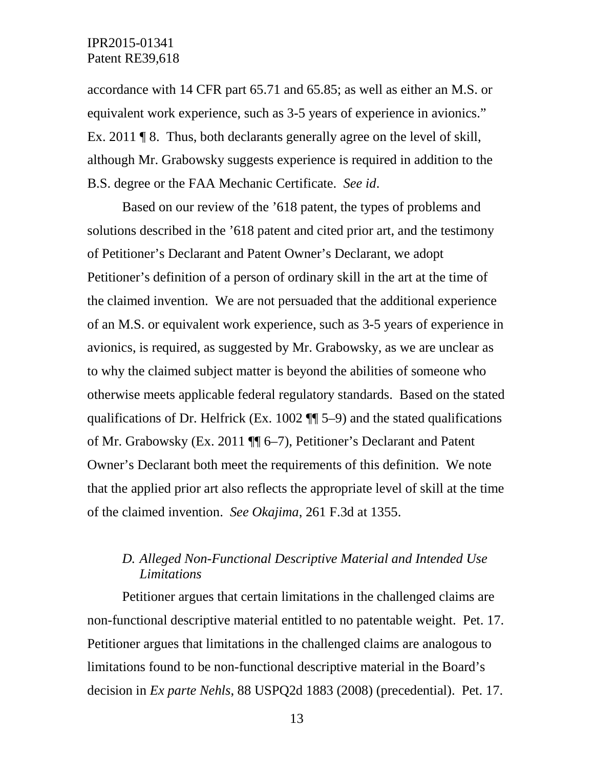accordance with 14 CFR part 65.71 and 65.85; as well as either an M.S. or equivalent work experience, such as 3-5 years of experience in avionics." Ex. 2011 ¶ 8. Thus, both declarants generally agree on the level of skill, although Mr. Grabowsky suggests experience is required in addition to the B.S. degree or the FAA Mechanic Certificate. *See id*.

Based on our review of the '618 patent, the types of problems and solutions described in the '618 patent and cited prior art, and the testimony of Petitioner's Declarant and Patent Owner's Declarant, we adopt Petitioner's definition of a person of ordinary skill in the art at the time of the claimed invention. We are not persuaded that the additional experience of an M.S. or equivalent work experience, such as 3-5 years of experience in avionics, is required, as suggested by Mr. Grabowsky, as we are unclear as to why the claimed subject matter is beyond the abilities of someone who otherwise meets applicable federal regulatory standards. Based on the stated qualifications of Dr. Helfrick (Ex. 1002 ¶¶ 5–9) and the stated qualifications of Mr. Grabowsky (Ex. 2011 ¶¶ 6–7), Petitioner's Declarant and Patent Owner's Declarant both meet the requirements of this definition. We note that the applied prior art also reflects the appropriate level of skill at the time of the claimed invention. *See Okajima*, 261 F.3d at 1355.

### *D. Alleged Non-Functional Descriptive Material and Intended Use Limitations*

Petitioner argues that certain limitations in the challenged claims are non-functional descriptive material entitled to no patentable weight. Pet. 17. Petitioner argues that limitations in the challenged claims are analogous to limitations found to be non-functional descriptive material in the Board's decision in *Ex parte Nehls*, 88 USPQ2d 1883 (2008) (precedential). Pet. 17.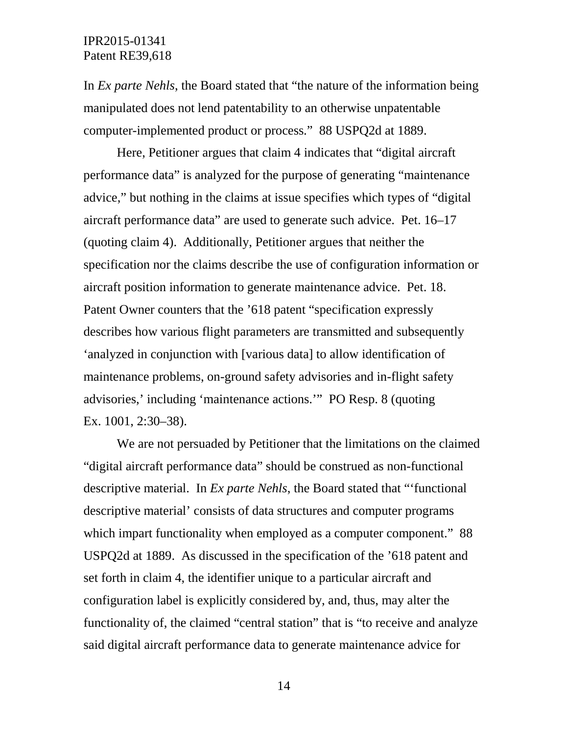In *Ex parte Nehls*, the Board stated that "the nature of the information being manipulated does not lend patentability to an otherwise unpatentable computer-implemented product or process." 88 USPQ2d at 1889.

Here, Petitioner argues that claim 4 indicates that "digital aircraft performance data" is analyzed for the purpose of generating "maintenance advice," but nothing in the claims at issue specifies which types of "digital aircraft performance data" are used to generate such advice. Pet. 16–17 (quoting claim 4). Additionally, Petitioner argues that neither the specification nor the claims describe the use of configuration information or aircraft position information to generate maintenance advice. Pet. 18. Patent Owner counters that the '618 patent "specification expressly describes how various flight parameters are transmitted and subsequently 'analyzed in conjunction with [various data] to allow identification of maintenance problems, on-ground safety advisories and in-flight safety advisories,' including 'maintenance actions.'" PO Resp. 8 (quoting Ex. 1001, 2:30–38).

We are not persuaded by Petitioner that the limitations on the claimed "digital aircraft performance data" should be construed as non-functional descriptive material. In *Ex parte Nehls*, the Board stated that "'functional descriptive material' consists of data structures and computer programs which impart functionality when employed as a computer component." 88 USPQ2d at 1889. As discussed in the specification of the '618 patent and set forth in claim 4, the identifier unique to a particular aircraft and configuration label is explicitly considered by, and, thus, may alter the functionality of, the claimed "central station" that is "to receive and analyze said digital aircraft performance data to generate maintenance advice for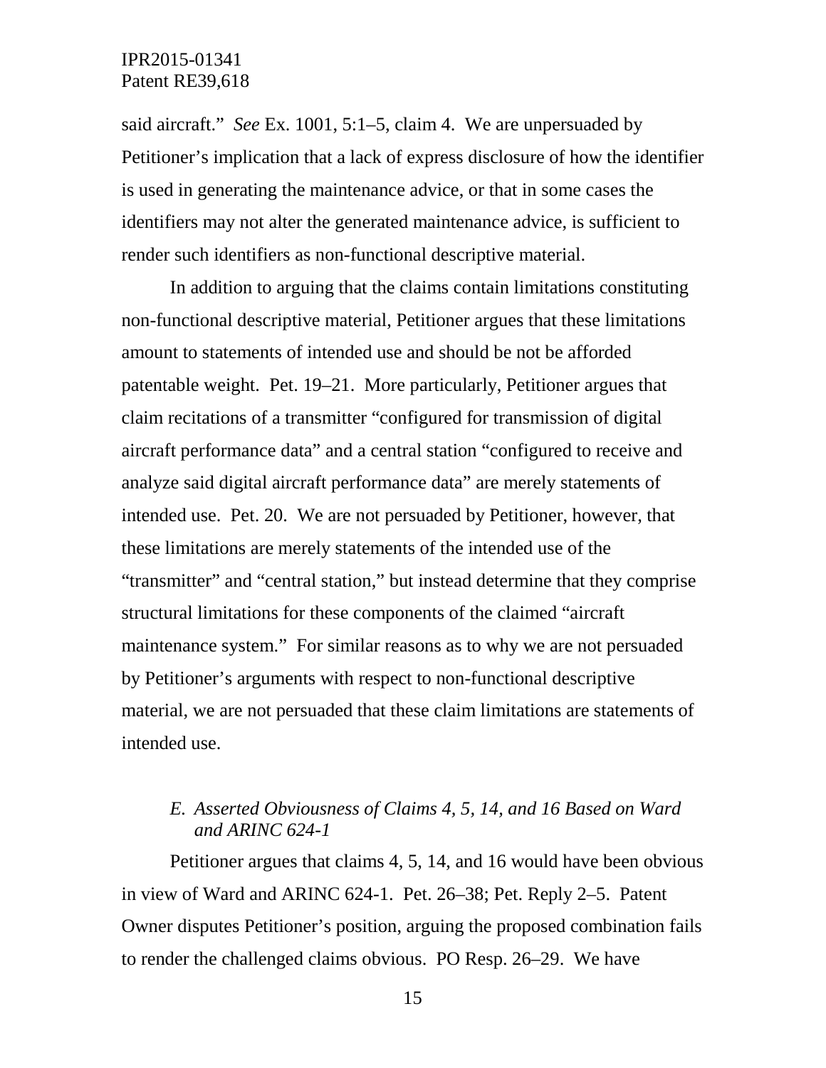said aircraft." *See* Ex. 1001, 5:1–5, claim 4. We are unpersuaded by Petitioner's implication that a lack of express disclosure of how the identifier is used in generating the maintenance advice, or that in some cases the identifiers may not alter the generated maintenance advice, is sufficient to render such identifiers as non-functional descriptive material.

In addition to arguing that the claims contain limitations constituting non-functional descriptive material, Petitioner argues that these limitations amount to statements of intended use and should be not be afforded patentable weight. Pet. 19–21. More particularly, Petitioner argues that claim recitations of a transmitter "configured for transmission of digital aircraft performance data" and a central station "configured to receive and analyze said digital aircraft performance data" are merely statements of intended use. Pet. 20. We are not persuaded by Petitioner, however, that these limitations are merely statements of the intended use of the "transmitter" and "central station," but instead determine that they comprise structural limitations for these components of the claimed "aircraft maintenance system." For similar reasons as to why we are not persuaded by Petitioner's arguments with respect to non-functional descriptive material, we are not persuaded that these claim limitations are statements of intended use.

### *E. Asserted Obviousness of Claims 4, 5, 14, and 16 Based on Ward and ARINC 624-1*

Petitioner argues that claims 4, 5, 14, and 16 would have been obvious in view of Ward and ARINC 624-1. Pet. 26–38; Pet. Reply 2–5. Patent Owner disputes Petitioner's position, arguing the proposed combination fails to render the challenged claims obvious. PO Resp. 26–29. We have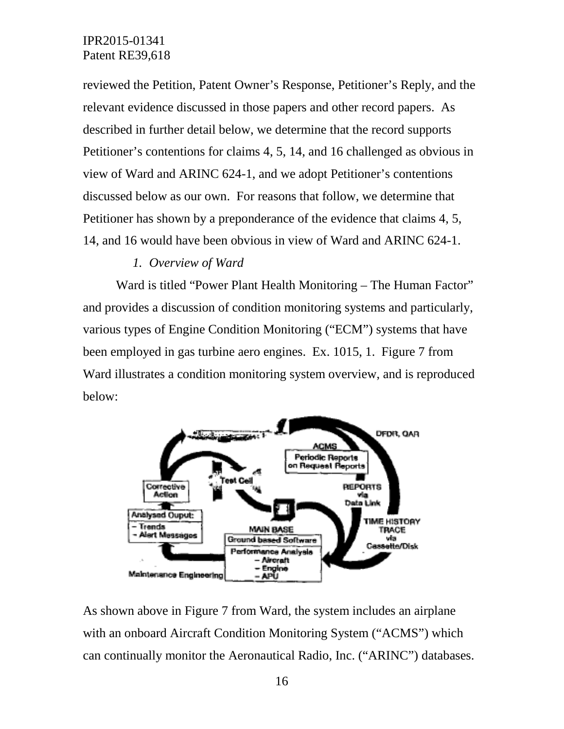reviewed the Petition, Patent Owner's Response, Petitioner's Reply, and the relevant evidence discussed in those papers and other record papers. As described in further detail below, we determine that the record supports Petitioner's contentions for claims 4, 5, 14, and 16 challenged as obvious in view of Ward and ARINC 624-1, and we adopt Petitioner's contentions discussed below as our own. For reasons that follow, we determine that Petitioner has shown by a preponderance of the evidence that claims 4, 5, 14, and 16 would have been obvious in view of Ward and ARINC 624-1.

*1. Overview of Ward*

Ward is titled "Power Plant Health Monitoring – The Human Factor" and provides a discussion of condition monitoring systems and particularly, various types of Engine Condition Monitoring ("ECM") systems that have been employed in gas turbine aero engines. Ex. 1015, 1. Figure 7 from Ward illustrates a condition monitoring system overview, and is reproduced below:

As shown above in Figure 7 from Ward, the system includes an airplane with an onboard Aircraft Condition Monitoring System ("ACMS") which can continually monitor the Aeronautical Radio, Inc. ("ARINC") databases.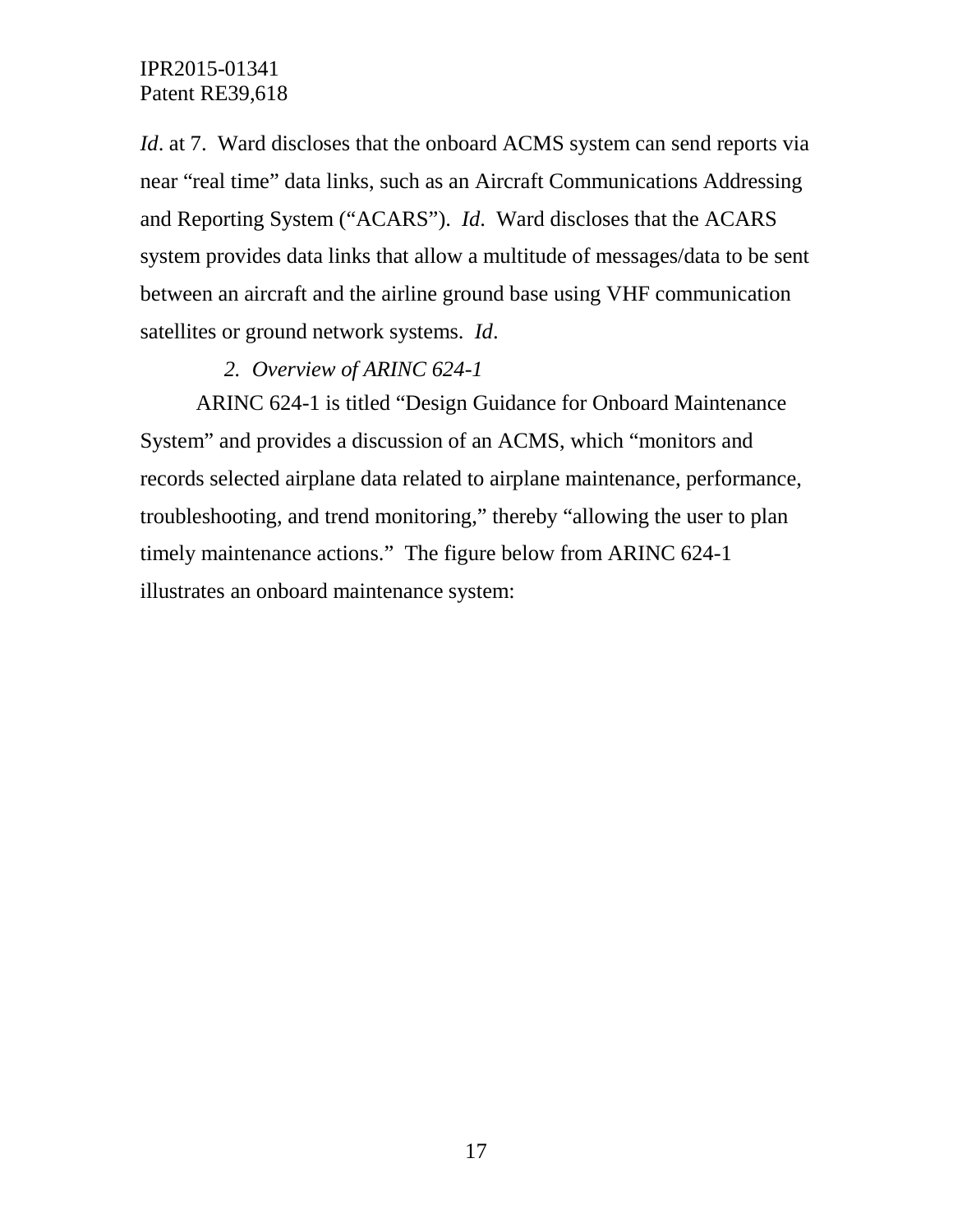*Id*. at 7. Ward discloses that the onboard ACMS system can send reports via near "real time" data links, such as an Aircraft Communications Addressing and Reporting System ("ACARS"). *Id*. Ward discloses that the ACARS system provides data links that allow a multitude of messages/data to be sent between an aircraft and the airline ground base using VHF communication satellites or ground network systems. *Id*.

*2. Overview of ARINC 624-1*

ARINC 624-1 is titled "Design Guidance for Onboard Maintenance System" and provides a discussion of an ACMS, which "monitors and records selected airplane data related to airplane maintenance, performance, troubleshooting, and trend monitoring," thereby "allowing the user to plan timely maintenance actions." The figure below from ARINC 624-1 illustrates an onboard maintenance system: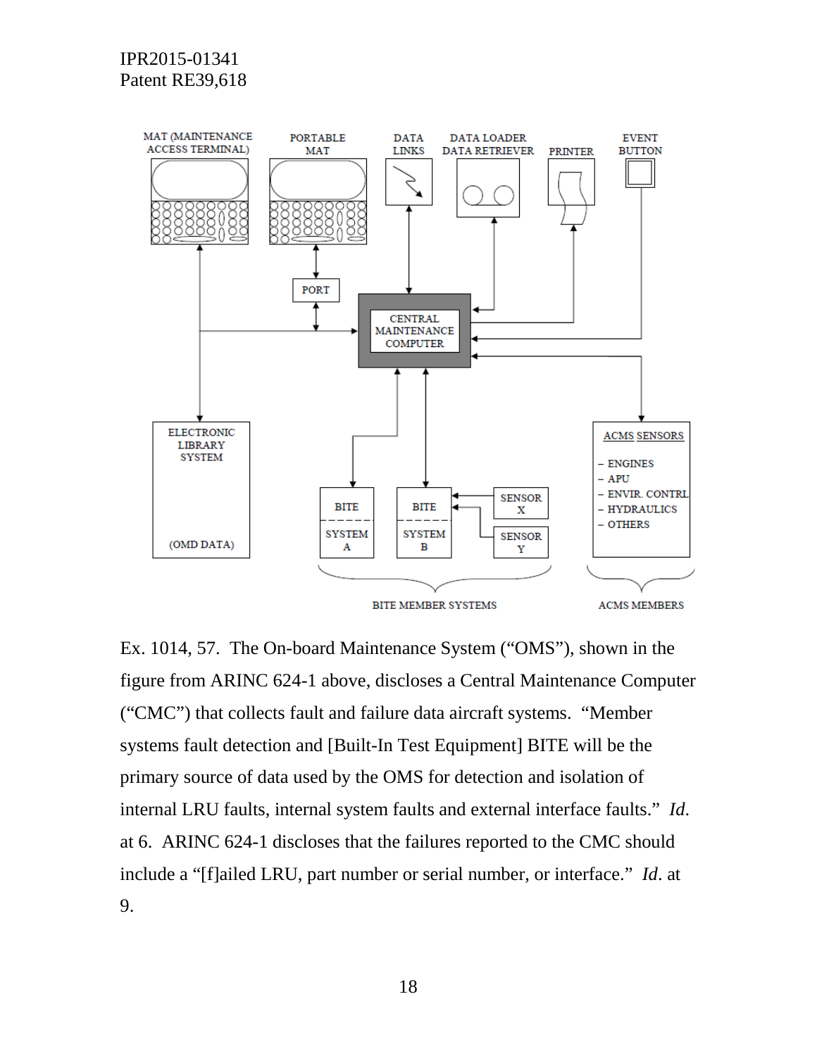Ex. 1014, 57. The On-board Maintenance System ("OMS"), shown in the figure from ARINC 624-1 above, discloses a Central Maintenance Computer ("CMC") that collects fault and failure data aircraft systems. "Member systems fault detection and [Built-In Test Equipment] BITE will be the primary source of data used by the OMS for detection and isolation of internal LRU faults, internal system faults and external interface faults." *Id.* at 6. ARINC 624-1 discloses that the failures reported to the CMC should include a "[f]ailed LRU, part number or serial number, or interface." *Id.* at 9.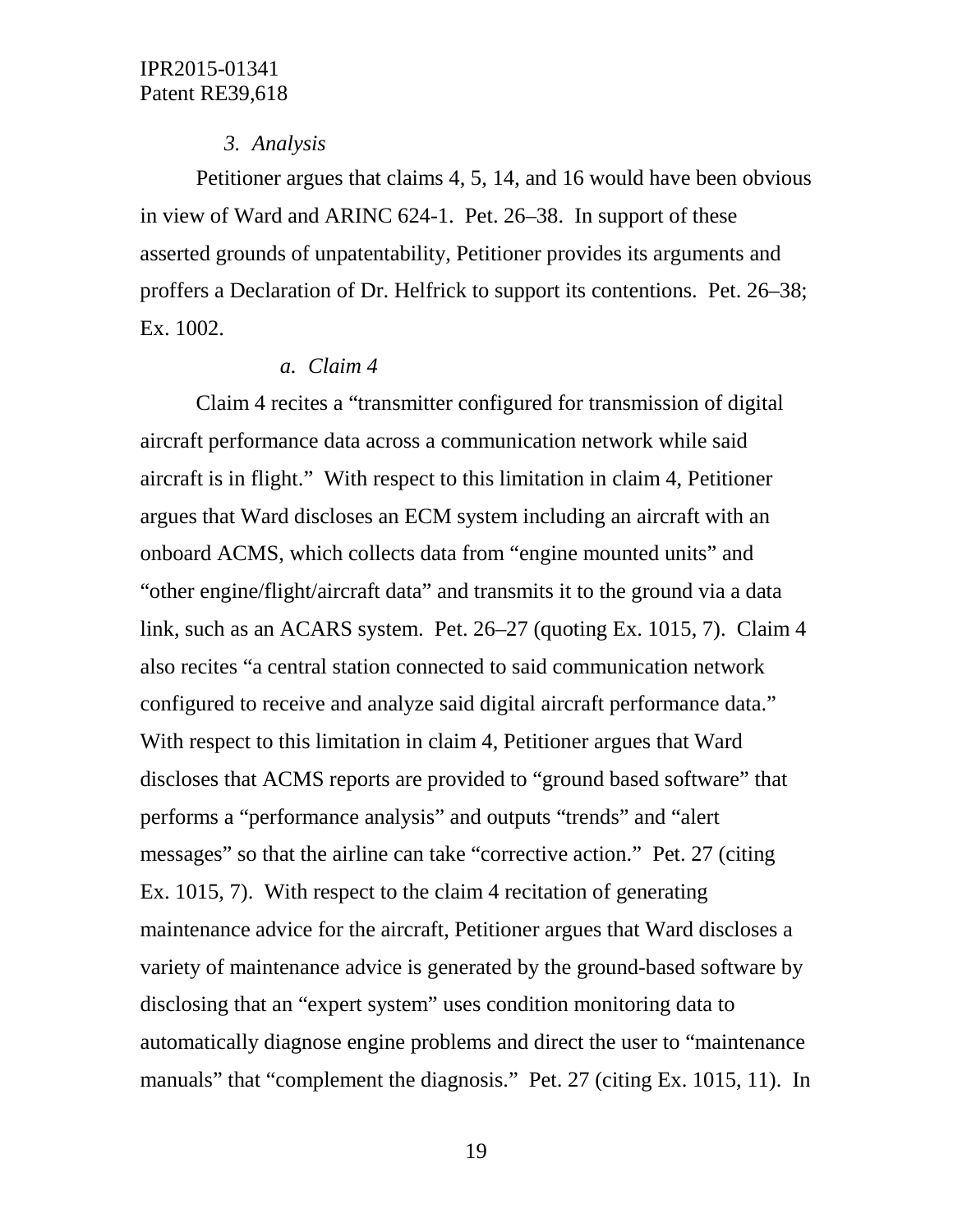### *3. Analysis*

Petitioner argues that claims 4, 5, 14, and 16 would have been obvious in view of Ward and ARINC 624-1. Pet. 26–38. In support of these asserted grounds of unpatentability, Petitioner provides its arguments and proffers a Declaration of Dr. Helfrick to support its contentions. Pet. 26–38; Ex. 1002.

#### *a. Claim 4*

Claim 4 recites a "transmitter configured for transmission of digital aircraft performance data across a communication network while said aircraft is in flight." With respect to this limitation in claim 4, Petitioner argues that Ward discloses an ECM system including an aircraft with an onboard ACMS, which collects data from "engine mounted units" and "other engine/flight/aircraft data" and transmits it to the ground via a data link, such as an ACARS system. Pet. 26–27 (quoting Ex. 1015, 7). Claim 4 also recites "a central station connected to said communication network configured to receive and analyze said digital aircraft performance data." With respect to this limitation in claim 4, Petitioner argues that Ward discloses that ACMS reports are provided to "ground based software" that performs a "performance analysis" and outputs "trends" and "alert messages" so that the airline can take "corrective action." Pet. 27 (citing Ex. 1015, 7). With respect to the claim 4 recitation of generating maintenance advice for the aircraft, Petitioner argues that Ward discloses a variety of maintenance advice is generated by the ground-based software by disclosing that an "expert system" uses condition monitoring data to automatically diagnose engine problems and direct the user to "maintenance manuals" that "complement the diagnosis." Pet. 27 (citing Ex. 1015, 11). In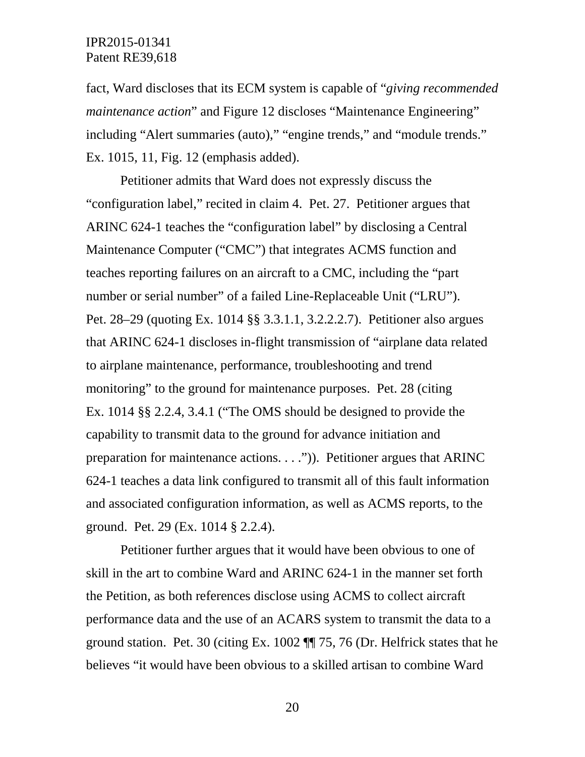fact, Ward discloses that its ECM system is capable of "*giving recommended maintenance action*" and Figure 12 discloses "Maintenance Engineering" including "Alert summaries (auto)," "engine trends," and "module trends." Ex. 1015, 11, Fig. 12 (emphasis added).

Petitioner admits that Ward does not expressly discuss the "configuration label," recited in claim 4. Pet. 27. Petitioner argues that ARINC 624-1 teaches the "configuration label" by disclosing a Central Maintenance Computer ("CMC") that integrates ACMS function and teaches reporting failures on an aircraft to a CMC, including the "part number or serial number" of a failed Line-Replaceable Unit ("LRU"). Pet. 28–29 (quoting Ex. 1014 §§ 3.3.1.1, 3.2.2.2.7). Petitioner also argues that ARINC 624-1 discloses in-flight transmission of "airplane data related to airplane maintenance, performance, troubleshooting and trend monitoring" to the ground for maintenance purposes. Pet. 28 (citing Ex. 1014 §§ 2.2.4, 3.4.1 ("The OMS should be designed to provide the capability to transmit data to the ground for advance initiation and preparation for maintenance actions. . . .")). Petitioner argues that ARINC 624-1 teaches a data link configured to transmit all of this fault information and associated configuration information, as well as ACMS reports, to the ground. Pet. 29 (Ex. 1014 § 2.2.4).

Petitioner further argues that it would have been obvious to one of skill in the art to combine Ward and ARINC 624-1 in the manner set forth the Petition, as both references disclose using ACMS to collect aircraft performance data and the use of an ACARS system to transmit the data to a ground station. Pet. 30 (citing Ex. 1002 ¶¶ 75, 76 (Dr. Helfrick states that he believes "it would have been obvious to a skilled artisan to combine Ward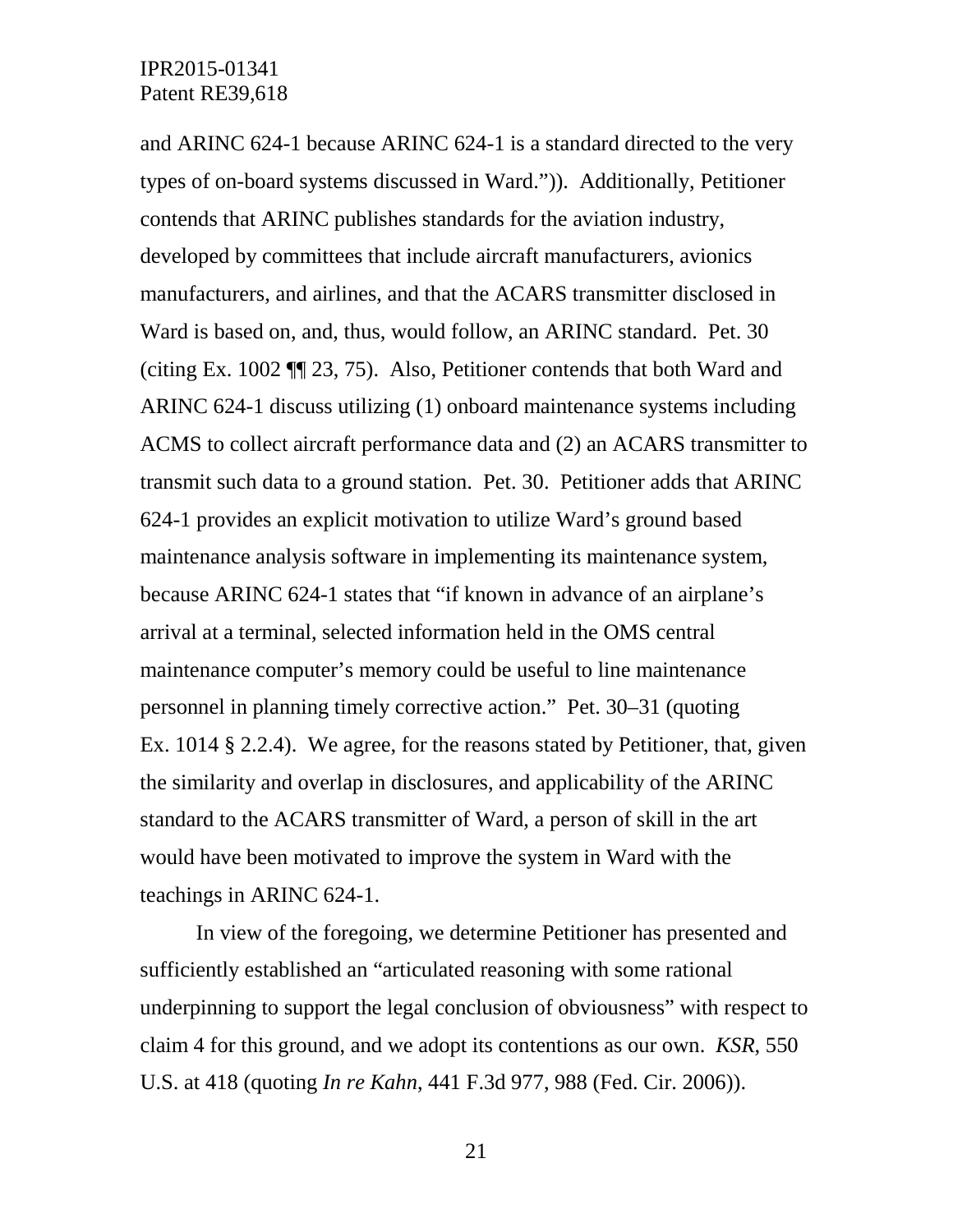and ARINC 624-1 because ARINC 624-1 is a standard directed to the very types of on-board systems discussed in Ward.")). Additionally, Petitioner contends that ARINC publishes standards for the aviation industry, developed by committees that include aircraft manufacturers, avionics manufacturers, and airlines, and that the ACARS transmitter disclosed in Ward is based on, and, thus, would follow, an ARINC standard. Pet. 30 (citing Ex. 1002 ¶¶ 23, 75). Also, Petitioner contends that both Ward and ARINC 624-1 discuss utilizing (1) onboard maintenance systems including ACMS to collect aircraft performance data and (2) an ACARS transmitter to transmit such data to a ground station. Pet. 30. Petitioner adds that ARINC 624-1 provides an explicit motivation to utilize Ward's ground based maintenance analysis software in implementing its maintenance system, because ARINC 624-1 states that "if known in advance of an airplane's arrival at a terminal, selected information held in the OMS central maintenance computer's memory could be useful to line maintenance personnel in planning timely corrective action." Pet. 30–31 (quoting Ex. 1014 § 2.2.4). We agree, for the reasons stated by Petitioner, that, given the similarity and overlap in disclosures, and applicability of the ARINC standard to the ACARS transmitter of Ward, a person of skill in the art would have been motivated to improve the system in Ward with the teachings in ARINC 624-1.

In view of the foregoing, we determine Petitioner has presented and sufficiently established an "articulated reasoning with some rational underpinning to support the legal conclusion of obviousness" with respect to claim 4 for this ground, and we adopt its contentions as our own. *KSR*, 550 U.S. at 418 (quoting *In re Kahn*, 441 F.3d 977, 988 (Fed. Cir. 2006)).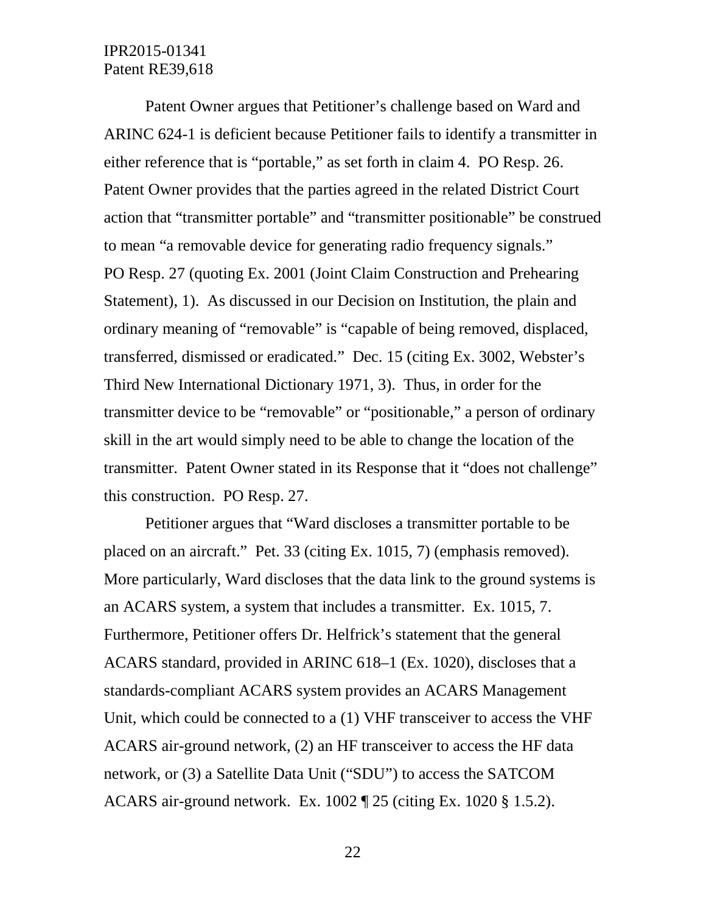Patent Owner argues that Petitioner's challenge based on Ward and ARINC 624-1 is deficient because Petitioner fails to identify a transmitter in either reference that is "portable," as set forth in claim 4. PO Resp. 26. Patent Owner provides that the parties agreed in the related District Court action that "transmitter portable" and "transmitter positionable" be construed to mean "a removable device for generating radio frequency signals." PO Resp. 27 (quoting Ex. 2001 (Joint Claim Construction and Prehearing Statement), 1). As discussed in our Decision on Institution, the plain and ordinary meaning of "removable" is "capable of being removed, displaced, transferred, dismissed or eradicated." Dec. 15 (citing Ex. 3002, Webster's Third New International Dictionary 1971, 3). Thus, in order for the transmitter device to be "removable" or "positionable," a person of ordinary skill in the art would simply need to be able to change the location of the transmitter. Patent Owner stated in its Response that it "does not challenge" this construction. PO Resp. 27.

Petitioner argues that "Ward discloses a transmitter portable to be placed on an aircraft." Pet. 33 (citing Ex. 1015, 7) (emphasis removed). More particularly, Ward discloses that the data link to the ground systems is an ACARS system, a system that includes a transmitter. Ex. 1015, 7. Furthermore, Petitioner offers Dr. Helfrick's statement that the general ACARS standard, provided in ARINC 618–1 (Ex. 1020), discloses that a standards-compliant ACARS system provides an ACARS Management Unit, which could be connected to a (1) VHF transceiver to access the VHF ACARS air-ground network, (2) an HF transceiver to access the HF data network, or (3) a Satellite Data Unit ("SDU") to access the SATCOM ACARS air-ground network. Ex. 1002 ¶ 25 (citing Ex. 1020 § 1.5.2).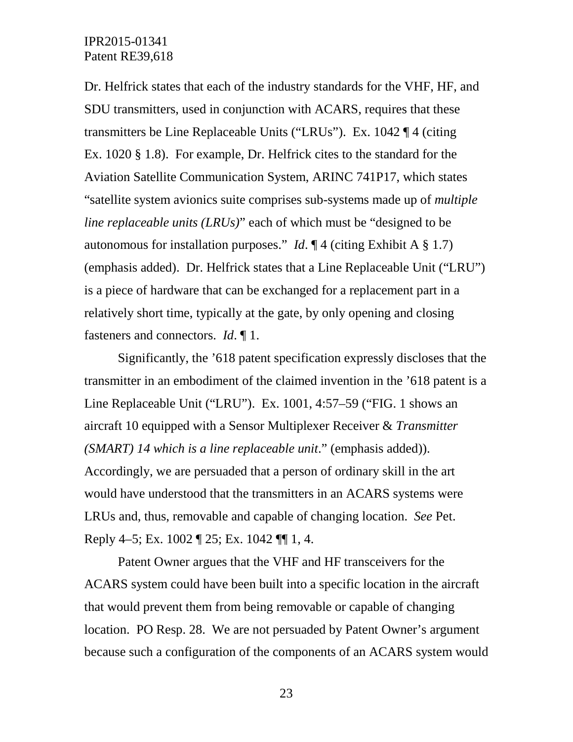Dr. Helfrick states that each of the industry standards for the VHF, HF, and SDU transmitters, used in conjunction with ACARS, requires that these transmitters be Line Replaceable Units ("LRUs"). Ex. 1042 ¶ 4 (citing Ex. 1020 § 1.8). For example, Dr. Helfrick cites to the standard for the Aviation Satellite Communication System, ARINC 741P17, which states "satellite system avionics suite comprises sub-systems made up of *multiple line replaceable units (LRUs)*" each of which must be "designed to be autonomous for installation purposes." *Id*. ¶ 4 (citing Exhibit A § 1.7) (emphasis added). Dr. Helfrick states that a Line Replaceable Unit ("LRU") is a piece of hardware that can be exchanged for a replacement part in a relatively short time, typically at the gate, by only opening and closing fasteners and connectors. *Id*. ¶ 1.

Significantly, the '618 patent specification expressly discloses that the transmitter in an embodiment of the claimed invention in the '618 patent is a Line Replaceable Unit ("LRU"). Ex. 1001, 4:57–59 ("FIG. 1 shows an aircraft 10 equipped with a Sensor Multiplexer Receiver & *Transmitter (SMART) 14 which is a line replaceable unit*." (emphasis added)). Accordingly, we are persuaded that a person of ordinary skill in the art would have understood that the transmitters in an ACARS systems were LRUs and, thus, removable and capable of changing location. *See* Pet. Reply 4–5; Ex. 1002 ¶ 25; Ex. 1042 ¶¶ 1, 4.

Patent Owner argues that the VHF and HF transceivers for the ACARS system could have been built into a specific location in the aircraft that would prevent them from being removable or capable of changing location. PO Resp. 28. We are not persuaded by Patent Owner's argument because such a configuration of the components of an ACARS system would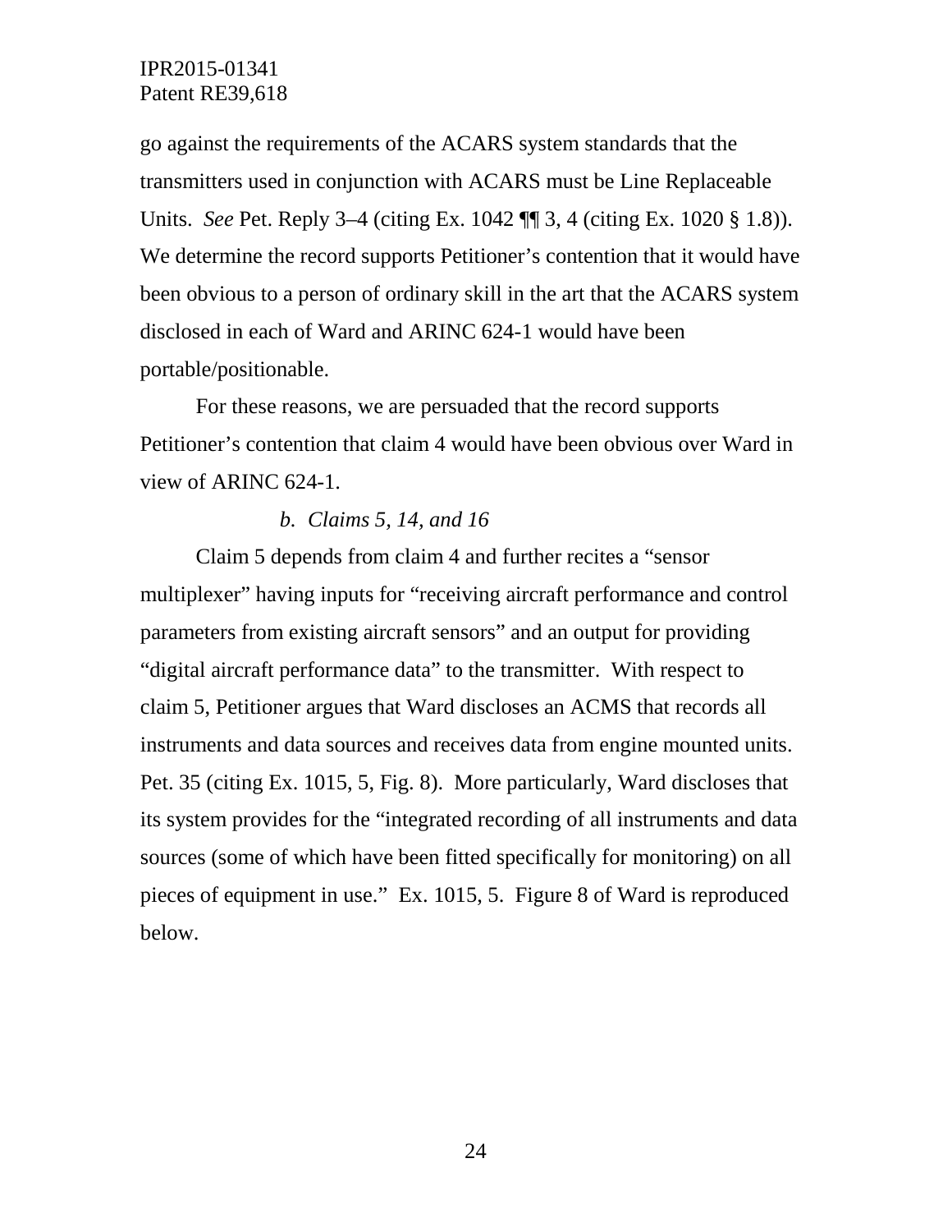go against the requirements of the ACARS system standards that the transmitters used in conjunction with ACARS must be Line Replaceable Units. *See* Pet. Reply 3–4 (citing Ex. 1042 ¶¶ 3, 4 (citing Ex. 1020 § 1.8)). We determine the record supports Petitioner's contention that it would have been obvious to a person of ordinary skill in the art that the ACARS system disclosed in each of Ward and ARINC 624-1 would have been portable/positionable.

For these reasons, we are persuaded that the record supports Petitioner's contention that claim 4 would have been obvious over Ward in view of ARINC 624-1.

*b. Claims 5, 14, and 16*

Claim 5 depends from claim 4 and further recites a "sensor multiplexer" having inputs for "receiving aircraft performance and control parameters from existing aircraft sensors" and an output for providing "digital aircraft performance data" to the transmitter. With respect to claim 5, Petitioner argues that Ward discloses an ACMS that records all instruments and data sources and receives data from engine mounted units. Pet. 35 (citing Ex. 1015, 5, Fig. 8). More particularly, Ward discloses that its system provides for the "integrated recording of all instruments and data sources (some of which have been fitted specifically for monitoring) on all pieces of equipment in use." Ex. 1015, 5. Figure 8 of Ward is reproduced below.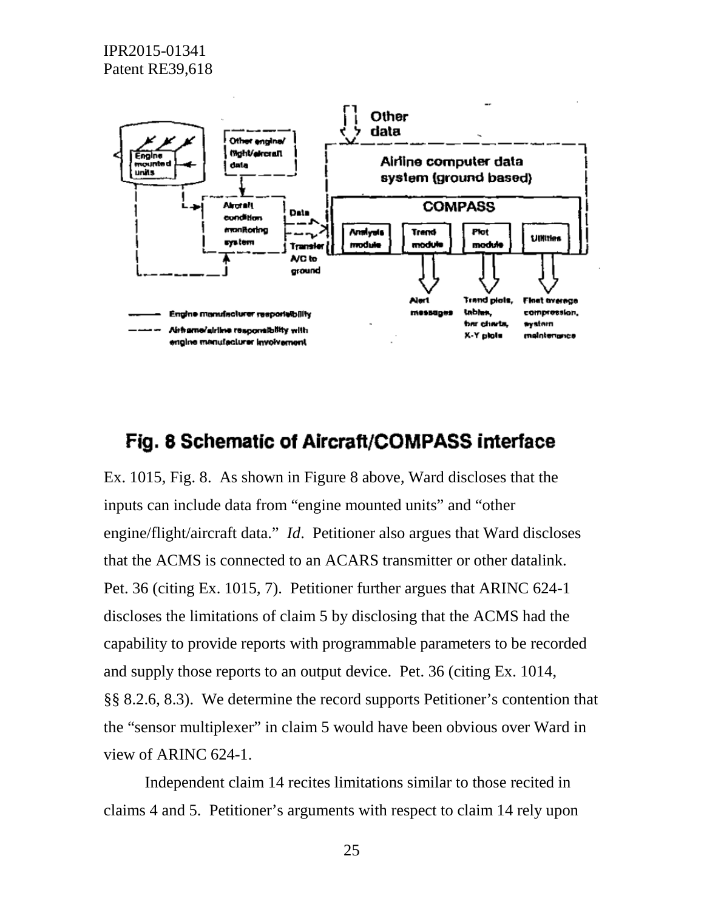Fig. 8 Schematic of Aircraft/COMPASS interface

Ex. 1015, Fig. 8. As shown in Figure 8 above, Ward discloses that the inputs can include data from "engine mounted units" and "other engine/flight/aircraft data." *Id*. Petitioner also argues that Ward discloses that the ACMS is connected to an ACARS transmitter or other datalink. Pet. 36 (citing Ex. 1015, 7). Petitioner further argues that ARINC 624-1 discloses the limitations of claim 5 by disclosing that the ACMS had the capability to provide reports with programmable parameters to be recorded and supply those reports to an output device. Pet. 36 (citing Ex. 1014, §§ 8.2.6, 8.3). We determine the record supports Petitioner's contention that the "sensor multiplexer" in claim 5 would have been obvious over Ward in view of ARINC 624-1.

Independent claim 14 recites limitations similar to those recited in claims 4 and 5. Petitioner's arguments with respect to claim 14 rely upon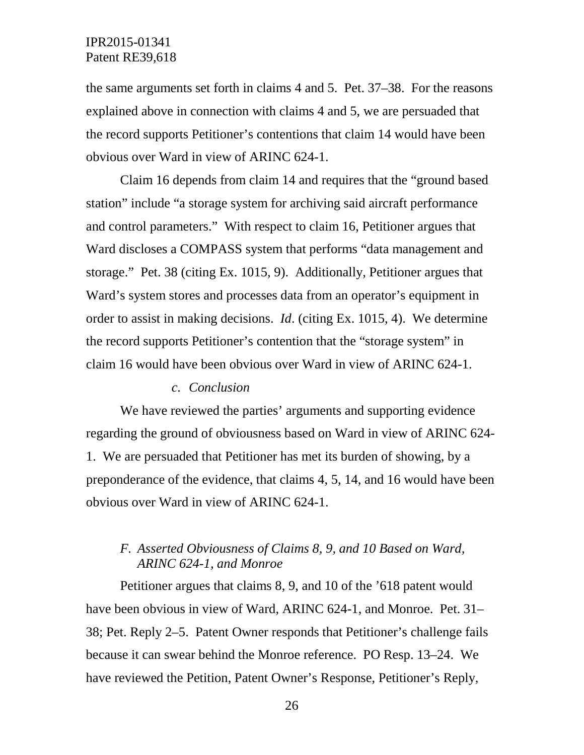the same arguments set forth in claims 4 and 5. Pet. 37–38. For the reasons explained above in connection with claims 4 and 5, we are persuaded that the record supports Petitioner's contentions that claim 14 would have been obvious over Ward in view of ARINC 624-1.

Claim 16 depends from claim 14 and requires that the "ground based station" include "a storage system for archiving said aircraft performance and control parameters." With respect to claim 16, Petitioner argues that Ward discloses a COMPASS system that performs "data management and storage." Pet. 38 (citing Ex. 1015, 9). Additionally, Petitioner argues that Ward's system stores and processes data from an operator's equipment in order to assist in making decisions. *Id*. (citing Ex. 1015, 4). We determine the record supports Petitioner's contention that the "storage system" in claim 16 would have been obvious over Ward in view of ARINC 624-1.

#### *c. Conclusion*

We have reviewed the parties' arguments and supporting evidence regarding the ground of obviousness based on Ward in view of ARINC 624-1. We are persuaded that Petitioner has met its burden of showing, by a preponderance of the evidence, that claims 4, 5, 14, and 16 would have been obvious over Ward in view of ARINC 624-1.

### *F. Asserted Obviousness of Claims 8, 9, and 10 Based on Ward, ARINC 624-1, and Monroe*

Petitioner argues that claims 8, 9, and 10 of the '618 patent would have been obvious in view of Ward, ARINC 624-1, and Monroe. Pet. 31–38; Pet. Reply 2–5. Patent Owner responds that Petitioner's challenge fails because it can swear behind the Monroe reference. PO Resp. 13–24. We have reviewed the Petition, Patent Owner's Response, Petitioner's Reply,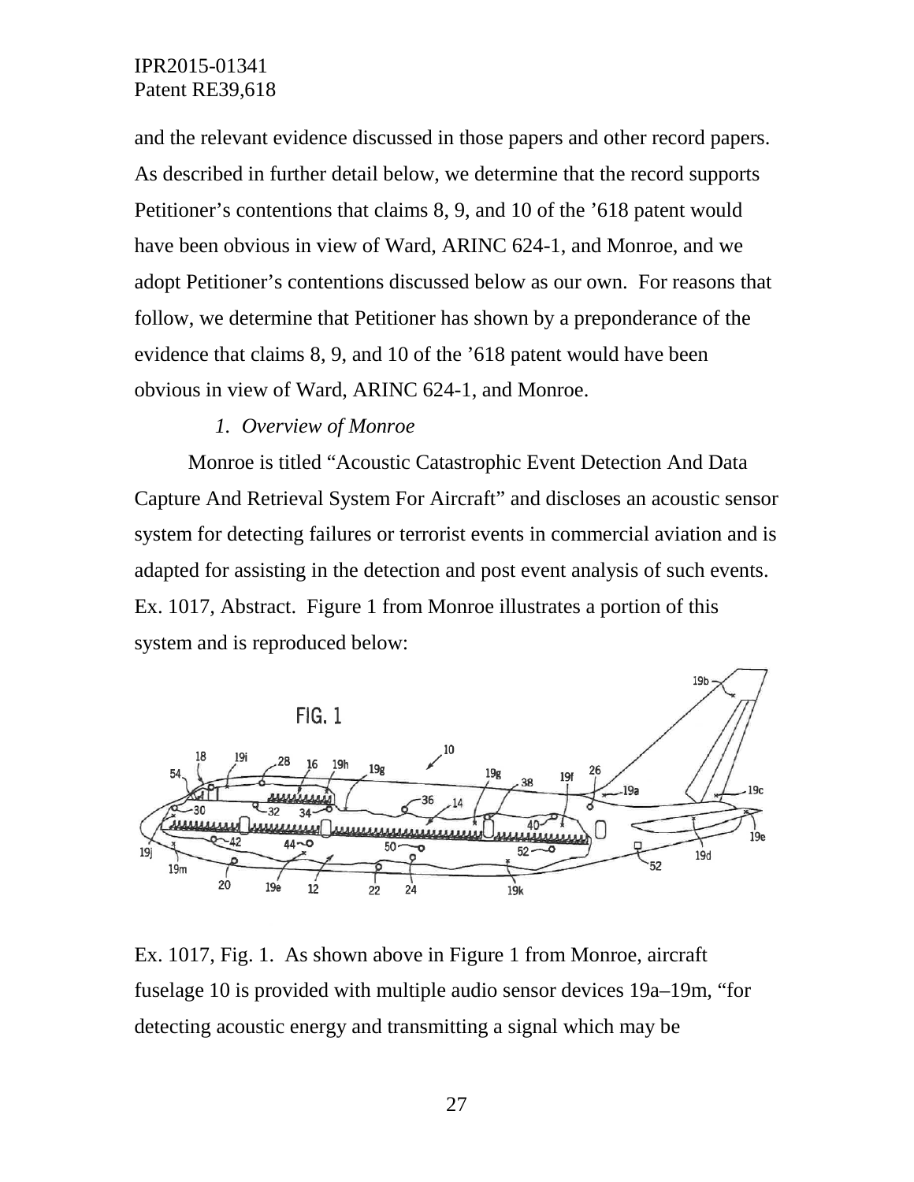and the relevant evidence discussed in those papers and other record papers. As described in further detail below, we determine that the record supports Petitioner's contentions that claims 8, 9, and 10 of the '618 patent would have been obvious in view of Ward, ARINC 624-1, and Monroe, and we adopt Petitioner's contentions discussed below as our own. For reasons that follow, we determine that Petitioner has shown by a preponderance of the evidence that claims 8, 9, and 10 of the '618 patent would have been obvious in view of Ward, ARINC 624-1, and Monroe.

*1. Overview of Monroe*

Monroe is titled "Acoustic Catastrophic Event Detection And Data Capture And Retrieval System For Aircraft" and discloses an acoustic sensor system for detecting failures or terrorist events in commercial aviation and is adapted for assisting in the detection and post event analysis of such events. Ex. 1017, Abstract. Figure 1 from Monroe illustrates a portion of this system and is reproduced below:

Ex. 1017, Fig. 1. As shown above in Figure 1 from Monroe, aircraft fuselage 10 is provided with multiple audio sensor devices 19a–19m, "for detecting acoustic energy and transmitting a signal which may be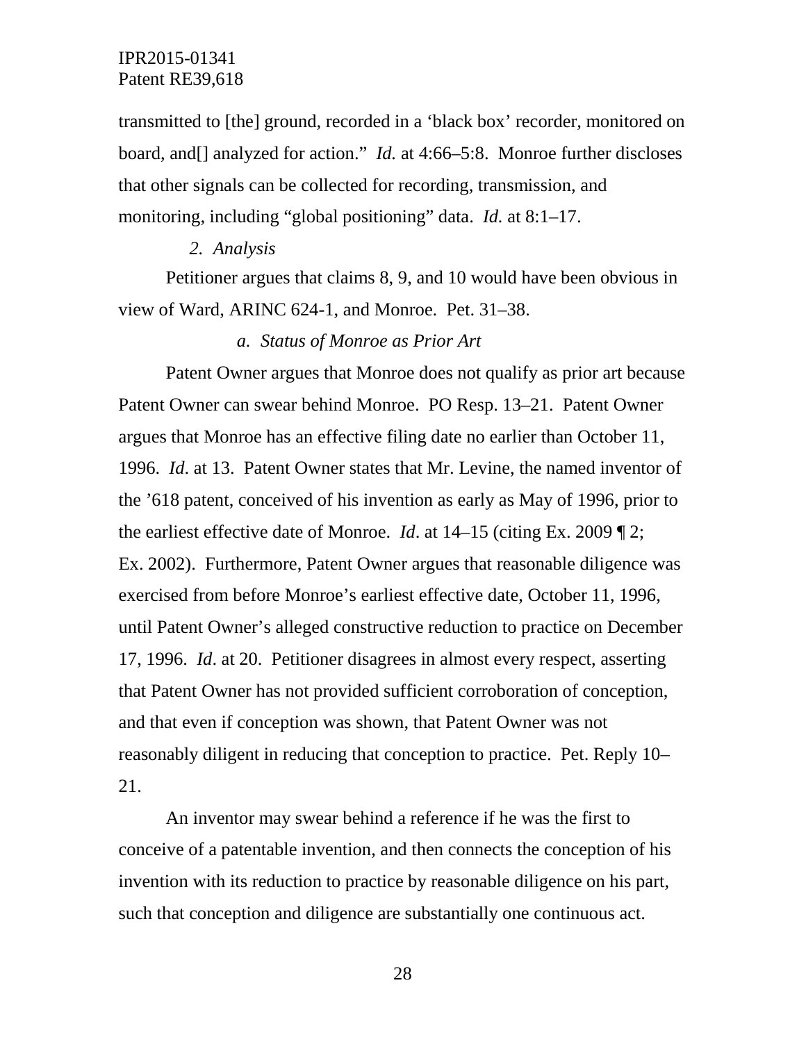transmitted to [the] ground, recorded in a 'black box' recorder, monitored on board, and[] analyzed for action." *Id.* at 4:66–5:8. Monroe further discloses that other signals can be collected for recording, transmission, and monitoring, including "global positioning" data. *Id.* at 8:1–17.

### *2. Analysis*

Petitioner argues that claims 8, 9, and 10 would have been obvious in view of Ward, ARINC 624-1, and Monroe. Pet. 31–38.

#### *a. Status of Monroe as Prior Art*

Patent Owner argues that Monroe does not qualify as prior art because Patent Owner can swear behind Monroe. PO Resp. 13–21. Patent Owner argues that Monroe has an effective filing date no earlier than October 11, 1996. *Id*. at 13. Patent Owner states that Mr. Levine, the named inventor of the '618 patent, conceived of his invention as early as May of 1996, prior to the earliest effective date of Monroe. *Id*. at 14–15 (citing Ex. 2009 ¶ 2; Ex. 2002). Furthermore, Patent Owner argues that reasonable diligence was exercised from before Monroe's earliest effective date, October 11, 1996, until Patent Owner's alleged constructive reduction to practice on December 17, 1996. *Id*. at 20. Petitioner disagrees in almost every respect, asserting that Patent Owner has not provided sufficient corroboration of conception, and that even if conception was shown, that Patent Owner was not reasonably diligent in reducing that conception to practice. Pet. Reply 10–21.

An inventor may swear behind a reference if he was the first to conceive of a patentable invention, and then connects the conception of his invention with its reduction to practice by reasonable diligence on his part, such that conception and diligence are substantially one continuous act.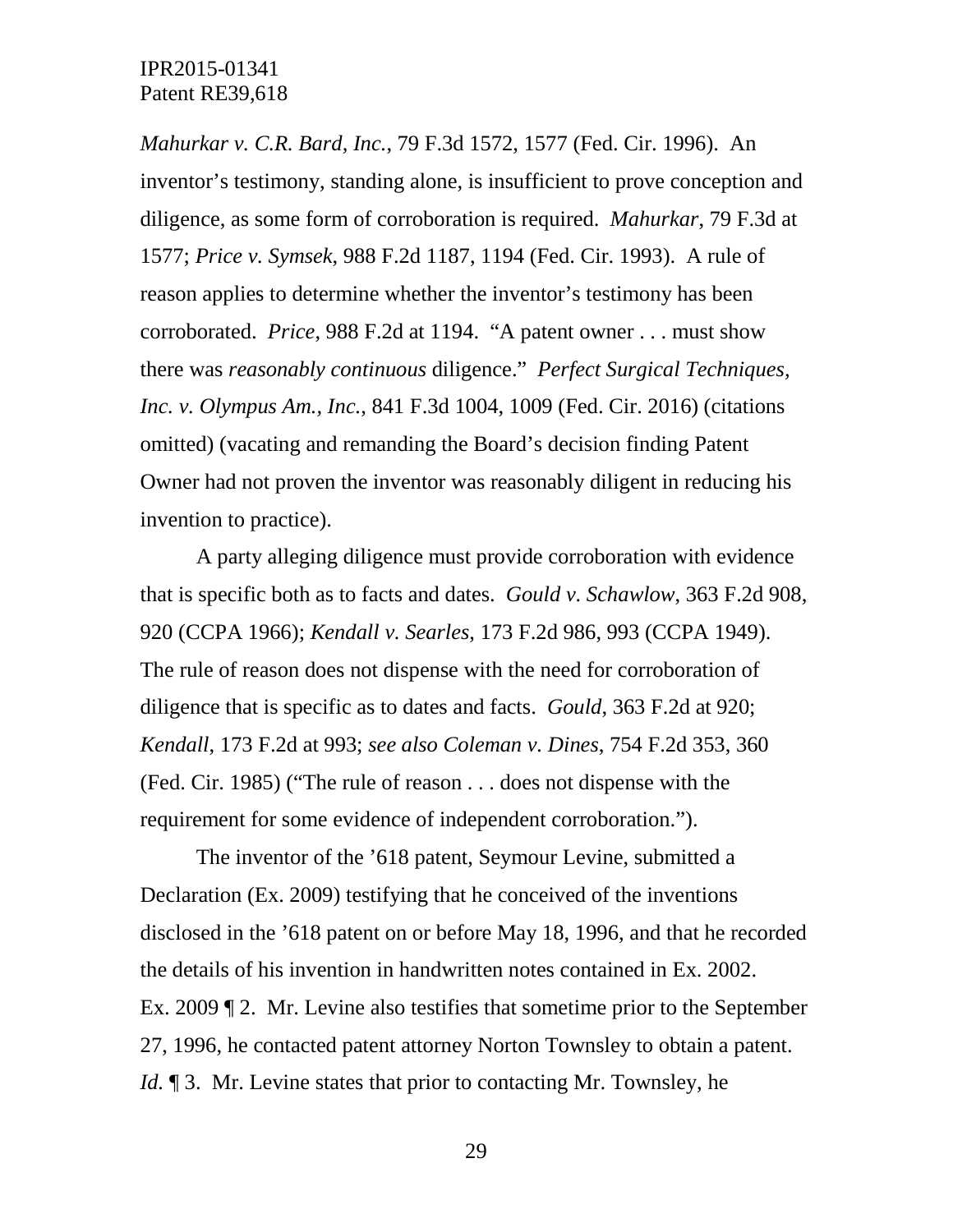*Mahurkar v. C.R. Bard, Inc.*, 79 F.3d 1572, 1577 (Fed. Cir. 1996). An inventor's testimony, standing alone, is insufficient to prove conception and diligence, as some form of corroboration is required. *Mahurkar*, 79 F.3d at 1577; *Price v. Symsek*, 988 F.2d 1187, 1194 (Fed. Cir. 1993). A rule of reason applies to determine whether the inventor's testimony has been corroborated. *Price*, 988 F.2d at 1194. "A patent owner . . . must show there was *reasonably continuous* diligence." *Perfect Surgical Techniques, Inc. v. Olympus Am., Inc.*, 841 F.3d 1004, 1009 (Fed. Cir. 2016) (citations omitted) (vacating and remanding the Board's decision finding Patent Owner had not proven the inventor was reasonably diligent in reducing his invention to practice).

A party alleging diligence must provide corroboration with evidence that is specific both as to facts and dates. *Gould v. Schawlow*, 363 F.2d 908, 920 (CCPA 1966); *Kendall v. Searles*, 173 F.2d 986, 993 (CCPA 1949). The rule of reason does not dispense with the need for corroboration of diligence that is specific as to dates and facts. *Gould*, 363 F.2d at 920; *Kendall*, 173 F.2d at 993; *see also Coleman v. Dines*, 754 F.2d 353, 360 (Fed. Cir. 1985) ("The rule of reason . . . does not dispense with the requirement for some evidence of independent corroboration.").

The inventor of the '618 patent, Seymour Levine, submitted a Declaration (Ex. 2009) testifying that he conceived of the inventions disclosed in the '618 patent on or before May 18, 1996, and that he recorded the details of his invention in handwritten notes contained in Ex. 2002. Ex. 2009 ¶ 2. Mr. Levine also testifies that sometime prior to the September 27, 1996, he contacted patent attorney Norton Townsley to obtain a patent. *Id.* ¶ 3. Mr. Levine states that prior to contacting Mr. Townsley, he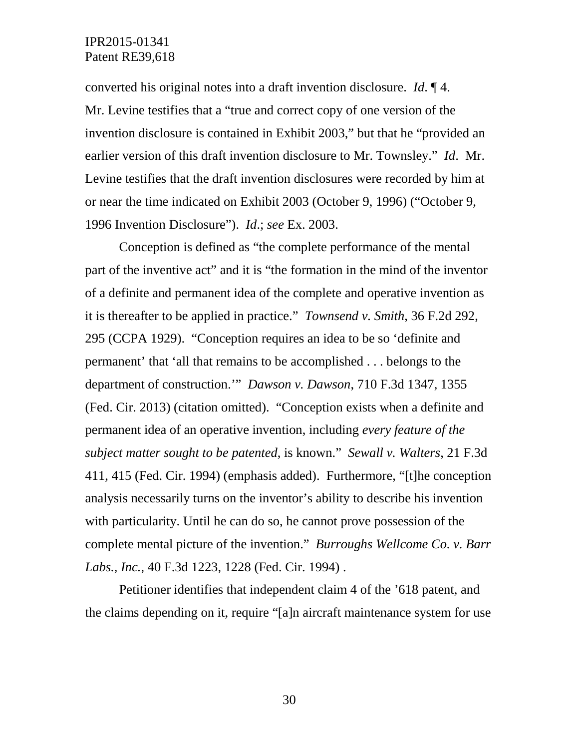converted his original notes into a draft invention disclosure. *Id*. ¶ 4. Mr. Levine testifies that a "true and correct copy of one version of the invention disclosure is contained in Exhibit 2003," but that he "provided an earlier version of this draft invention disclosure to Mr. Townsley." *Id*. Mr. Levine testifies that the draft invention disclosures were recorded by him at or near the time indicated on Exhibit 2003 (October 9, 1996) ("October 9, 1996 Invention Disclosure"). *Id*.; *see* Ex. 2003.

Conception is defined as "the complete performance of the mental part of the inventive act" and it is "the formation in the mind of the inventor of a definite and permanent idea of the complete and operative invention as it is thereafter to be applied in practice." *Townsend v. Smith*, 36 F.2d 292, 295 (CCPA 1929). "Conception requires an idea to be so 'definite and permanent' that 'all that remains to be accomplished . . . belongs to the department of construction.'" *Dawson v. Dawson*, 710 F.3d 1347, 1355 (Fed. Cir. 2013) (citation omitted). "Conception exists when a definite and permanent idea of an operative invention, including *every feature of the subject matter sought to be patented*, is known." *Sewall v. Walters*, 21 F.3d 411, 415 (Fed. Cir. 1994) (emphasis added). Furthermore, "[t]he conception analysis necessarily turns on the inventor's ability to describe his invention with particularity. Until he can do so, he cannot prove possession of the complete mental picture of the invention." *Burroughs Wellcome Co. v. Barr Labs., Inc.*, 40 F.3d 1223, 1228 (Fed. Cir. 1994) .

Petitioner identifies that independent claim 4 of the '618 patent, and the claims depending on it, require "[a]n aircraft maintenance system for use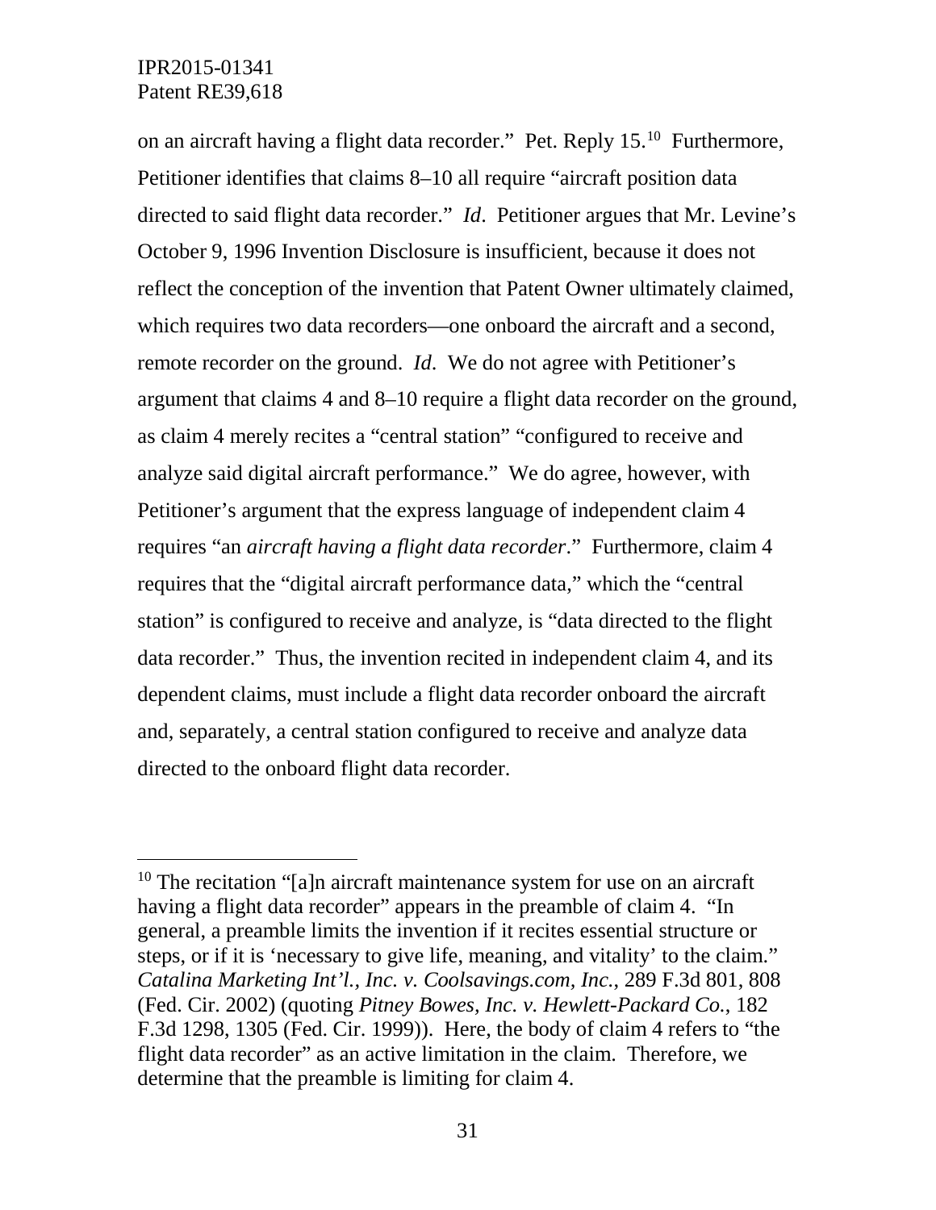on an aircraft having a flight data recorder." Pet. Reply 15.[10] Furthermore, Petitioner identifies that claims 8–10 all require "aircraft position data directed to said flight data recorder." *Id*. Petitioner argues that Mr. Levine's October 9, 1996 Invention Disclosure is insufficient, because it does not reflect the conception of the invention that Patent Owner ultimately claimed, which requires two data recorders—one onboard the aircraft and a second, remote recorder on the ground. *Id*. We do not agree with Petitioner's argument that claims 4 and 8–10 require a flight data recorder on the ground, as claim 4 merely recites a "central station" "configured to receive and analyze said digital aircraft performance." We do agree, however, with Petitioner's argument that the express language of independent claim 4 requires "an *aircraft having a flight data recorder*." Furthermore, claim 4 requires that the "digital aircraft performance data," which the "central station" is configured to receive and analyze, is "data directed to the flight data recorder." Thus, the invention recited in independent claim 4, and its dependent claims, must include a flight data recorder onboard the aircraft and, separately, a central station configured to receive and analyze data directed to the onboard flight data recorder.

---

[10] The recitation "[a]n aircraft maintenance system for use on an aircraft having a flight data recorder" appears in the preamble of claim 4. "In general, a preamble limits the invention if it recites essential structure or steps, or if it is 'necessary to give life, meaning, and vitality' to the claim." *Catalina Marketing Int'l., Inc. v. Coolsavings.com, Inc.*, 289 F.3d 801, 808 (Fed. Cir. 2002) (quoting *Pitney Bowes, Inc. v. Hewlett-Packard Co.*, 182 F.3d 1298, 1305 (Fed. Cir. 1999)). Here, the body of claim 4 refers to "the flight data recorder" as an active limitation in the claim. Therefore, we determine that the preamble is limiting for claim 4.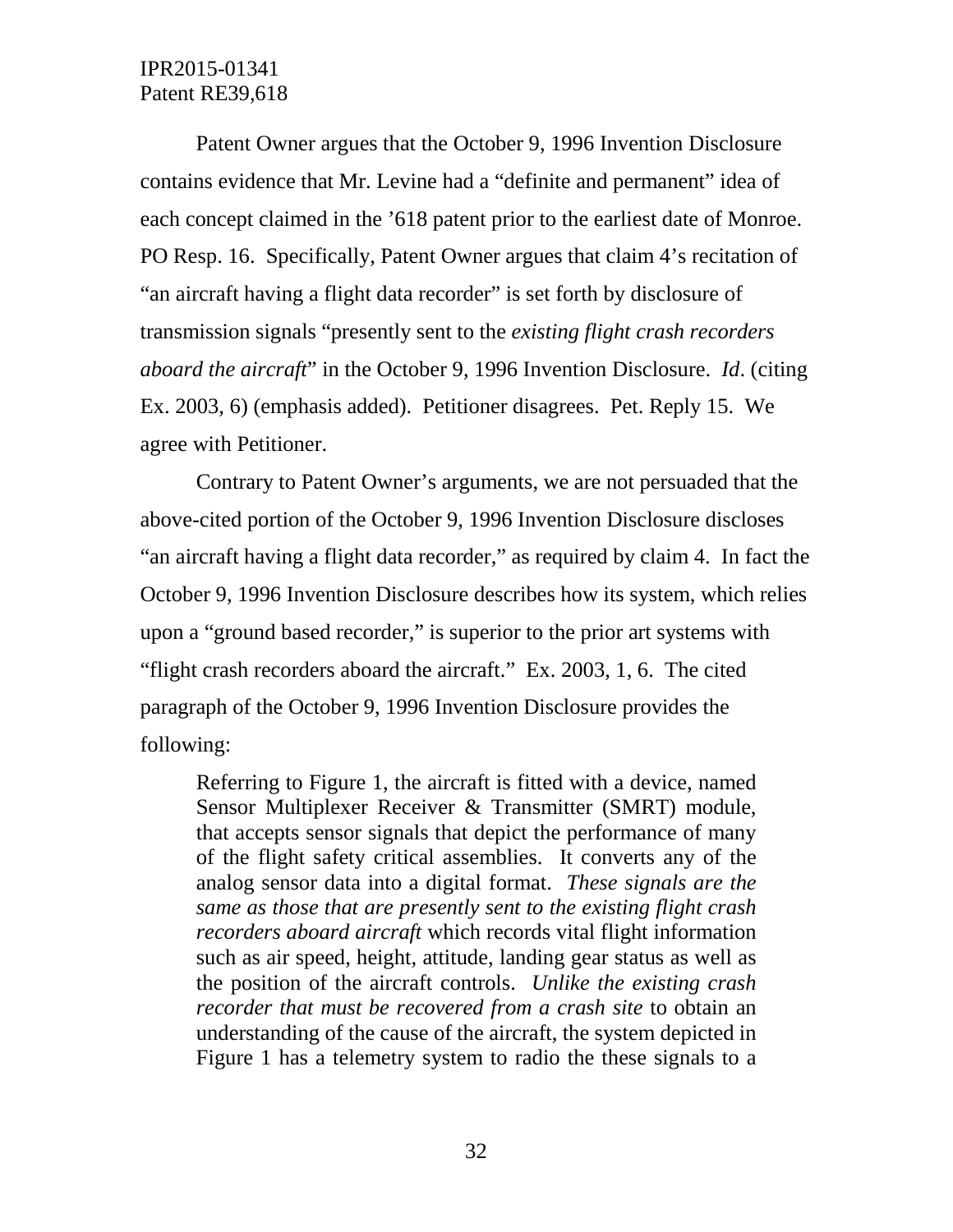Patent Owner argues that the October 9, 1996 Invention Disclosure contains evidence that Mr. Levine had a "definite and permanent" idea of each concept claimed in the '618 patent prior to the earliest date of Monroe. PO Resp. 16. Specifically, Patent Owner argues that claim 4's recitation of "an aircraft having a flight data recorder" is set forth by disclosure of transmission signals "presently sent to the *existing flight crash recorders aboard the aircraft*" in the October 9, 1996 Invention Disclosure. *Id*. (citing Ex. 2003, 6) (emphasis added). Petitioner disagrees. Pet. Reply 15. We agree with Petitioner.

Contrary to Patent Owner's arguments, we are not persuaded that the above-cited portion of the October 9, 1996 Invention Disclosure discloses "an aircraft having a flight data recorder," as required by claim 4. In fact the October 9, 1996 Invention Disclosure describes how its system, which relies upon a "ground based recorder," is superior to the prior art systems with "flight crash recorders aboard the aircraft." Ex. 2003, 1, 6. The cited paragraph of the October 9, 1996 Invention Disclosure provides the following:

> Referring to Figure 1, the aircraft is fitted with a device, named Sensor Multiplexer Receiver & Transmitter (SMRT) module, that accepts sensor signals that depict the performance of many of the flight safety critical assemblies. It converts any of the analog sensor data into a digital format. *These signals are the same as those that are presently sent to the existing flight crash recorders aboard aircraft* which records vital flight information such as air speed, height, attitude, landing gear status as well as the position of the aircraft controls. *Unlike the existing crash recorder that must be recovered from a crash site* to obtain an understanding of the cause of the aircraft, the system depicted in Figure 1 has a telemetry system to radio the these signals to a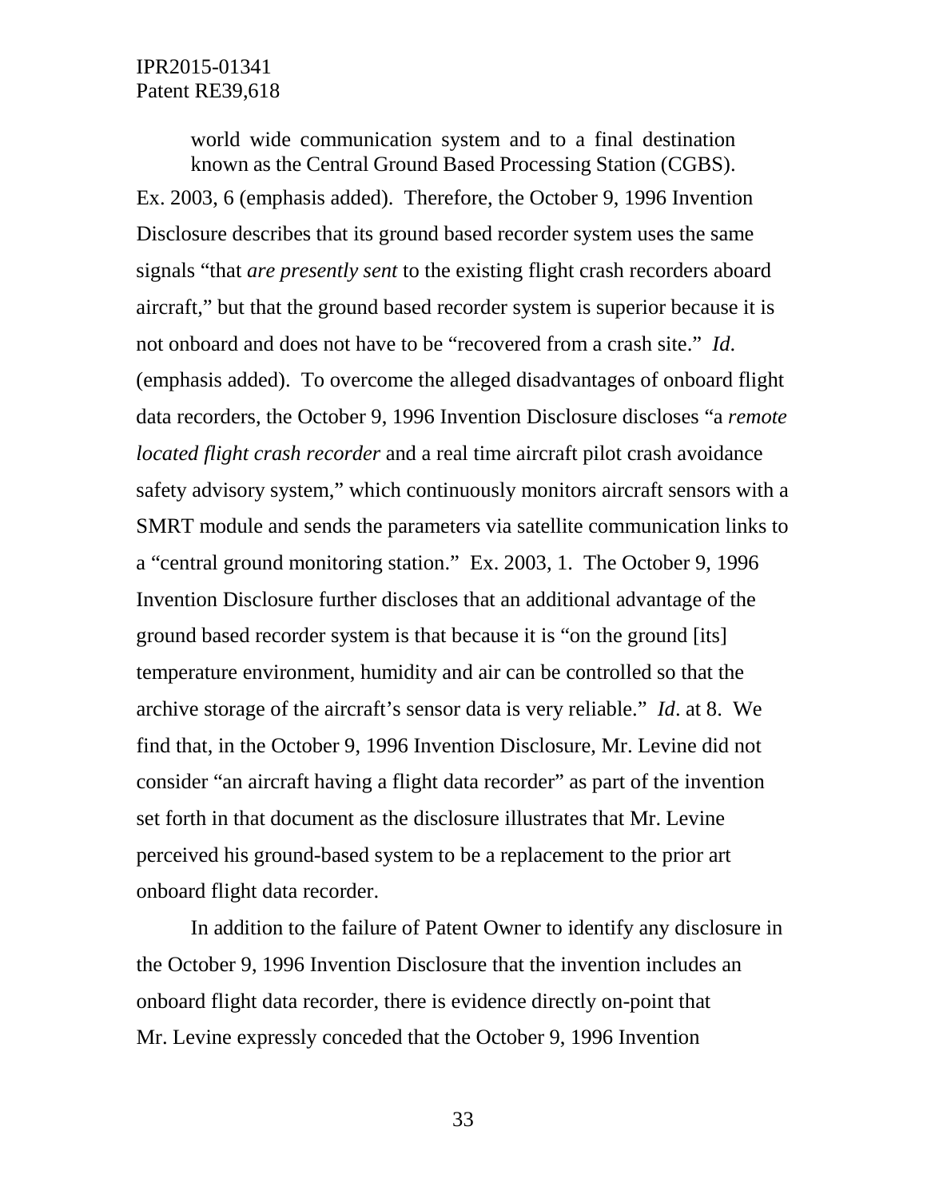> world wide communication system and to a final destination known as the Central Ground Based Processing Station (CGBS).

Ex. 2003, 6 (emphasis added). Therefore, the October 9, 1996 Invention Disclosure describes that its ground based recorder system uses the same signals "that *are presently sent* to the existing flight crash recorders aboard aircraft," but that the ground based recorder system is superior because it is not onboard and does not have to be "recovered from a crash site." *Id*. (emphasis added). To overcome the alleged disadvantages of onboard flight data recorders, the October 9, 1996 Invention Disclosure discloses "a *remote located flight crash recorder* and a real time aircraft pilot crash avoidance safety advisory system," which continuously monitors aircraft sensors with a SMRT module and sends the parameters via satellite communication links to a "central ground monitoring station." Ex. 2003, 1. The October 9, 1996 Invention Disclosure further discloses that an additional advantage of the ground based recorder system is that because it is "on the ground [its] temperature environment, humidity and air can be controlled so that the archive storage of the aircraft's sensor data is very reliable." *Id*. at 8. We find that, in the October 9, 1996 Invention Disclosure, Mr. Levine did not consider "an aircraft having a flight data recorder" as part of the invention set forth in that document as the disclosure illustrates that Mr. Levine perceived his ground-based system to be a replacement to the prior art onboard flight data recorder.

In addition to the failure of Patent Owner to identify any disclosure in the October 9, 1996 Invention Disclosure that the invention includes an onboard flight data recorder, there is evidence directly on-point that Mr. Levine expressly conceded that the October 9, 1996 Invention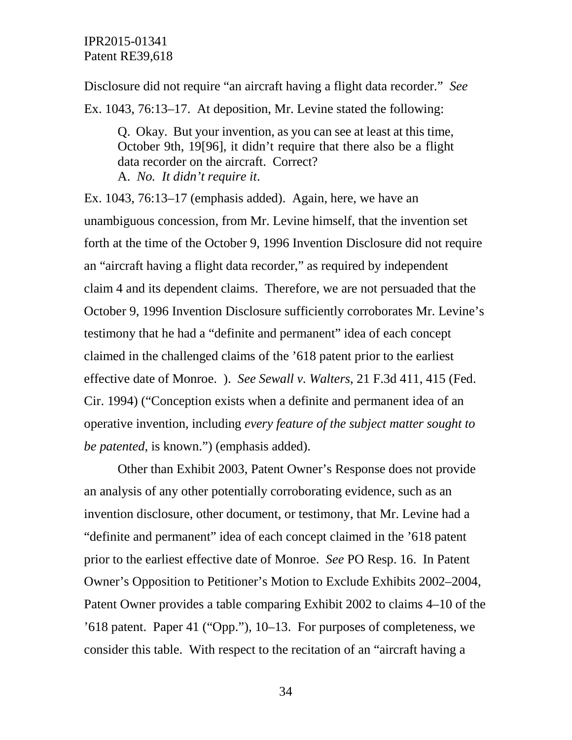Disclosure did not require "an aircraft having a flight data recorder." *See* Ex. 1043, 76:13–17. At deposition, Mr. Levine stated the following:

> Q. Okay. But your invention, as you can see at least at this time, October 9th, 19[96], it didn't require that there also be a flight data recorder on the aircraft. Correct?
> A. *No. It didn't require it*.

Ex. 1043, 76:13–17 (emphasis added). Again, here, we have an unambiguous concession, from Mr. Levine himself, that the invention set forth at the time of the October 9, 1996 Invention Disclosure did not require an "aircraft having a flight data recorder," as required by independent claim 4 and its dependent claims. Therefore, we are not persuaded that the October 9, 1996 Invention Disclosure sufficiently corroborates Mr. Levine's testimony that he had a "definite and permanent" idea of each concept claimed in the challenged claims of the '618 patent prior to the earliest effective date of Monroe. ). *See Sewall v. Walters*, 21 F.3d 411, 415 (Fed. Cir. 1994) ("Conception exists when a definite and permanent idea of an operative invention, including *every feature of the subject matter sought to be patented*, is known.") (emphasis added).

Other than Exhibit 2003, Patent Owner's Response does not provide an analysis of any other potentially corroborating evidence, such as an invention disclosure, other document, or testimony, that Mr. Levine had a "definite and permanent" idea of each concept claimed in the '618 patent prior to the earliest effective date of Monroe. *See* PO Resp. 16. In Patent Owner's Opposition to Petitioner's Motion to Exclude Exhibits 2002–2004, Patent Owner provides a table comparing Exhibit 2002 to claims 4–10 of the '618 patent. Paper 41 ("Opp."), 10–13. For purposes of completeness, we consider this table. With respect to the recitation of an "aircraft having a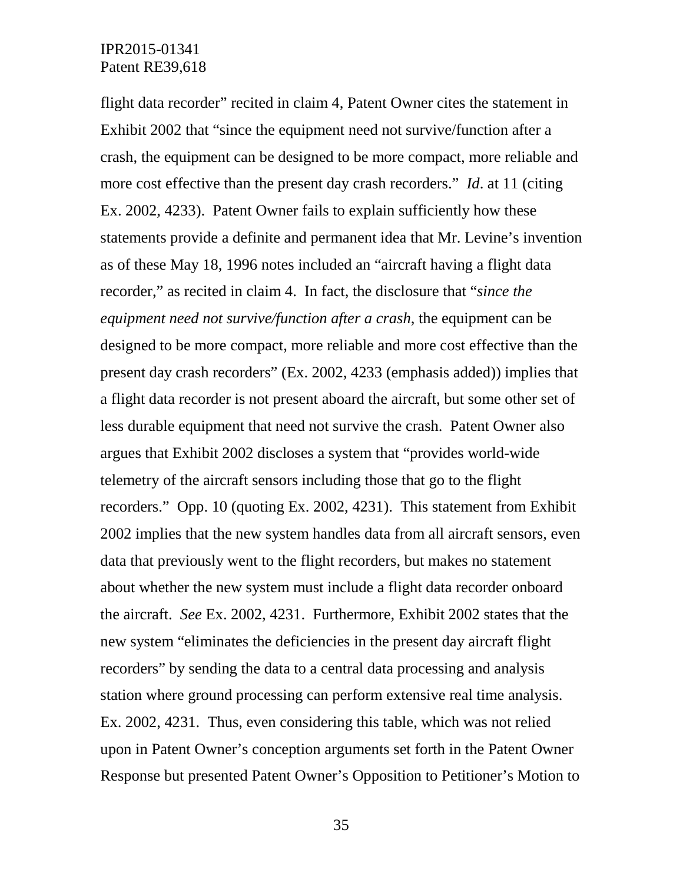flight data recorder" recited in claim 4, Patent Owner cites the statement in Exhibit 2002 that "since the equipment need not survive/function after a crash, the equipment can be designed to be more compact, more reliable and more cost effective than the present day crash recorders." *Id*. at 11 (citing Ex. 2002, 4233). Patent Owner fails to explain sufficiently how these statements provide a definite and permanent idea that Mr. Levine's invention as of these May 18, 1996 notes included an "aircraft having a flight data recorder," as recited in claim 4. In fact, the disclosure that "*since the equipment need not survive/function after a crash*, the equipment can be designed to be more compact, more reliable and more cost effective than the present day crash recorders" (Ex. 2002, 4233 (emphasis added)) implies that a flight data recorder is not present aboard the aircraft, but some other set of less durable equipment that need not survive the crash. Patent Owner also argues that Exhibit 2002 discloses a system that "provides world-wide telemetry of the aircraft sensors including those that go to the flight recorders." Opp. 10 (quoting Ex. 2002, 4231). This statement from Exhibit 2002 implies that the new system handles data from all aircraft sensors, even data that previously went to the flight recorders, but makes no statement about whether the new system must include a flight data recorder onboard the aircraft. *See* Ex. 2002, 4231. Furthermore, Exhibit 2002 states that the new system "eliminates the deficiencies in the present day aircraft flight recorders" by sending the data to a central data processing and analysis station where ground processing can perform extensive real time analysis. Ex. 2002, 4231. Thus, even considering this table, which was not relied upon in Patent Owner's conception arguments set forth in the Patent Owner Response but presented Patent Owner's Opposition to Petitioner's Motion to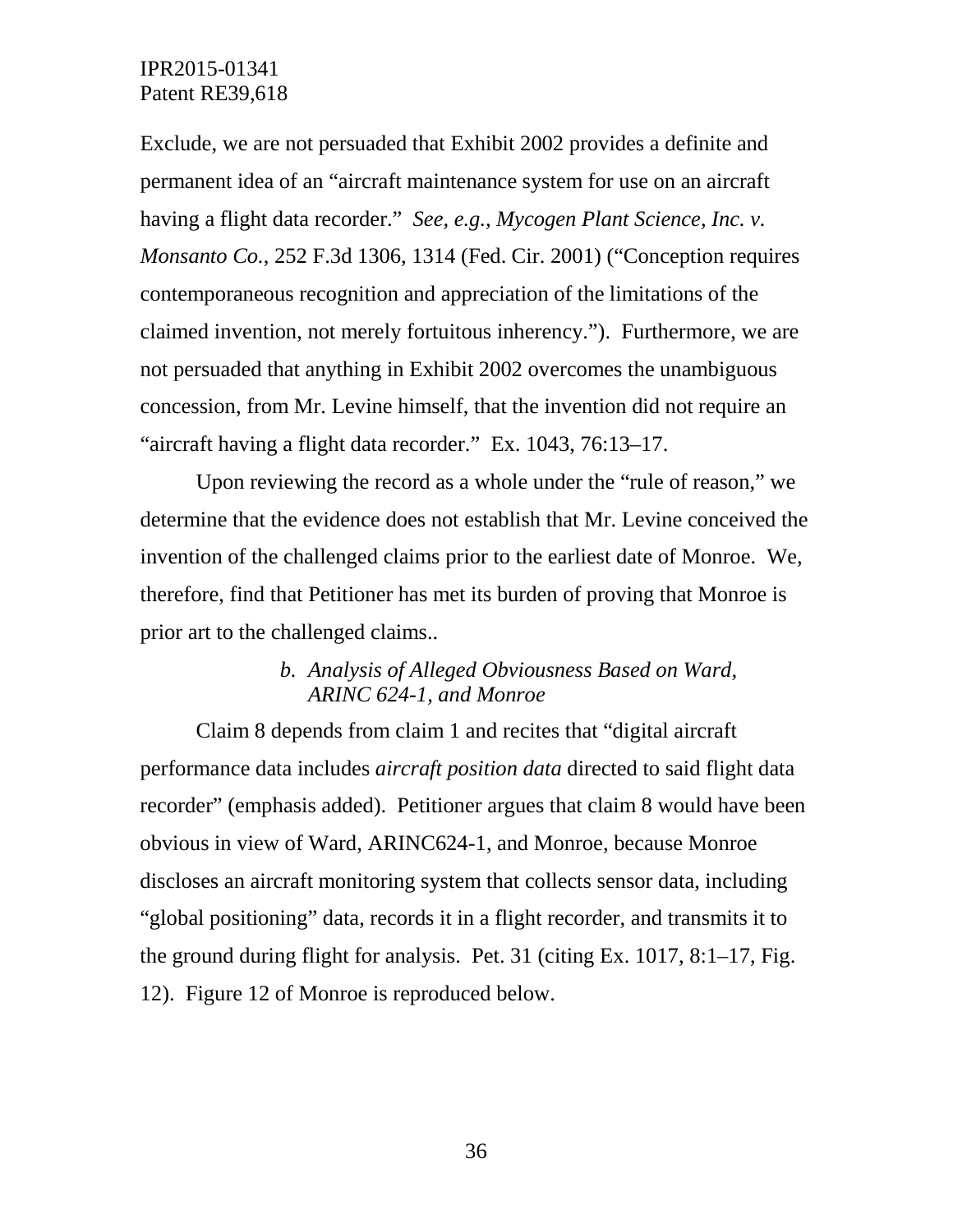Exclude, we are not persuaded that Exhibit 2002 provides a definite and permanent idea of an "aircraft maintenance system for use on an aircraft having a flight data recorder." *See, e.g.*, *Mycogen Plant Science, Inc. v. Monsanto Co.*, 252 F.3d 1306, 1314 (Fed. Cir. 2001) ("Conception requires contemporaneous recognition and appreciation of the limitations of the claimed invention, not merely fortuitous inherency."). Furthermore, we are not persuaded that anything in Exhibit 2002 overcomes the unambiguous concession, from Mr. Levine himself, that the invention did not require an "aircraft having a flight data recorder." Ex. 1043, 76:13–17.

Upon reviewing the record as a whole under the "rule of reason," we determine that the evidence does not establish that Mr. Levine conceived the invention of the challenged claims prior to the earliest date of Monroe. We, therefore, find that Petitioner has met its burden of proving that Monroe is prior art to the challenged claims..

*b. Analysis of Alleged Obviousness Based on Ward, ARINC 624-1, and Monroe*

Claim 8 depends from claim 1 and recites that "digital aircraft performance data includes *aircraft position data* directed to said flight data recorder" (emphasis added). Petitioner argues that claim 8 would have been obvious in view of Ward, ARINC624-1, and Monroe, because Monroe discloses an aircraft monitoring system that collects sensor data, including "global positioning" data, records it in a flight recorder, and transmits it to the ground during flight for analysis. Pet. 31 (citing Ex. 1017, 8:1–17, Fig. 12). Figure 12 of Monroe is reproduced below.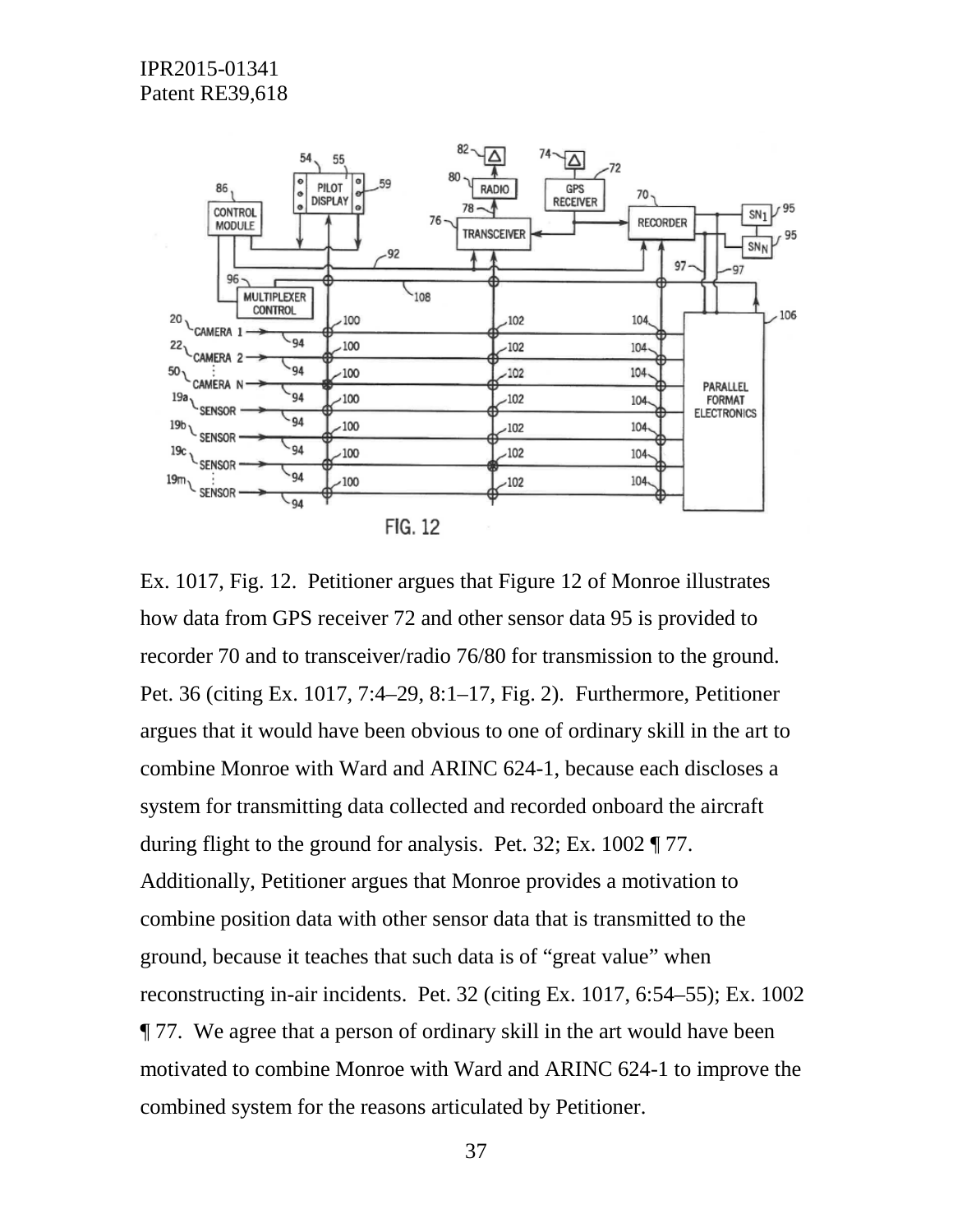Ex. 1017, Fig. 12. Petitioner argues that Figure 12 of Monroe illustrates how data from GPS receiver 72 and other sensor data 95 is provided to recorder 70 and to transceiver/radio 76/80 for transmission to the ground. Pet. 36 (citing Ex. 1017, 7:4–29, 8:1–17, Fig. 2). Furthermore, Petitioner argues that it would have been obvious to one of ordinary skill in the art to combine Monroe with Ward and ARINC 624-1, because each discloses a system for transmitting data collected and recorded onboard the aircraft during flight to the ground for analysis. Pet. 32; Ex. 1002 ¶ 77. Additionally, Petitioner argues that Monroe provides a motivation to combine position data with other sensor data that is transmitted to the ground, because it teaches that such data is of "great value" when reconstructing in-air incidents. Pet. 32 (citing Ex. 1017, 6:54–55); Ex. 1002 ¶ 77. We agree that a person of ordinary skill in the art would have been motivated to combine Monroe with Ward and ARINC 624-1 to improve the combined system for the reasons articulated by Petitioner.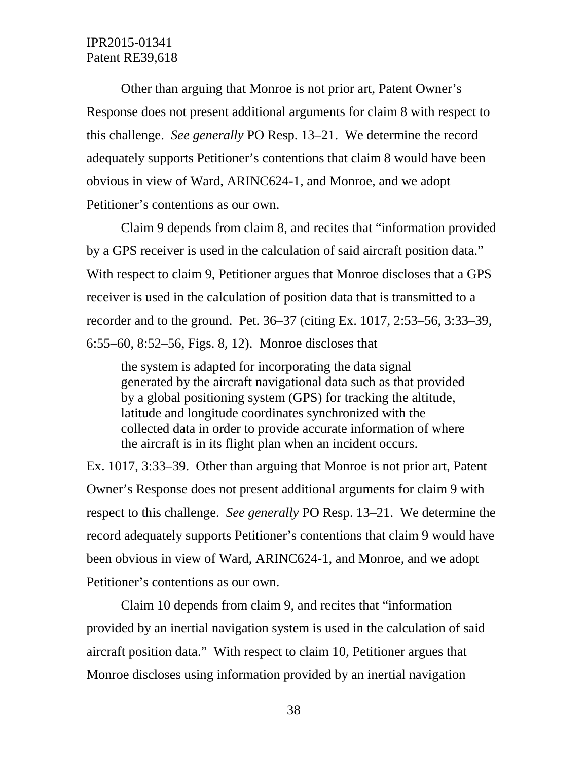Other than arguing that Monroe is not prior art, Patent Owner's Response does not present additional arguments for claim 8 with respect to this challenge. *See generally* PO Resp. 13–21. We determine the record adequately supports Petitioner's contentions that claim 8 would have been obvious in view of Ward, ARINC624-1, and Monroe, and we adopt Petitioner's contentions as our own.

Claim 9 depends from claim 8, and recites that "information provided by a GPS receiver is used in the calculation of said aircraft position data." With respect to claim 9, Petitioner argues that Monroe discloses that a GPS receiver is used in the calculation of position data that is transmitted to a recorder and to the ground. Pet. 36–37 (citing Ex. 1017, 2:53–56, 3:33–39, 6:55–60, 8:52–56, Figs. 8, 12). Monroe discloses that

> the system is adapted for incorporating the data signal generated by the aircraft navigational data such as that provided by a global positioning system (GPS) for tracking the altitude, latitude and longitude coordinates synchronized with the collected data in order to provide accurate information of where the aircraft is in its flight plan when an incident occurs.

Ex. 1017, 3:33–39. Other than arguing that Monroe is not prior art, Patent Owner's Response does not present additional arguments for claim 9 with respect to this challenge. *See generally* PO Resp. 13–21. We determine the record adequately supports Petitioner's contentions that claim 9 would have been obvious in view of Ward, ARINC624-1, and Monroe, and we adopt Petitioner's contentions as our own.

Claim 10 depends from claim 9, and recites that "information provided by an inertial navigation system is used in the calculation of said aircraft position data." With respect to claim 10, Petitioner argues that Monroe discloses using information provided by an inertial navigation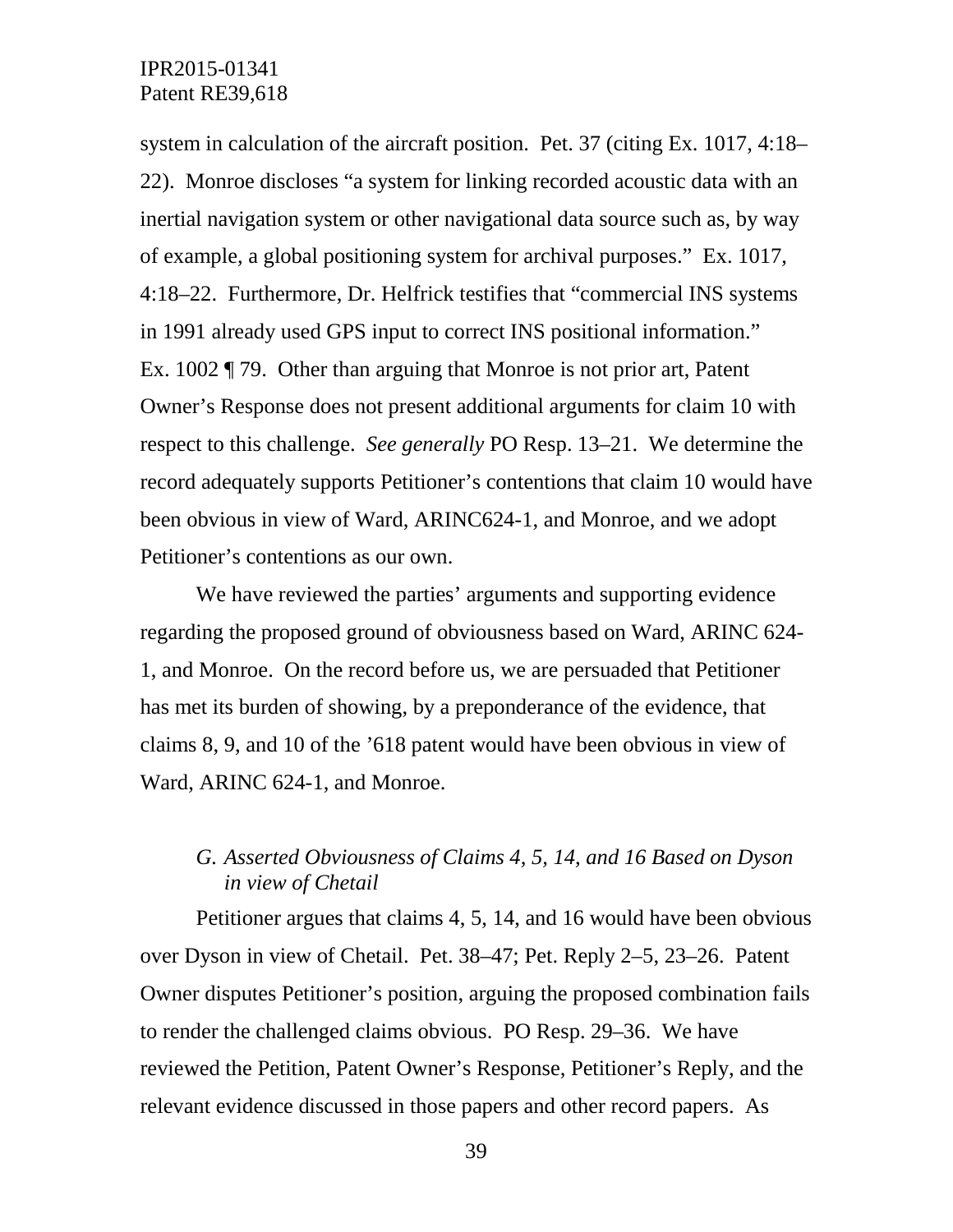system in calculation of the aircraft position. Pet. 37 (citing Ex. 1017, 4:18–22). Monroe discloses "a system for linking recorded acoustic data with an inertial navigation system or other navigational data source such as, by way of example, a global positioning system for archival purposes." Ex. 1017, 4:18–22. Furthermore, Dr. Helfrick testifies that "commercial INS systems in 1991 already used GPS input to correct INS positional information." Ex. 1002 ¶ 79. Other than arguing that Monroe is not prior art, Patent Owner's Response does not present additional arguments for claim 10 with respect to this challenge. *See generally* PO Resp. 13–21. We determine the record adequately supports Petitioner's contentions that claim 10 would have been obvious in view of Ward, ARINC624-1, and Monroe, and we adopt Petitioner's contentions as our own.

We have reviewed the parties' arguments and supporting evidence regarding the proposed ground of obviousness based on Ward, ARINC 624-1, and Monroe. On the record before us, we are persuaded that Petitioner has met its burden of showing, by a preponderance of the evidence, that claims 8, 9, and 10 of the '618 patent would have been obvious in view of Ward, ARINC 624-1, and Monroe.

### *G. Asserted Obviousness of Claims 4, 5, 14, and 16 Based on Dyson in view of Chetail*

Petitioner argues that claims 4, 5, 14, and 16 would have been obvious over Dyson in view of Chetail. Pet. 38–47; Pet. Reply 2–5, 23–26. Patent Owner disputes Petitioner's position, arguing the proposed combination fails to render the challenged claims obvious. PO Resp. 29–36. We have reviewed the Petition, Patent Owner's Response, Petitioner's Reply, and the relevant evidence discussed in those papers and other record papers. As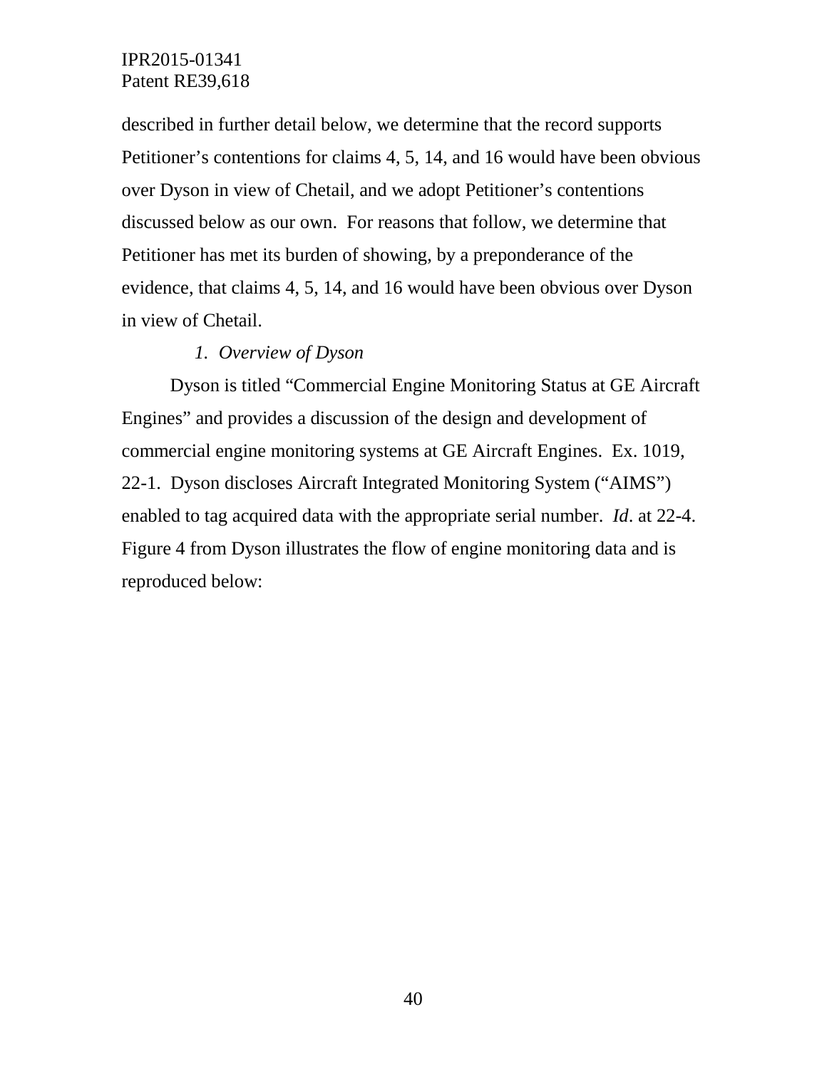described in further detail below, we determine that the record supports Petitioner's contentions for claims 4, 5, 14, and 16 would have been obvious over Dyson in view of Chetail, and we adopt Petitioner's contentions discussed below as our own. For reasons that follow, we determine that Petitioner has met its burden of showing, by a preponderance of the evidence, that claims 4, 5, 14, and 16 would have been obvious over Dyson in view of Chetail.

### *1. Overview of Dyson*

Dyson is titled "Commercial Engine Monitoring Status at GE Aircraft Engines" and provides a discussion of the design and development of commercial engine monitoring systems at GE Aircraft Engines. Ex. 1019, 22-1. Dyson discloses Aircraft Integrated Monitoring System ("AIMS") enabled to tag acquired data with the appropriate serial number. *Id*. at 22-4. Figure 4 from Dyson illustrates the flow of engine monitoring data and is reproduced below: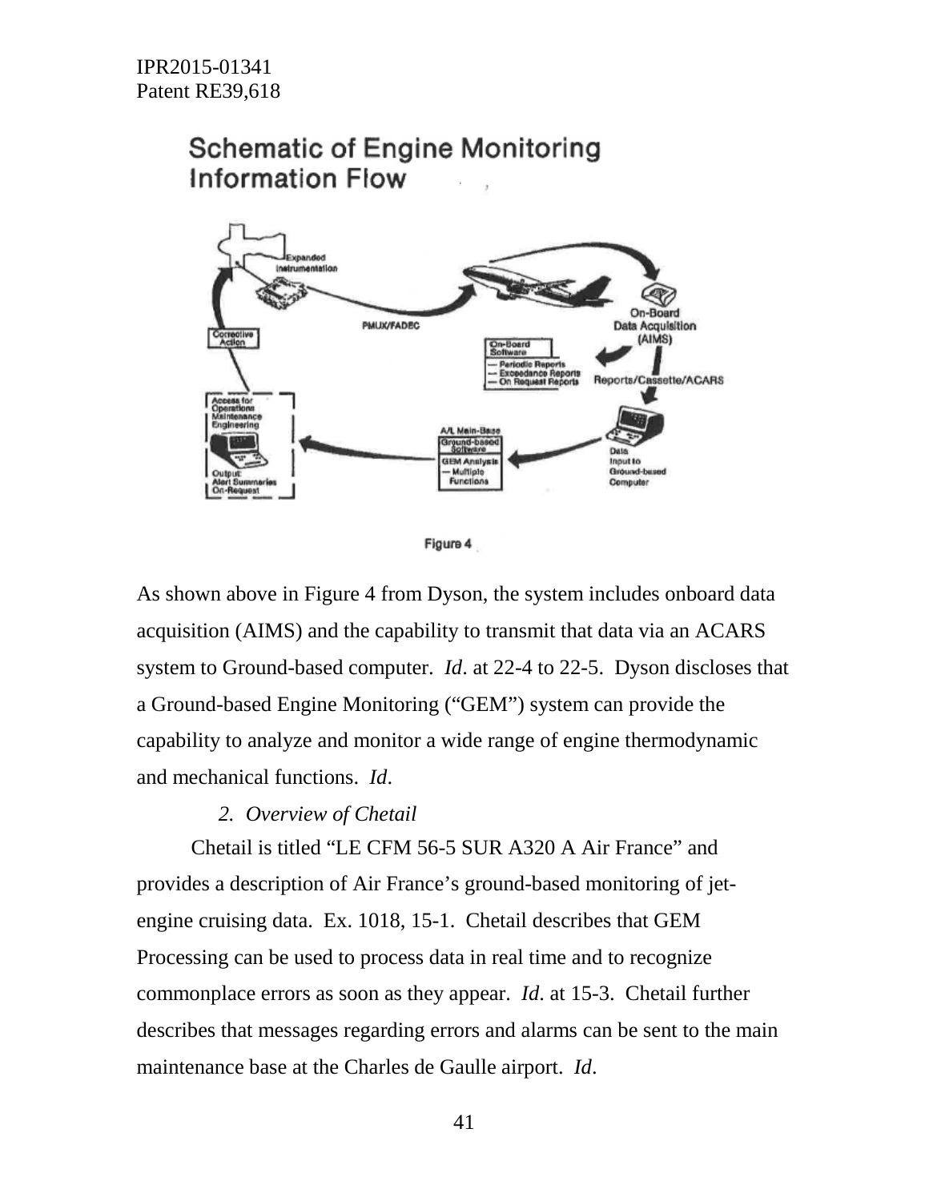Schematic of Engine Monitoring Information Flow

Figure 4

As shown above in Figure 4 from Dyson, the system includes onboard data acquisition (AIMS) and the capability to transmit that data via an ACARS system to Ground-based computer. *Id*. at 22-4 to 22-5. Dyson discloses that a Ground-based Engine Monitoring ("GEM") system can provide the capability to analyze and monitor a wide range of engine thermodynamic and mechanical functions. *Id*.

### 2. *Overview of Chetail*

Chetail is titled "LE CFM 56-5 SUR A320 A Air France" and provides a description of Air France's ground-based monitoring of jet-engine cruising data. Ex. 1018, 15-1. Chetail describes that GEM Processing can be used to process data in real time and to recognize commonplace errors as soon as they appear. *Id*. at 15-3. Chetail further describes that messages regarding errors and alarms can be sent to the main maintenance base at the Charles de Gaulle airport. *Id*.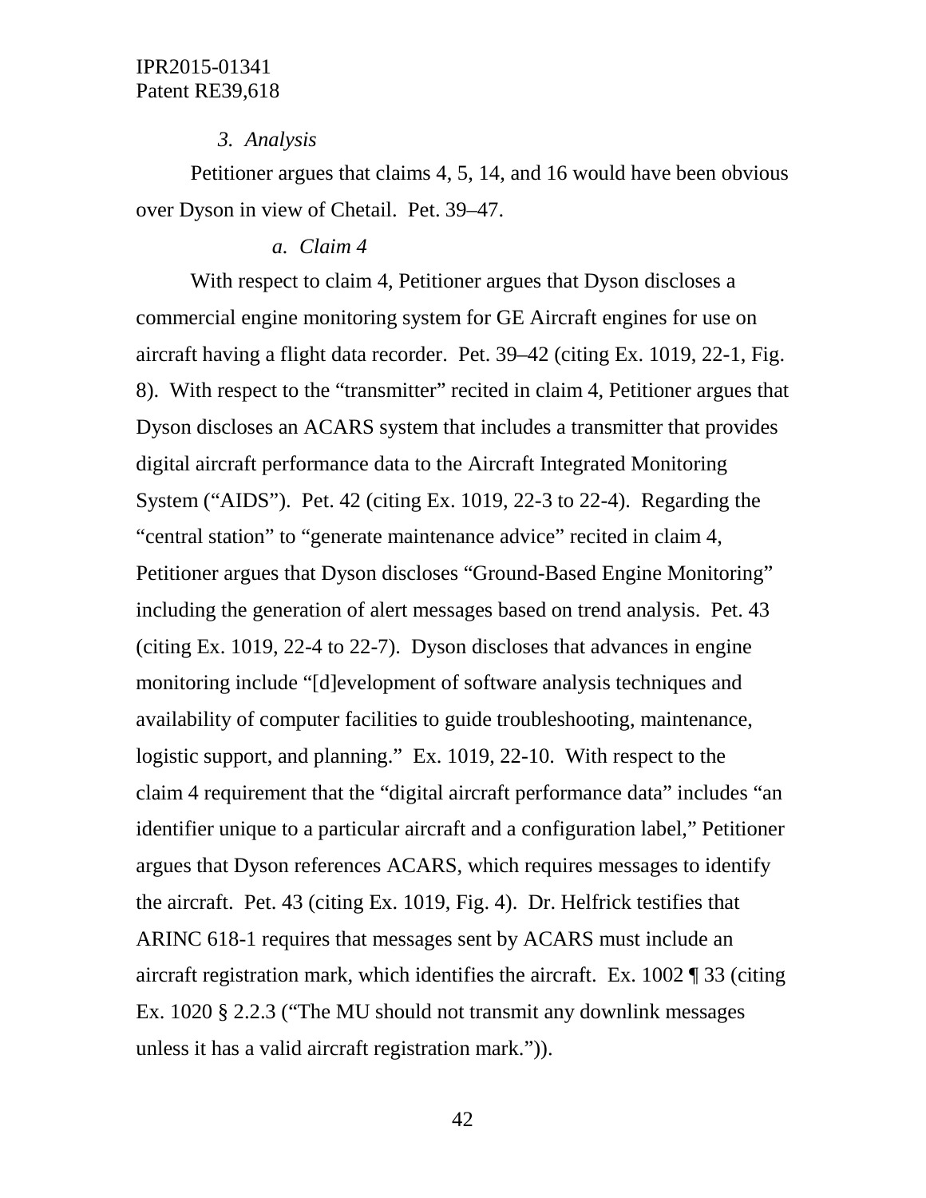### *3. Analysis*

Petitioner argues that claims 4, 5, 14, and 16 would have been obvious over Dyson in view of Chetail. Pet. 39–47.

#### *a. Claim 4*

With respect to claim 4, Petitioner argues that Dyson discloses a commercial engine monitoring system for GE Aircraft engines for use on aircraft having a flight data recorder. Pet. 39–42 (citing Ex. 1019, 22-1, Fig. 8). With respect to the "transmitter" recited in claim 4, Petitioner argues that Dyson discloses an ACARS system that includes a transmitter that provides digital aircraft performance data to the Aircraft Integrated Monitoring System ("AIDS"). Pet. 42 (citing Ex. 1019, 22-3 to 22-4). Regarding the "central station" to "generate maintenance advice" recited in claim 4, Petitioner argues that Dyson discloses "Ground-Based Engine Monitoring" including the generation of alert messages based on trend analysis. Pet. 43 (citing Ex. 1019, 22-4 to 22-7). Dyson discloses that advances in engine monitoring include "[d]evelopment of software analysis techniques and availability of computer facilities to guide troubleshooting, maintenance, logistic support, and planning." Ex. 1019, 22-10. With respect to the claim 4 requirement that the "digital aircraft performance data" includes "an identifier unique to a particular aircraft and a configuration label," Petitioner argues that Dyson references ACARS, which requires messages to identify the aircraft. Pet. 43 (citing Ex. 1019, Fig. 4). Dr. Helfrick testifies that ARINC 618-1 requires that messages sent by ACARS must include an aircraft registration mark, which identifies the aircraft. Ex. 1002 ¶ 33 (citing Ex. 1020 § 2.2.3 ("The MU should not transmit any downlink messages unless it has a valid aircraft registration mark.")).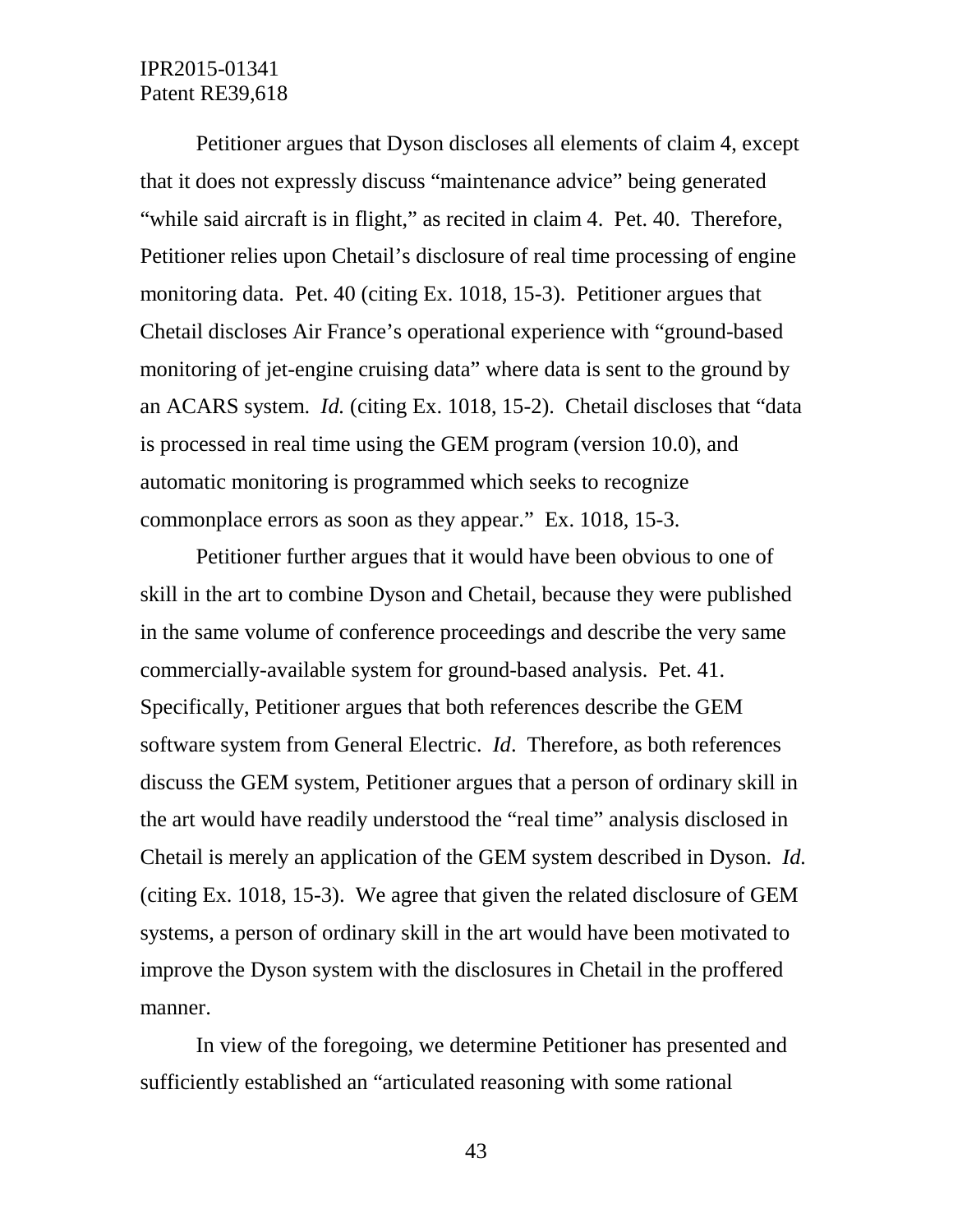Petitioner argues that Dyson discloses all elements of claim 4, except that it does not expressly discuss "maintenance advice" being generated "while said aircraft is in flight," as recited in claim 4. Pet. 40. Therefore, Petitioner relies upon Chetail's disclosure of real time processing of engine monitoring data. Pet. 40 (citing Ex. 1018, 15-3). Petitioner argues that Chetail discloses Air France's operational experience with "ground-based monitoring of jet-engine cruising data" where data is sent to the ground by an ACARS system. *Id.* (citing Ex. 1018, 15-2). Chetail discloses that "data is processed in real time using the GEM program (version 10.0), and automatic monitoring is programmed which seeks to recognize commonplace errors as soon as they appear." Ex. 1018, 15-3.

Petitioner further argues that it would have been obvious to one of skill in the art to combine Dyson and Chetail, because they were published in the same volume of conference proceedings and describe the very same commercially-available system for ground-based analysis. Pet. 41. Specifically, Petitioner argues that both references describe the GEM software system from General Electric. *Id*. Therefore, as both references discuss the GEM system, Petitioner argues that a person of ordinary skill in the art would have readily understood the "real time" analysis disclosed in Chetail is merely an application of the GEM system described in Dyson. *Id.* (citing Ex. 1018, 15-3). We agree that given the related disclosure of GEM systems, a person of ordinary skill in the art would have been motivated to improve the Dyson system with the disclosures in Chetail in the proffered manner.

In view of the foregoing, we determine Petitioner has presented and sufficiently established an "articulated reasoning with some rational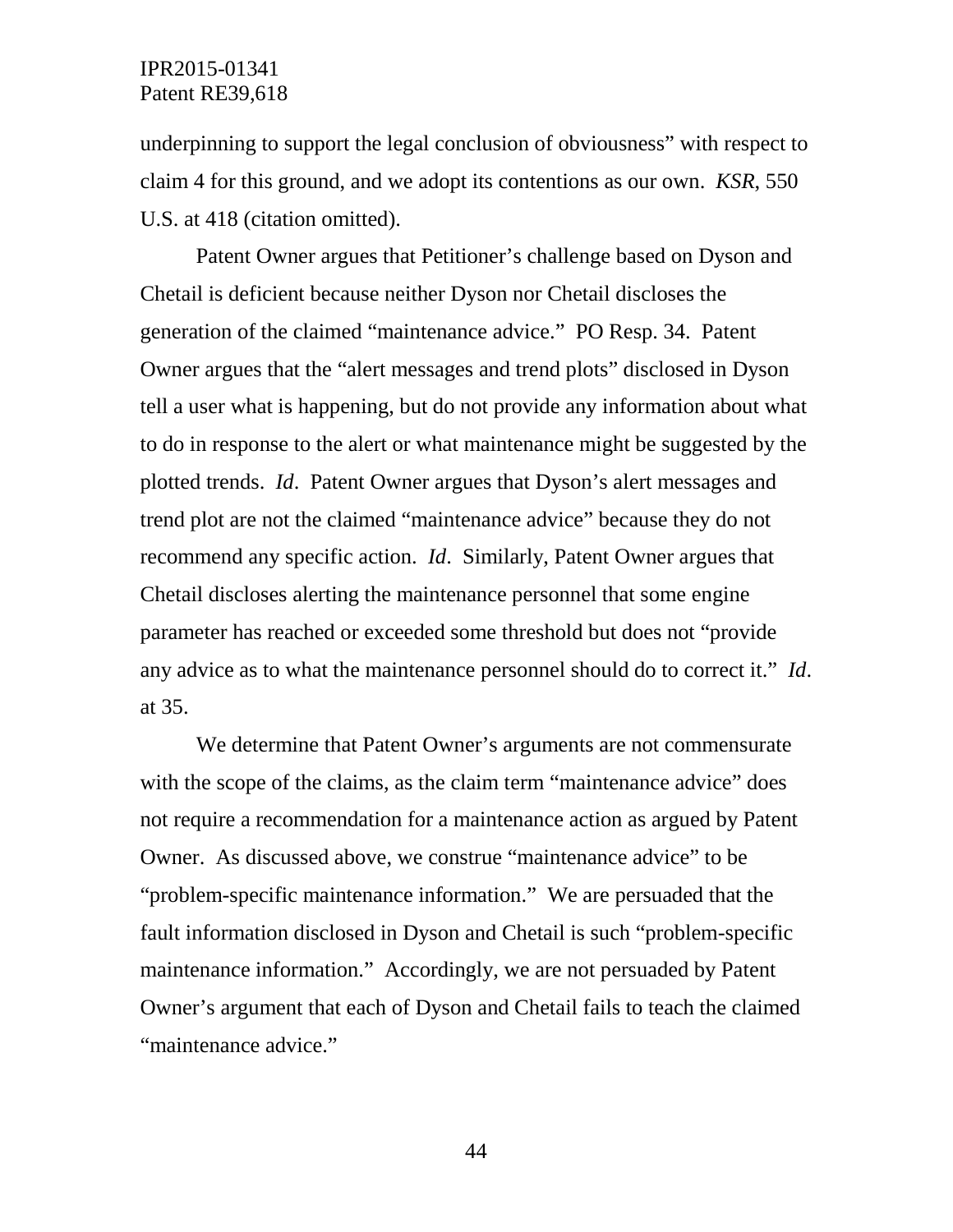underpinning to support the legal conclusion of obviousness" with respect to claim 4 for this ground, and we adopt its contentions as our own. *KSR*, 550 U.S. at 418 (citation omitted).

Patent Owner argues that Petitioner's challenge based on Dyson and Chetail is deficient because neither Dyson nor Chetail discloses the generation of the claimed "maintenance advice." PO Resp. 34. Patent Owner argues that the "alert messages and trend plots" disclosed in Dyson tell a user what is happening, but do not provide any information about what to do in response to the alert or what maintenance might be suggested by the plotted trends. *Id*. Patent Owner argues that Dyson's alert messages and trend plot are not the claimed "maintenance advice" because they do not recommend any specific action. *Id*. Similarly, Patent Owner argues that Chetail discloses alerting the maintenance personnel that some engine parameter has reached or exceeded some threshold but does not "provide any advice as to what the maintenance personnel should do to correct it." *Id*. at 35.

We determine that Patent Owner's arguments are not commensurate with the scope of the claims, as the claim term "maintenance advice" does not require a recommendation for a maintenance action as argued by Patent Owner. As discussed above, we construe "maintenance advice" to be "problem-specific maintenance information." We are persuaded that the fault information disclosed in Dyson and Chetail is such "problem-specific maintenance information." Accordingly, we are not persuaded by Patent Owner's argument that each of Dyson and Chetail fails to teach the claimed "maintenance advice."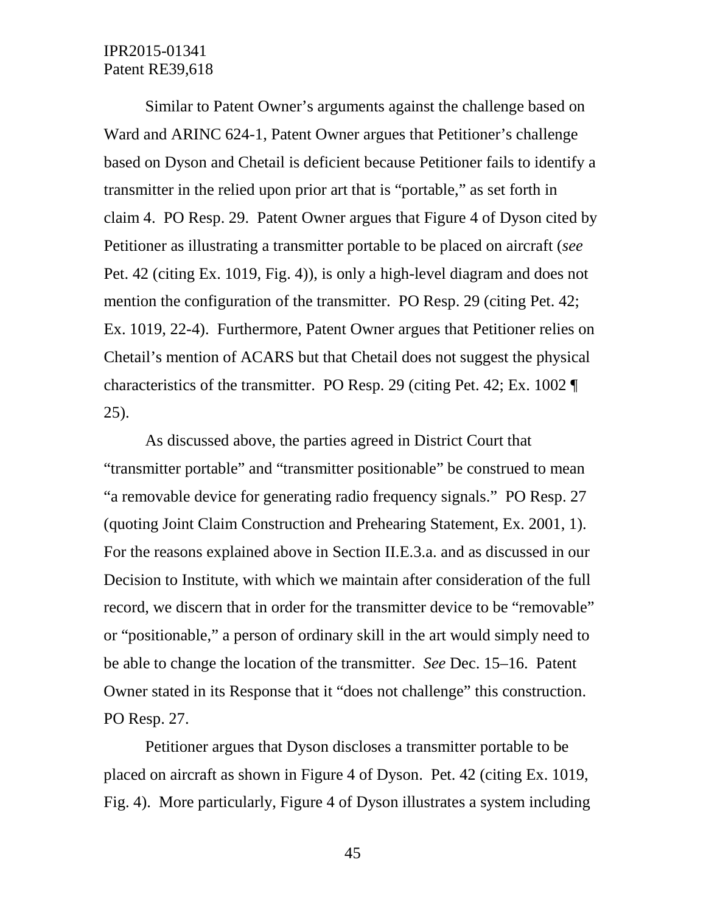Similar to Patent Owner's arguments against the challenge based on Ward and ARINC 624-1, Patent Owner argues that Petitioner's challenge based on Dyson and Chetail is deficient because Petitioner fails to identify a transmitter in the relied upon prior art that is "portable," as set forth in claim 4. PO Resp. 29. Patent Owner argues that Figure 4 of Dyson cited by Petitioner as illustrating a transmitter portable to be placed on aircraft (*see* Pet. 42 (citing Ex. 1019, Fig. 4)), is only a high-level diagram and does not mention the configuration of the transmitter. PO Resp. 29 (citing Pet. 42; Ex. 1019, 22-4). Furthermore, Patent Owner argues that Petitioner relies on Chetail's mention of ACARS but that Chetail does not suggest the physical characteristics of the transmitter. PO Resp. 29 (citing Pet. 42; Ex. 1002 ¶ 25).

As discussed above, the parties agreed in District Court that "transmitter portable" and "transmitter positionable" be construed to mean "a removable device for generating radio frequency signals." PO Resp. 27 (quoting Joint Claim Construction and Prehearing Statement, Ex. 2001, 1). For the reasons explained above in Section II.E.3.a. and as discussed in our Decision to Institute, with which we maintain after consideration of the full record, we discern that in order for the transmitter device to be "removable" or "positionable," a person of ordinary skill in the art would simply need to be able to change the location of the transmitter. *See* Dec. 15–16. Patent Owner stated in its Response that it "does not challenge" this construction. PO Resp. 27.

Petitioner argues that Dyson discloses a transmitter portable to be placed on aircraft as shown in Figure 4 of Dyson. Pet. 42 (citing Ex. 1019, Fig. 4). More particularly, Figure 4 of Dyson illustrates a system including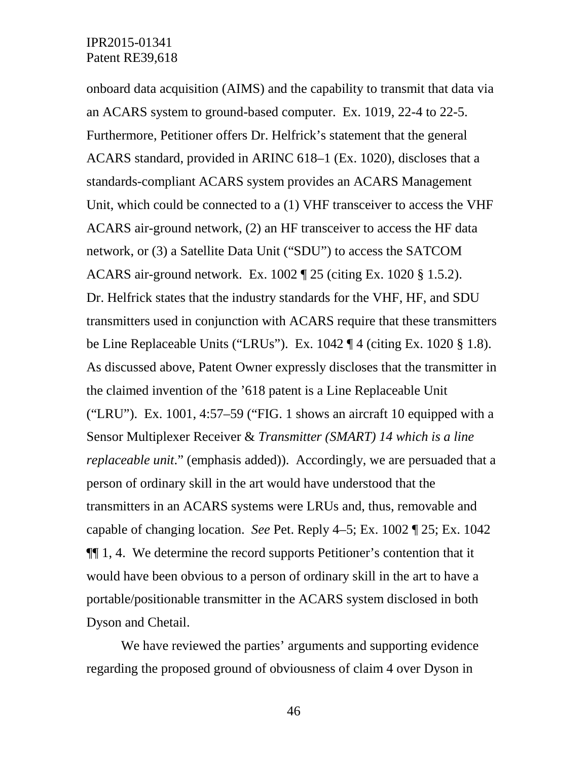onboard data acquisition (AIMS) and the capability to transmit that data via an ACARS system to ground-based computer. Ex. 1019, 22-4 to 22-5. Furthermore, Petitioner offers Dr. Helfrick's statement that the general ACARS standard, provided in ARINC 618–1 (Ex. 1020), discloses that a standards-compliant ACARS system provides an ACARS Management Unit, which could be connected to a (1) VHF transceiver to access the VHF ACARS air-ground network, (2) an HF transceiver to access the HF data network, or (3) a Satellite Data Unit ("SDU") to access the SATCOM ACARS air-ground network. Ex. 1002 ¶ 25 (citing Ex. 1020 § 1.5.2). Dr. Helfrick states that the industry standards for the VHF, HF, and SDU transmitters used in conjunction with ACARS require that these transmitters be Line Replaceable Units ("LRUs"). Ex. 1042 ¶ 4 (citing Ex. 1020 § 1.8). As discussed above, Patent Owner expressly discloses that the transmitter in the claimed invention of the '618 patent is a Line Replaceable Unit ("LRU"). Ex. 1001, 4:57–59 ("FIG. 1 shows an aircraft 10 equipped with a Sensor Multiplexer Receiver & *Transmitter (SMART) 14 which is a line replaceable unit*." (emphasis added)). Accordingly, we are persuaded that a person of ordinary skill in the art would have understood that the transmitters in an ACARS systems were LRUs and, thus, removable and capable of changing location. *See* Pet. Reply 4–5; Ex. 1002 ¶ 25; Ex. 1042 ¶¶ 1, 4. We determine the record supports Petitioner's contention that it would have been obvious to a person of ordinary skill in the art to have a portable/positionable transmitter in the ACARS system disclosed in both Dyson and Chetail.

We have reviewed the parties' arguments and supporting evidence regarding the proposed ground of obviousness of claim 4 over Dyson in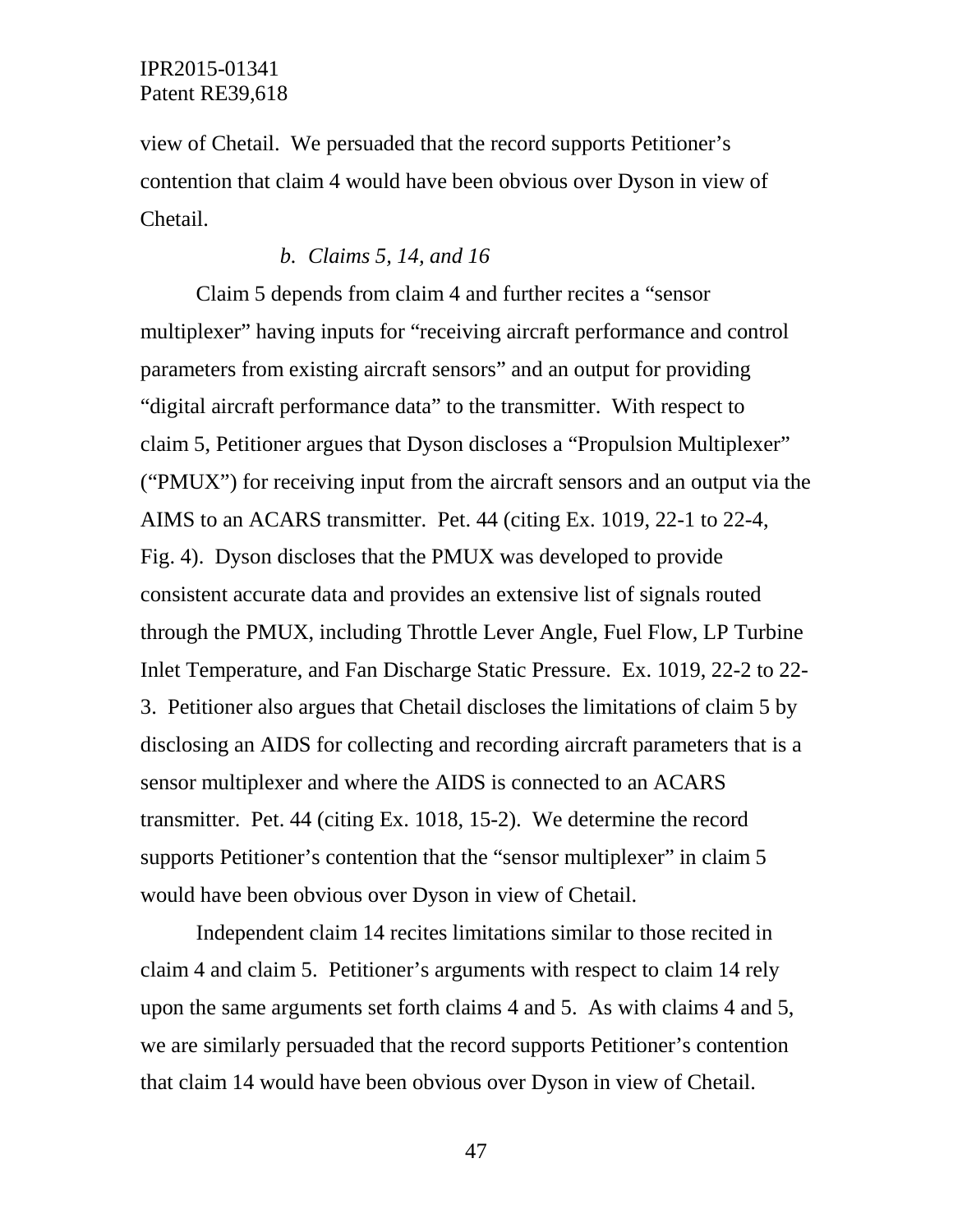view of Chetail. We persuaded that the record supports Petitioner's contention that claim 4 would have been obvious over Dyson in view of Chetail.

*b. Claims 5, 14, and 16*

Claim 5 depends from claim 4 and further recites a "sensor multiplexer" having inputs for "receiving aircraft performance and control parameters from existing aircraft sensors" and an output for providing "digital aircraft performance data" to the transmitter. With respect to claim 5, Petitioner argues that Dyson discloses a "Propulsion Multiplexer" ("PMUX") for receiving input from the aircraft sensors and an output via the AIMS to an ACARS transmitter. Pet. 44 (citing Ex. 1019, 22-1 to 22-4, Fig. 4). Dyson discloses that the PMUX was developed to provide consistent accurate data and provides an extensive list of signals routed through the PMUX, including Throttle Lever Angle, Fuel Flow, LP Turbine Inlet Temperature, and Fan Discharge Static Pressure. Ex. 1019, 22-2 to 22-3. Petitioner also argues that Chetail discloses the limitations of claim 5 by disclosing an AIDS for collecting and recording aircraft parameters that is a sensor multiplexer and where the AIDS is connected to an ACARS transmitter. Pet. 44 (citing Ex. 1018, 15-2). We determine the record supports Petitioner's contention that the "sensor multiplexer" in claim 5 would have been obvious over Dyson in view of Chetail.

Independent claim 14 recites limitations similar to those recited in claim 4 and claim 5. Petitioner's arguments with respect to claim 14 rely upon the same arguments set forth claims 4 and 5. As with claims 4 and 5, we are similarly persuaded that the record supports Petitioner's contention that claim 14 would have been obvious over Dyson in view of Chetail.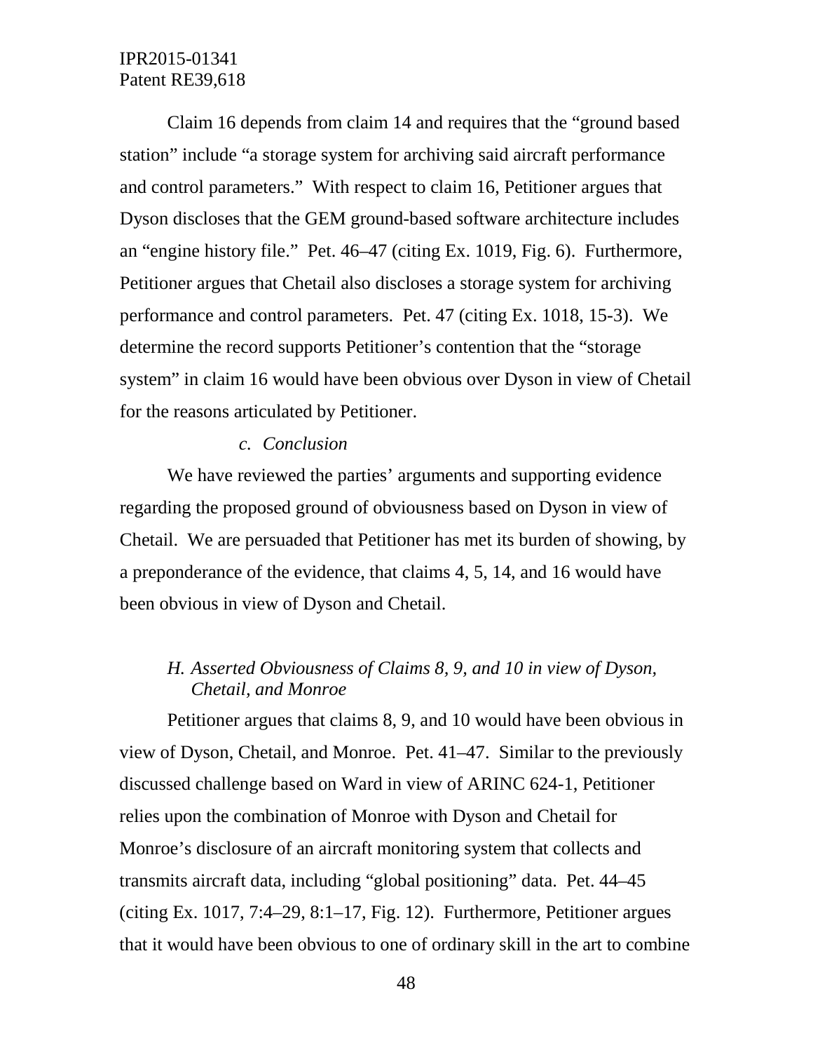Claim 16 depends from claim 14 and requires that the "ground based station" include "a storage system for archiving said aircraft performance and control parameters." With respect to claim 16, Petitioner argues that Dyson discloses that the GEM ground-based software architecture includes an "engine history file." Pet. 46–47 (citing Ex. 1019, Fig. 6). Furthermore, Petitioner argues that Chetail also discloses a storage system for archiving performance and control parameters. Pet. 47 (citing Ex. 1018, 15-3). We determine the record supports Petitioner's contention that the "storage system" in claim 16 would have been obvious over Dyson in view of Chetail for the reasons articulated by Petitioner.

*c. Conclusion*

We have reviewed the parties' arguments and supporting evidence regarding the proposed ground of obviousness based on Dyson in view of Chetail. We are persuaded that Petitioner has met its burden of showing, by a preponderance of the evidence, that claims 4, 5, 14, and 16 would have been obvious in view of Dyson and Chetail.

### *H. Asserted Obviousness of Claims 8, 9, and 10 in view of Dyson, Chetail, and Monroe*

Petitioner argues that claims 8, 9, and 10 would have been obvious in view of Dyson, Chetail, and Monroe. Pet. 41–47. Similar to the previously discussed challenge based on Ward in view of ARINC 624-1, Petitioner relies upon the combination of Monroe with Dyson and Chetail for Monroe's disclosure of an aircraft monitoring system that collects and transmits aircraft data, including "global positioning" data. Pet. 44–45 (citing Ex. 1017, 7:4–29, 8:1–17, Fig. 12). Furthermore, Petitioner argues that it would have been obvious to one of ordinary skill in the art to combine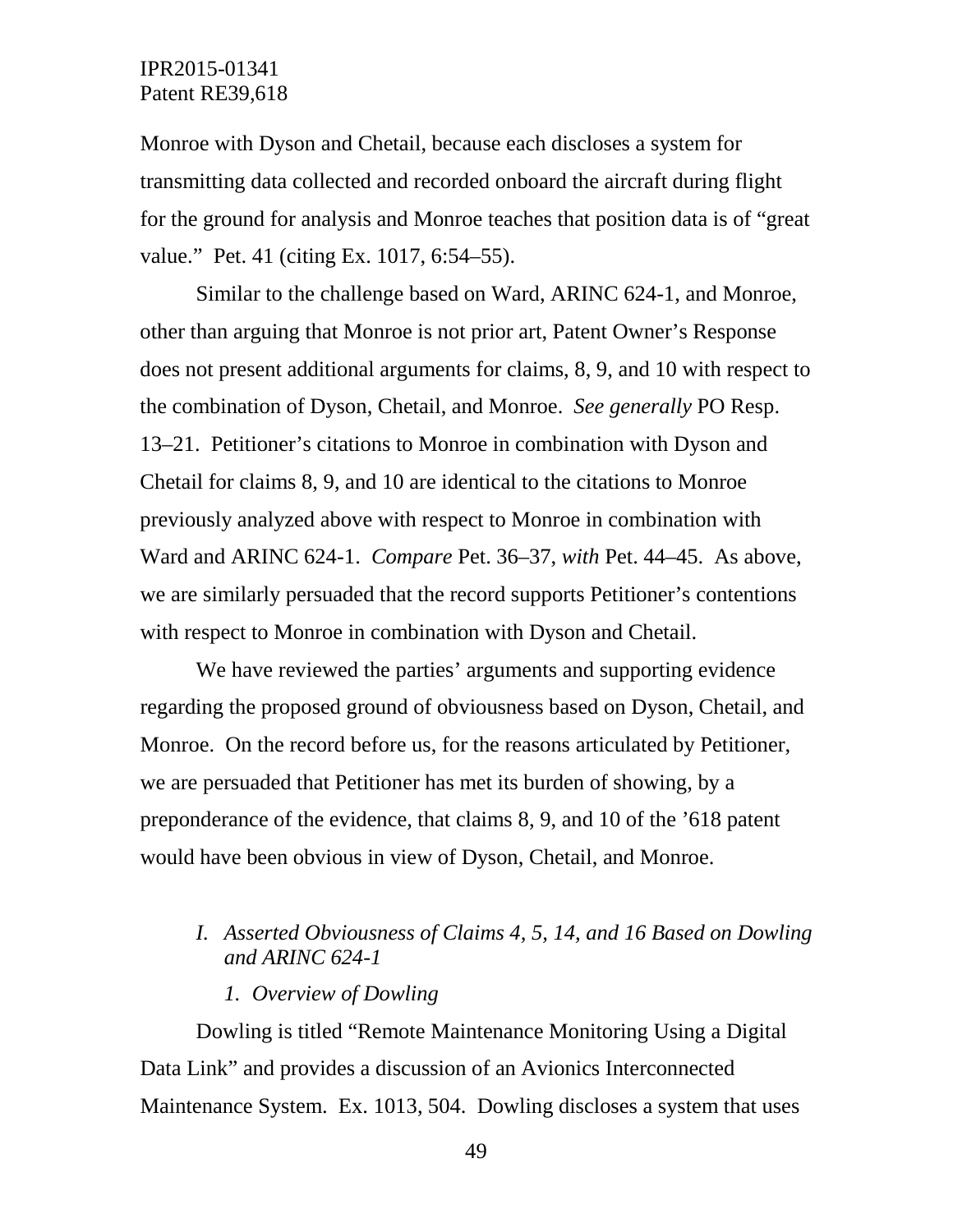Monroe with Dyson and Chetail, because each discloses a system for transmitting data collected and recorded onboard the aircraft during flight for the ground for analysis and Monroe teaches that position data is of "great value." Pet. 41 (citing Ex. 1017, 6:54–55).

Similar to the challenge based on Ward, ARINC 624-1, and Monroe, other than arguing that Monroe is not prior art, Patent Owner's Response does not present additional arguments for claims, 8, 9, and 10 with respect to the combination of Dyson, Chetail, and Monroe. *See generally* PO Resp. 13–21. Petitioner's citations to Monroe in combination with Dyson and Chetail for claims 8, 9, and 10 are identical to the citations to Monroe previously analyzed above with respect to Monroe in combination with Ward and ARINC 624-1. *Compare* Pet. 36–37, *with* Pet. 44–45. As above, we are similarly persuaded that the record supports Petitioner's contentions with respect to Monroe in combination with Dyson and Chetail.

We have reviewed the parties' arguments and supporting evidence regarding the proposed ground of obviousness based on Dyson, Chetail, and Monroe. On the record before us, for the reasons articulated by Petitioner, we are persuaded that Petitioner has met its burden of showing, by a preponderance of the evidence, that claims 8, 9, and 10 of the '618 patent would have been obvious in view of Dyson, Chetail, and Monroe.

### *I. Asserted Obviousness of Claims 4, 5, 14, and 16 Based on Dowling and ARINC 624-1*

#### *1. Overview of Dowling*

Dowling is titled "Remote Maintenance Monitoring Using a Digital Data Link" and provides a discussion of an Avionics Interconnected Maintenance System. Ex. 1013, 504. Dowling discloses a system that uses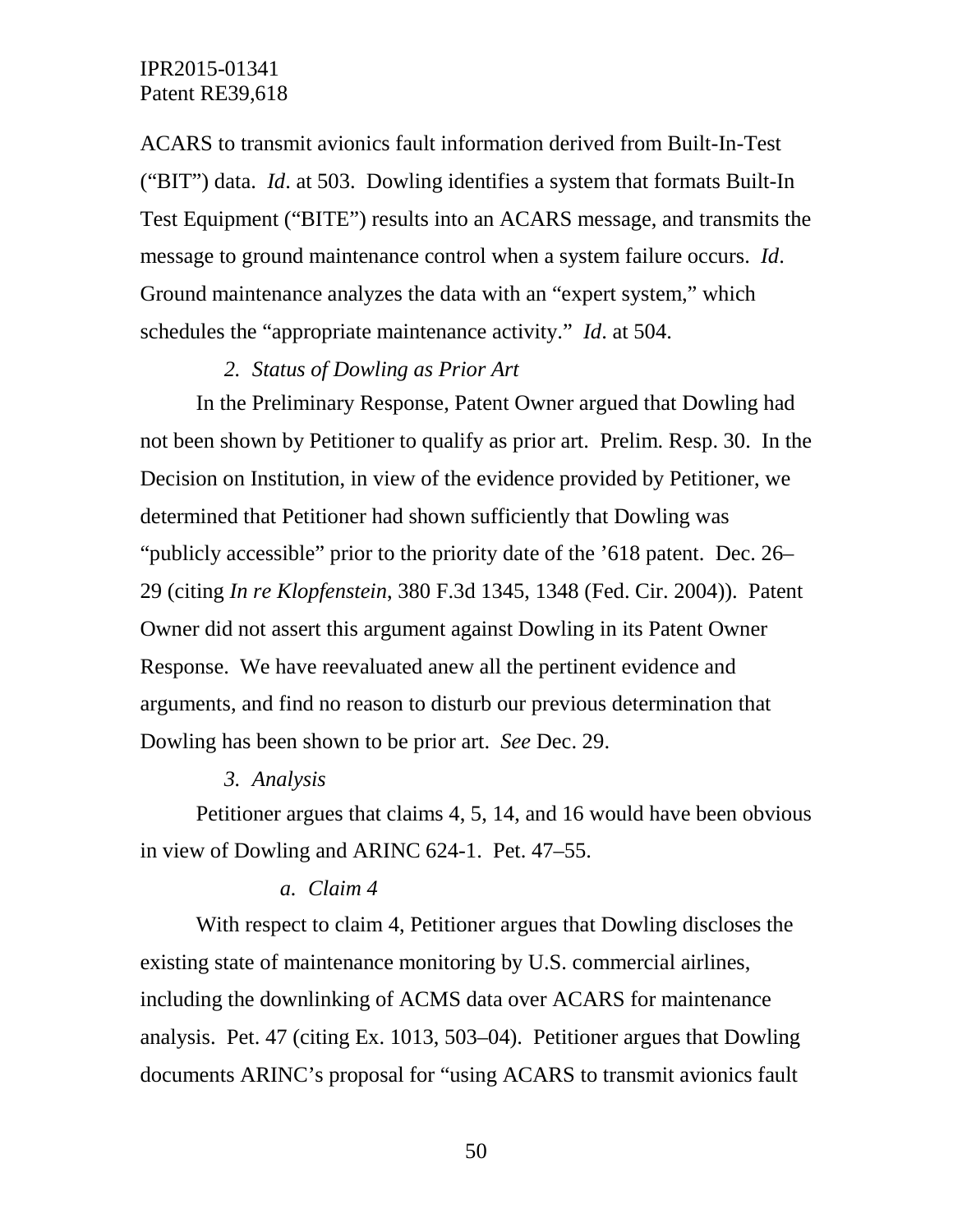ACARS to transmit avionics fault information derived from Built-In-Test ("BIT") data. *Id*. at 503. Dowling identifies a system that formats Built-In Test Equipment ("BITE") results into an ACARS message, and transmits the message to ground maintenance control when a system failure occurs. *Id*. Ground maintenance analyzes the data with an "expert system," which schedules the "appropriate maintenance activity." *Id*. at 504.

*2. Status of Dowling as Prior Art*

In the Preliminary Response, Patent Owner argued that Dowling had not been shown by Petitioner to qualify as prior art. Prelim. Resp. 30. In the Decision on Institution, in view of the evidence provided by Petitioner, we determined that Petitioner had shown sufficiently that Dowling was "publicly accessible" prior to the priority date of the '618 patent. Dec. 26–29 (citing *In re Klopfenstein*, 380 F.3d 1345, 1348 (Fed. Cir. 2004)). Patent Owner did not assert this argument against Dowling in its Patent Owner Response. We have reevaluated anew all the pertinent evidence and arguments, and find no reason to disturb our previous determination that Dowling has been shown to be prior art. *See* Dec. 29.

*3. Analysis*

Petitioner argues that claims 4, 5, 14, and 16 would have been obvious in view of Dowling and ARINC 624-1. Pet. 47–55.

*a. Claim 4*

With respect to claim 4, Petitioner argues that Dowling discloses the existing state of maintenance monitoring by U.S. commercial airlines, including the downlinking of ACMS data over ACARS for maintenance analysis. Pet. 47 (citing Ex. 1013, 503–04). Petitioner argues that Dowling documents ARINC's proposal for "using ACARS to transmit avionics fault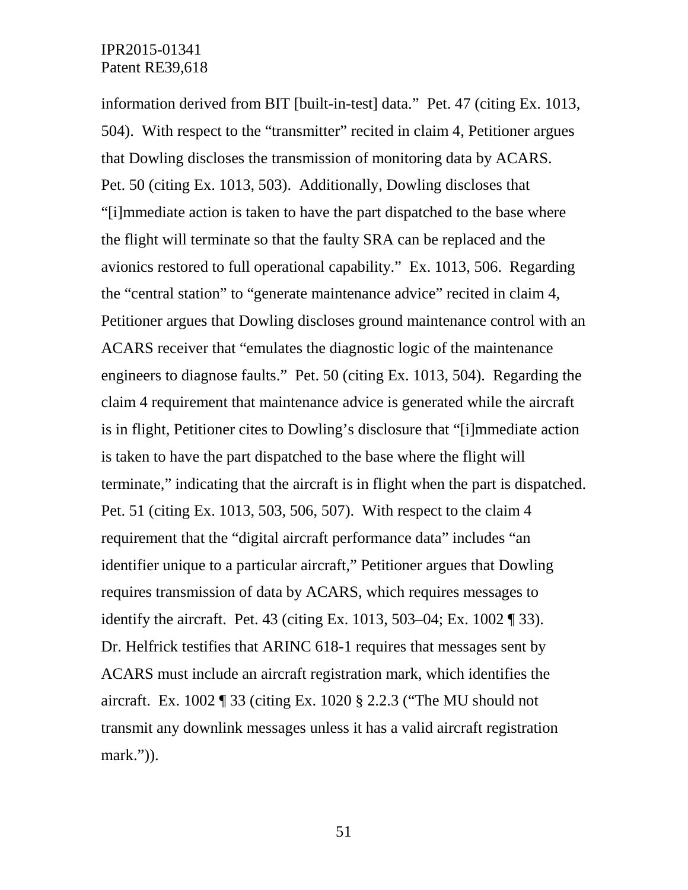information derived from BIT [built-in-test] data." Pet. 47 (citing Ex. 1013, 504). With respect to the "transmitter" recited in claim 4, Petitioner argues that Dowling discloses the transmission of monitoring data by ACARS. Pet. 50 (citing Ex. 1013, 503). Additionally, Dowling discloses that "[i]mmediate action is taken to have the part dispatched to the base where the flight will terminate so that the faulty SRA can be replaced and the avionics restored to full operational capability." Ex. 1013, 506. Regarding the "central station" to "generate maintenance advice" recited in claim 4, Petitioner argues that Dowling discloses ground maintenance control with an ACARS receiver that "emulates the diagnostic logic of the maintenance engineers to diagnose faults." Pet. 50 (citing Ex. 1013, 504). Regarding the claim 4 requirement that maintenance advice is generated while the aircraft is in flight, Petitioner cites to Dowling's disclosure that "[i]mmediate action is taken to have the part dispatched to the base where the flight will terminate," indicating that the aircraft is in flight when the part is dispatched. Pet. 51 (citing Ex. 1013, 503, 506, 507). With respect to the claim 4 requirement that the "digital aircraft performance data" includes "an identifier unique to a particular aircraft," Petitioner argues that Dowling requires transmission of data by ACARS, which requires messages to identify the aircraft. Pet. 43 (citing Ex. 1013, 503–04; Ex. 1002 ¶ 33). Dr. Helfrick testifies that ARINC 618-1 requires that messages sent by ACARS must include an aircraft registration mark, which identifies the aircraft. Ex. 1002 ¶ 33 (citing Ex. 1020 § 2.2.3 ("The MU should not transmit any downlink messages unless it has a valid aircraft registration mark.")).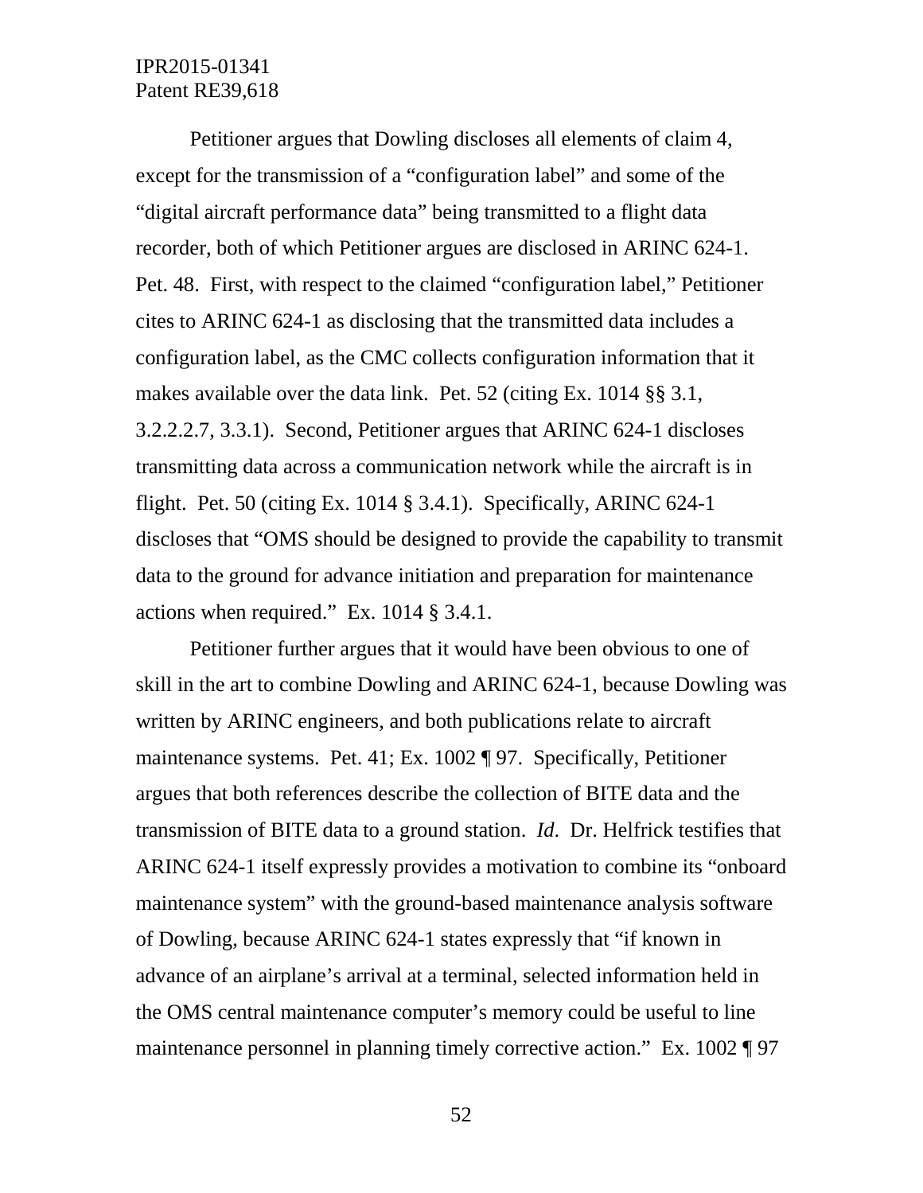Petitioner argues that Dowling discloses all elements of claim 4, except for the transmission of a "configuration label" and some of the "digital aircraft performance data" being transmitted to a flight data recorder, both of which Petitioner argues are disclosed in ARINC 624-1. Pet. 48. First, with respect to the claimed "configuration label," Petitioner cites to ARINC 624-1 as disclosing that the transmitted data includes a configuration label, as the CMC collects configuration information that it makes available over the data link. Pet. 52 (citing Ex. 1014 §§ 3.1, 3.2.2.2.7, 3.3.1). Second, Petitioner argues that ARINC 624-1 discloses transmitting data across a communication network while the aircraft is in flight. Pet. 50 (citing Ex. 1014 § 3.4.1). Specifically, ARINC 624-1 discloses that "OMS should be designed to provide the capability to transmit data to the ground for advance initiation and preparation for maintenance actions when required." Ex. 1014 § 3.4.1.

Petitioner further argues that it would have been obvious to one of skill in the art to combine Dowling and ARINC 624-1, because Dowling was written by ARINC engineers, and both publications relate to aircraft maintenance systems. Pet. 41; Ex. 1002 ¶ 97. Specifically, Petitioner argues that both references describe the collection of BITE data and the transmission of BITE data to a ground station. *Id*. Dr. Helfrick testifies that ARINC 624-1 itself expressly provides a motivation to combine its "onboard maintenance system" with the ground-based maintenance analysis software of Dowling, because ARINC 624-1 states expressly that "if known in advance of an airplane's arrival at a terminal, selected information held in the OMS central maintenance computer's memory could be useful to line maintenance personnel in planning timely corrective action." Ex. 1002 ¶ 97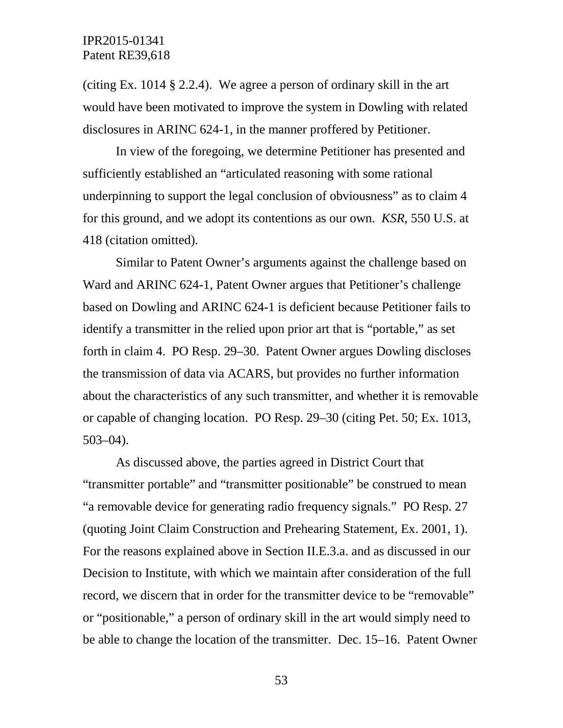(citing Ex. 1014 § 2.2.4). We agree a person of ordinary skill in the art would have been motivated to improve the system in Dowling with related disclosures in ARINC 624-1, in the manner proffered by Petitioner.

In view of the foregoing, we determine Petitioner has presented and sufficiently established an "articulated reasoning with some rational underpinning to support the legal conclusion of obviousness" as to claim 4 for this ground, and we adopt its contentions as our own. *KSR*, 550 U.S. at 418 (citation omitted).

Similar to Patent Owner's arguments against the challenge based on Ward and ARINC 624-1, Patent Owner argues that Petitioner's challenge based on Dowling and ARINC 624-1 is deficient because Petitioner fails to identify a transmitter in the relied upon prior art that is "portable," as set forth in claim 4. PO Resp. 29–30. Patent Owner argues Dowling discloses the transmission of data via ACARS, but provides no further information about the characteristics of any such transmitter, and whether it is removable or capable of changing location. PO Resp. 29–30 (citing Pet. 50; Ex. 1013, 503–04).

As discussed above, the parties agreed in District Court that "transmitter portable" and "transmitter positionable" be construed to mean "a removable device for generating radio frequency signals." PO Resp. 27 (quoting Joint Claim Construction and Prehearing Statement, Ex. 2001, 1). For the reasons explained above in Section II.E.3.a. and as discussed in our Decision to Institute, with which we maintain after consideration of the full record, we discern that in order for the transmitter device to be "removable" or "positionable," a person of ordinary skill in the art would simply need to be able to change the location of the transmitter. Dec. 15–16. Patent Owner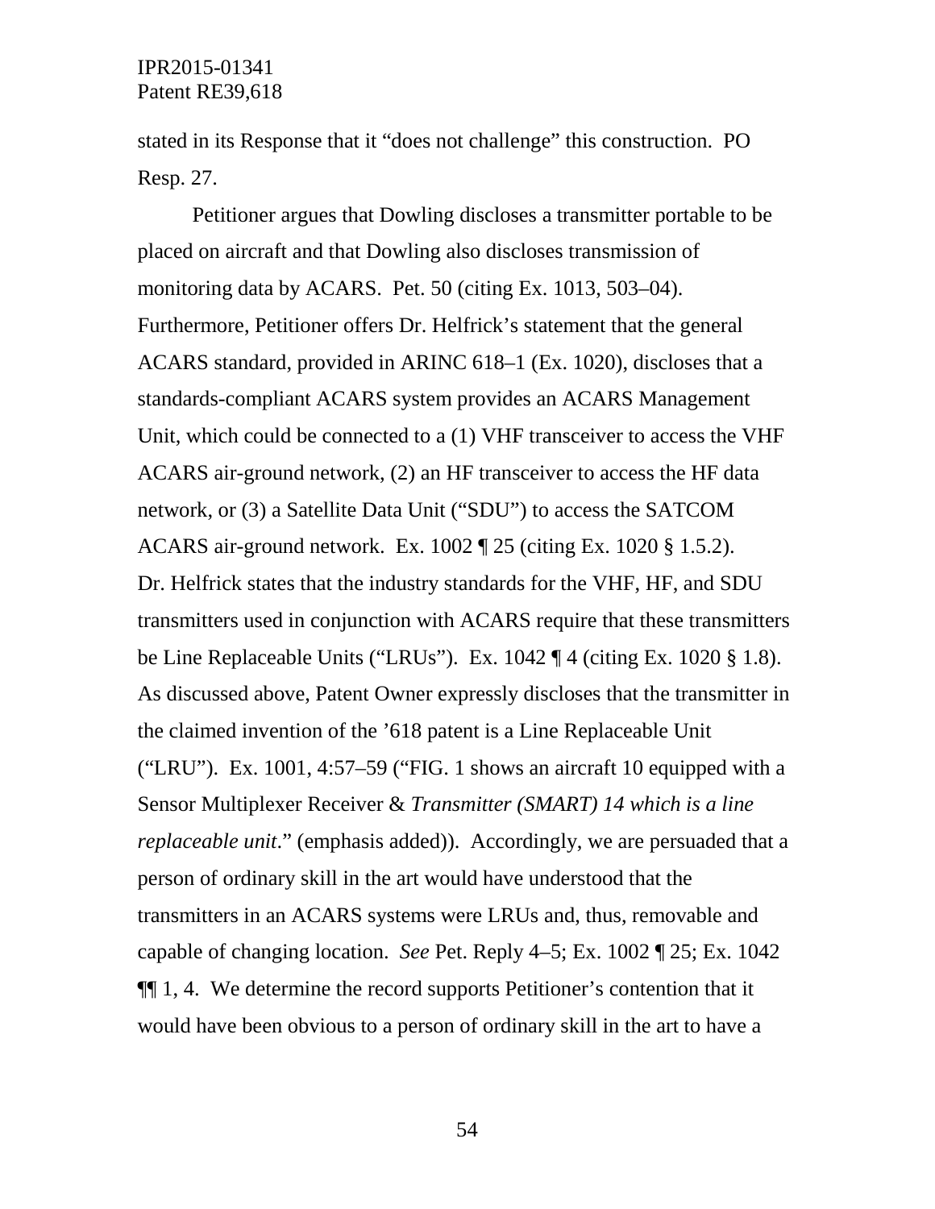stated in its Response that it "does not challenge" this construction. PO Resp. 27.

Petitioner argues that Dowling discloses a transmitter portable to be placed on aircraft and that Dowling also discloses transmission of monitoring data by ACARS. Pet. 50 (citing Ex. 1013, 503–04). Furthermore, Petitioner offers Dr. Helfrick's statement that the general ACARS standard, provided in ARINC 618–1 (Ex. 1020), discloses that a standards-compliant ACARS system provides an ACARS Management Unit, which could be connected to a (1) VHF transceiver to access the VHF ACARS air-ground network, (2) an HF transceiver to access the HF data network, or (3) a Satellite Data Unit ("SDU") to access the SATCOM ACARS air-ground network. Ex. 1002 ¶ 25 (citing Ex. 1020 § 1.5.2). Dr. Helfrick states that the industry standards for the VHF, HF, and SDU transmitters used in conjunction with ACARS require that these transmitters be Line Replaceable Units ("LRUs"). Ex. 1042 ¶ 4 (citing Ex. 1020 § 1.8). As discussed above, Patent Owner expressly discloses that the transmitter in the claimed invention of the '618 patent is a Line Replaceable Unit ("LRU"). Ex. 1001, 4:57–59 ("FIG. 1 shows an aircraft 10 equipped with a Sensor Multiplexer Receiver & *Transmitter (SMART) 14 which is a line replaceable unit*." (emphasis added)). Accordingly, we are persuaded that a person of ordinary skill in the art would have understood that the transmitters in an ACARS systems were LRUs and, thus, removable and capable of changing location. *See* Pet. Reply 4–5; Ex. 1002 ¶ 25; Ex. 1042 ¶¶ 1, 4. We determine the record supports Petitioner's contention that it would have been obvious to a person of ordinary skill in the art to have a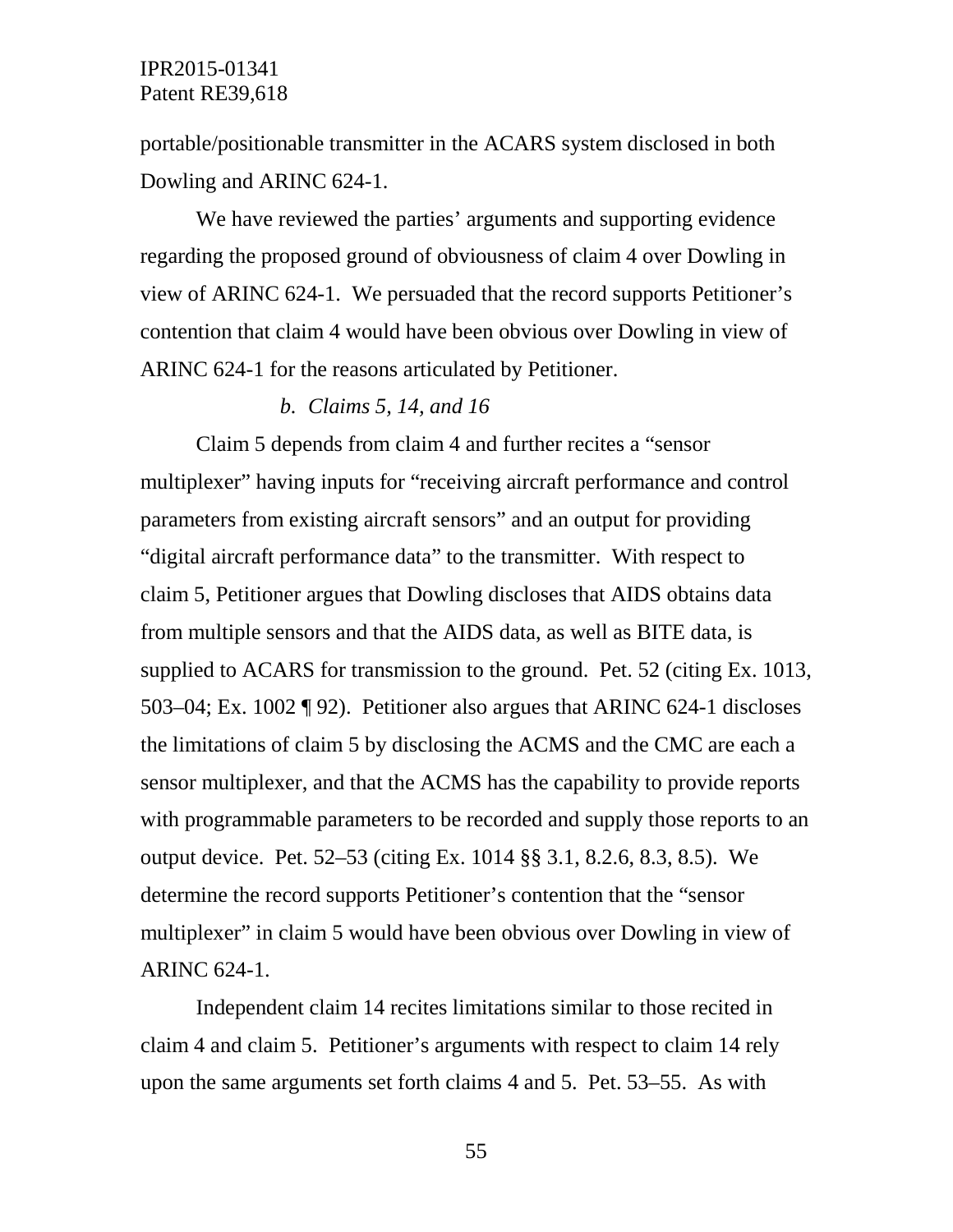portable/positionable transmitter in the ACARS system disclosed in both Dowling and ARINC 624-1.

We have reviewed the parties' arguments and supporting evidence regarding the proposed ground of obviousness of claim 4 over Dowling in view of ARINC 624-1. We persuaded that the record supports Petitioner's contention that claim 4 would have been obvious over Dowling in view of ARINC 624-1 for the reasons articulated by Petitioner.

*b. Claims 5, 14, and 16*

Claim 5 depends from claim 4 and further recites a "sensor multiplexer" having inputs for "receiving aircraft performance and control parameters from existing aircraft sensors" and an output for providing "digital aircraft performance data" to the transmitter. With respect to claim 5, Petitioner argues that Dowling discloses that AIDS obtains data from multiple sensors and that the AIDS data, as well as BITE data, is supplied to ACARS for transmission to the ground. Pet. 52 (citing Ex. 1013, 503–04; Ex. 1002 ¶ 92). Petitioner also argues that ARINC 624-1 discloses the limitations of claim 5 by disclosing the ACMS and the CMC are each a sensor multiplexer, and that the ACMS has the capability to provide reports with programmable parameters to be recorded and supply those reports to an output device. Pet. 52–53 (citing Ex. 1014 §§ 3.1, 8.2.6, 8.3, 8.5). We determine the record supports Petitioner's contention that the "sensor multiplexer" in claim 5 would have been obvious over Dowling in view of ARINC 624-1.

Independent claim 14 recites limitations similar to those recited in claim 4 and claim 5. Petitioner's arguments with respect to claim 14 rely upon the same arguments set forth claims 4 and 5. Pet. 53–55. As with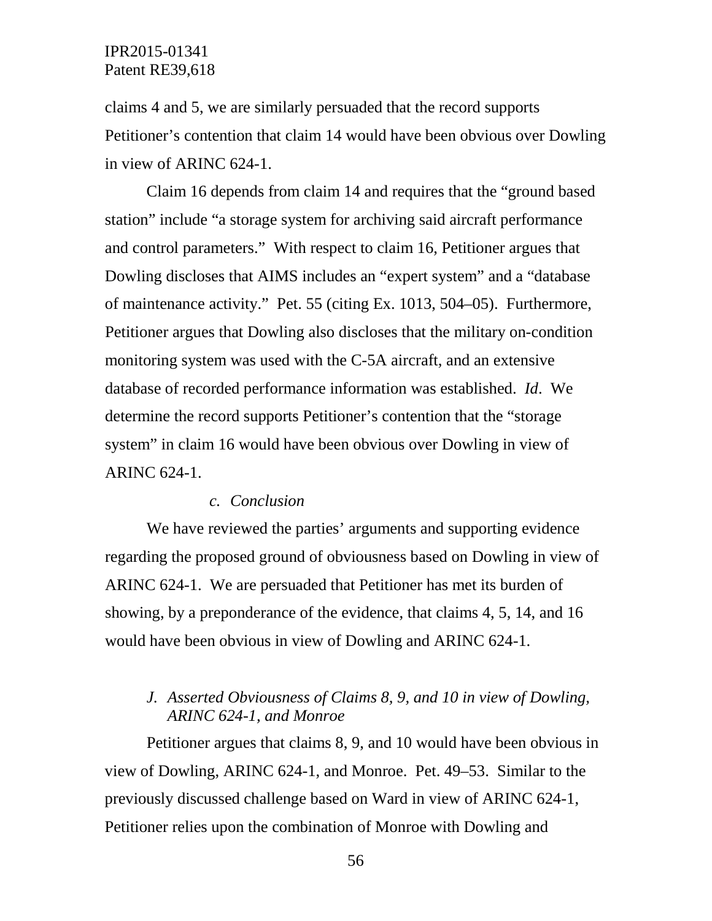claims 4 and 5, we are similarly persuaded that the record supports Petitioner's contention that claim 14 would have been obvious over Dowling in view of ARINC 624-1.

Claim 16 depends from claim 14 and requires that the "ground based station" include "a storage system for archiving said aircraft performance and control parameters." With respect to claim 16, Petitioner argues that Dowling discloses that AIMS includes an "expert system" and a "database of maintenance activity." Pet. 55 (citing Ex. 1013, 504–05). Furthermore, Petitioner argues that Dowling also discloses that the military on-condition monitoring system was used with the C-5A aircraft, and an extensive database of recorded performance information was established. *Id*. We determine the record supports Petitioner's contention that the "storage system" in claim 16 would have been obvious over Dowling in view of ARINC 624-1.

#### *c. Conclusion*

We have reviewed the parties' arguments and supporting evidence regarding the proposed ground of obviousness based on Dowling in view of ARINC 624-1. We are persuaded that Petitioner has met its burden of showing, by a preponderance of the evidence, that claims 4, 5, 14, and 16 would have been obvious in view of Dowling and ARINC 624-1.

### *J. Asserted Obviousness of Claims 8, 9, and 10 in view of Dowling, ARINC 624-1, and Monroe*

Petitioner argues that claims 8, 9, and 10 would have been obvious in view of Dowling, ARINC 624-1, and Monroe. Pet. 49–53. Similar to the previously discussed challenge based on Ward in view of ARINC 624-1, Petitioner relies upon the combination of Monroe with Dowling and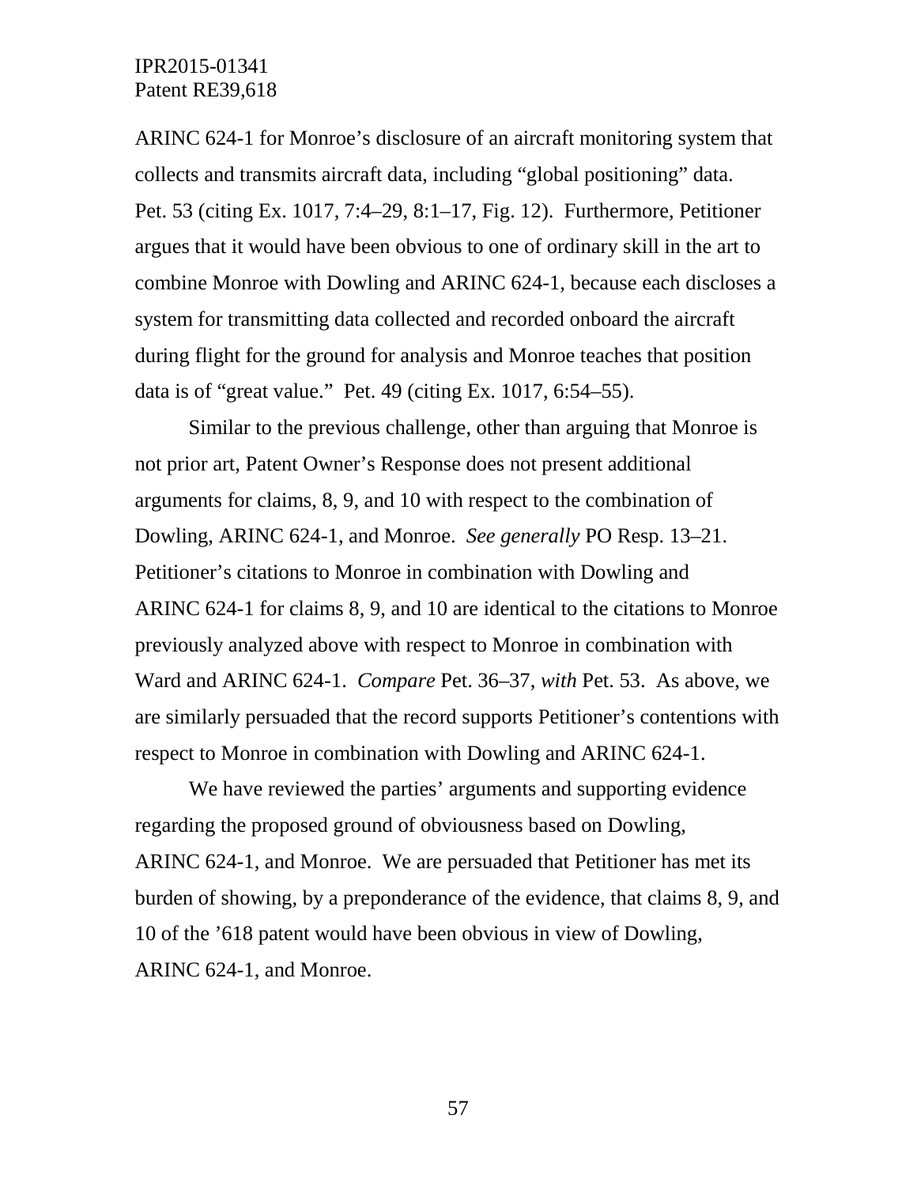ARINC 624-1 for Monroe's disclosure of an aircraft monitoring system that collects and transmits aircraft data, including "global positioning" data. Pet. 53 (citing Ex. 1017, 7:4–29, 8:1–17, Fig. 12). Furthermore, Petitioner argues that it would have been obvious to one of ordinary skill in the art to combine Monroe with Dowling and ARINC 624-1, because each discloses a system for transmitting data collected and recorded onboard the aircraft during flight for the ground for analysis and Monroe teaches that position data is of "great value." Pet. 49 (citing Ex. 1017, 6:54–55).

Similar to the previous challenge, other than arguing that Monroe is not prior art, Patent Owner's Response does not present additional arguments for claims, 8, 9, and 10 with respect to the combination of Dowling, ARINC 624-1, and Monroe. *See generally* PO Resp. 13–21. Petitioner's citations to Monroe in combination with Dowling and ARINC 624-1 for claims 8, 9, and 10 are identical to the citations to Monroe previously analyzed above with respect to Monroe in combination with Ward and ARINC 624-1. *Compare* Pet. 36–37, *with* Pet. 53. As above, we are similarly persuaded that the record supports Petitioner's contentions with respect to Monroe in combination with Dowling and ARINC 624-1.

We have reviewed the parties' arguments and supporting evidence regarding the proposed ground of obviousness based on Dowling, ARINC 624-1, and Monroe. We are persuaded that Petitioner has met its burden of showing, by a preponderance of the evidence, that claims 8, 9, and 10 of the '618 patent would have been obvious in view of Dowling, ARINC 624-1, and Monroe.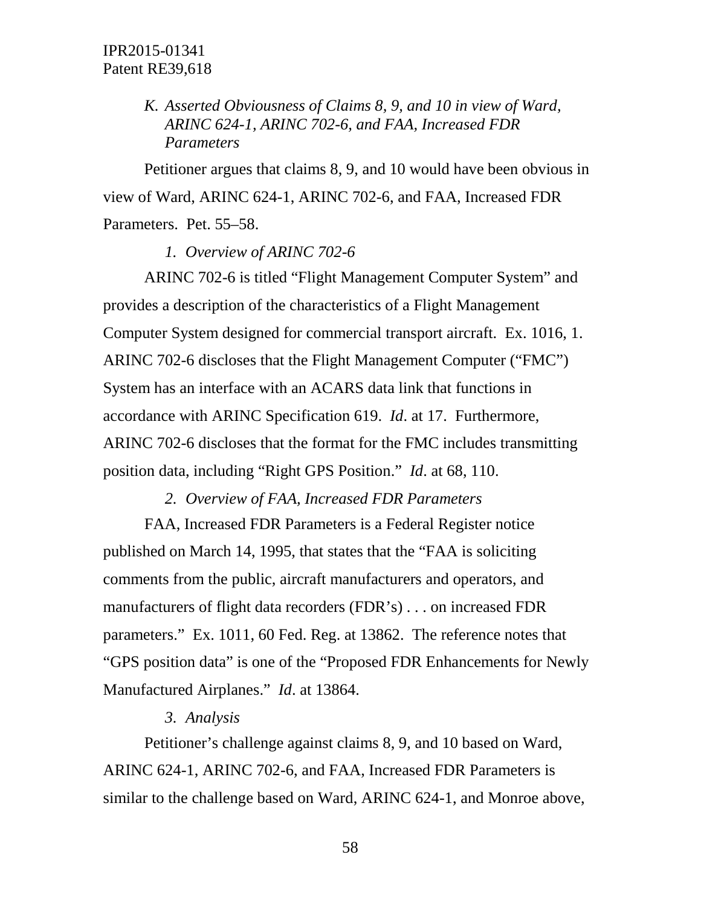### *K. Asserted Obviousness of Claims 8, 9, and 10 in view of Ward, ARINC 624-1, ARINC 702-6, and FAA, Increased FDR Parameters*

Petitioner argues that claims 8, 9, and 10 would have been obvious in view of Ward, ARINC 624-1, ARINC 702-6, and FAA, Increased FDR Parameters. Pet. 55–58.

#### *1. Overview of ARINC 702-6*

ARINC 702-6 is titled "Flight Management Computer System" and provides a description of the characteristics of a Flight Management Computer System designed for commercial transport aircraft. Ex. 1016, 1. ARINC 702-6 discloses that the Flight Management Computer ("FMC") System has an interface with an ACARS data link that functions in accordance with ARINC Specification 619. *Id*. at 17. Furthermore, ARINC 702-6 discloses that the format for the FMC includes transmitting position data, including "Right GPS Position." *Id*. at 68, 110.

#### *2. Overview of FAA, Increased FDR Parameters*

FAA, Increased FDR Parameters is a Federal Register notice published on March 14, 1995, that states that the "FAA is soliciting comments from the public, aircraft manufacturers and operators, and manufacturers of flight data recorders (FDR's) . . . on increased FDR parameters." Ex. 1011, 60 Fed. Reg. at 13862. The reference notes that "GPS position data" is one of the "Proposed FDR Enhancements for Newly Manufactured Airplanes." *Id*. at 13864.

#### *3. Analysis*

Petitioner's challenge against claims 8, 9, and 10 based on Ward, ARINC 624-1, ARINC 702-6, and FAA, Increased FDR Parameters is similar to the challenge based on Ward, ARINC 624-1, and Monroe above,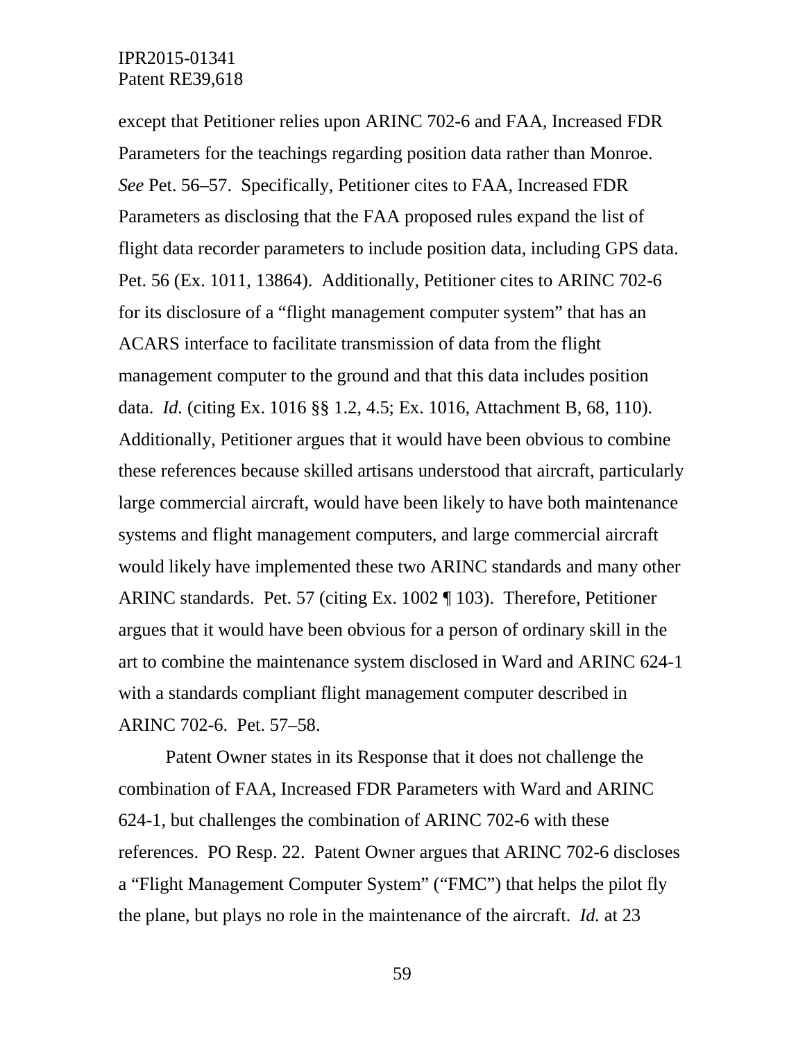except that Petitioner relies upon ARINC 702-6 and FAA, Increased FDR Parameters for the teachings regarding position data rather than Monroe. *See* Pet. 56–57. Specifically, Petitioner cites to FAA, Increased FDR Parameters as disclosing that the FAA proposed rules expand the list of flight data recorder parameters to include position data, including GPS data. Pet. 56 (Ex. 1011, 13864). Additionally, Petitioner cites to ARINC 702-6 for its disclosure of a "flight management computer system" that has an ACARS interface to facilitate transmission of data from the flight management computer to the ground and that this data includes position data. *Id.* (citing Ex. 1016 §§ 1.2, 4.5; Ex. 1016, Attachment B, 68, 110). Additionally, Petitioner argues that it would have been obvious to combine these references because skilled artisans understood that aircraft, particularly large commercial aircraft, would have been likely to have both maintenance systems and flight management computers, and large commercial aircraft would likely have implemented these two ARINC standards and many other ARINC standards. Pet. 57 (citing Ex. 1002 ¶ 103). Therefore, Petitioner argues that it would have been obvious for a person of ordinary skill in the art to combine the maintenance system disclosed in Ward and ARINC 624-1 with a standards compliant flight management computer described in ARINC 702-6. Pet. 57–58.

Patent Owner states in its Response that it does not challenge the combination of FAA, Increased FDR Parameters with Ward and ARINC 624-1, but challenges the combination of ARINC 702-6 with these references. PO Resp. 22. Patent Owner argues that ARINC 702-6 discloses a "Flight Management Computer System" ("FMC") that helps the pilot fly the plane, but plays no role in the maintenance of the aircraft. *Id.* at 23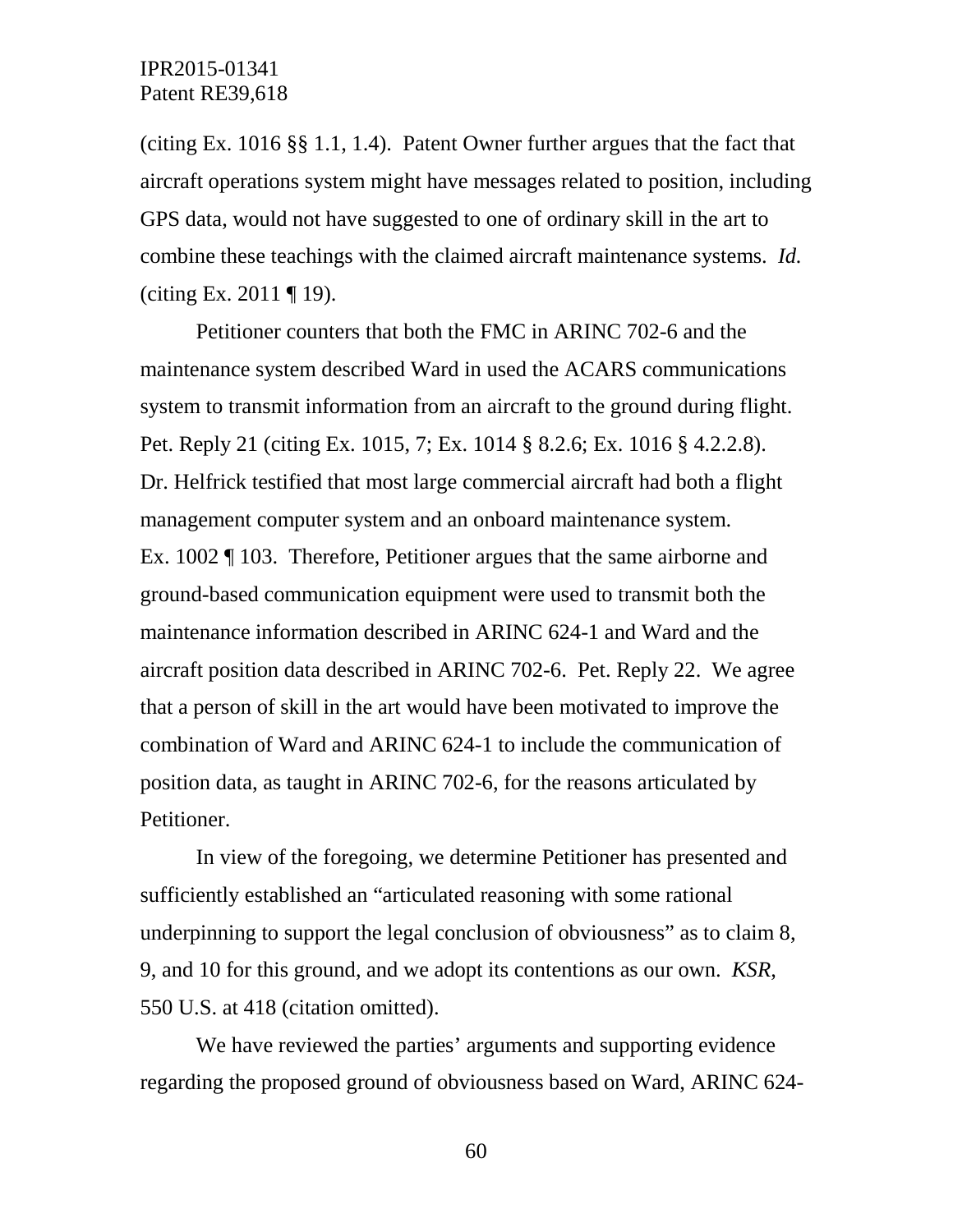(citing Ex. 1016 §§ 1.1, 1.4). Patent Owner further argues that the fact that aircraft operations system might have messages related to position, including GPS data, would not have suggested to one of ordinary skill in the art to combine these teachings with the claimed aircraft maintenance systems. *Id.* (citing Ex. 2011 ¶ 19).

Petitioner counters that both the FMC in ARINC 702-6 and the maintenance system described Ward in used the ACARS communications system to transmit information from an aircraft to the ground during flight. Pet. Reply 21 (citing Ex. 1015, 7; Ex. 1014 § 8.2.6; Ex. 1016 § 4.2.2.8). Dr. Helfrick testified that most large commercial aircraft had both a flight management computer system and an onboard maintenance system. Ex. 1002 ¶ 103. Therefore, Petitioner argues that the same airborne and ground-based communication equipment were used to transmit both the maintenance information described in ARINC 624-1 and Ward and the aircraft position data described in ARINC 702-6. Pet. Reply 22. We agree that a person of skill in the art would have been motivated to improve the combination of Ward and ARINC 624-1 to include the communication of position data, as taught in ARINC 702-6, for the reasons articulated by Petitioner.

In view of the foregoing, we determine Petitioner has presented and sufficiently established an "articulated reasoning with some rational underpinning to support the legal conclusion of obviousness" as to claim 8, 9, and 10 for this ground, and we adopt its contentions as our own. *KSR*, 550 U.S. at 418 (citation omitted).

We have reviewed the parties' arguments and supporting evidence regarding the proposed ground of obviousness based on Ward, ARINC 624-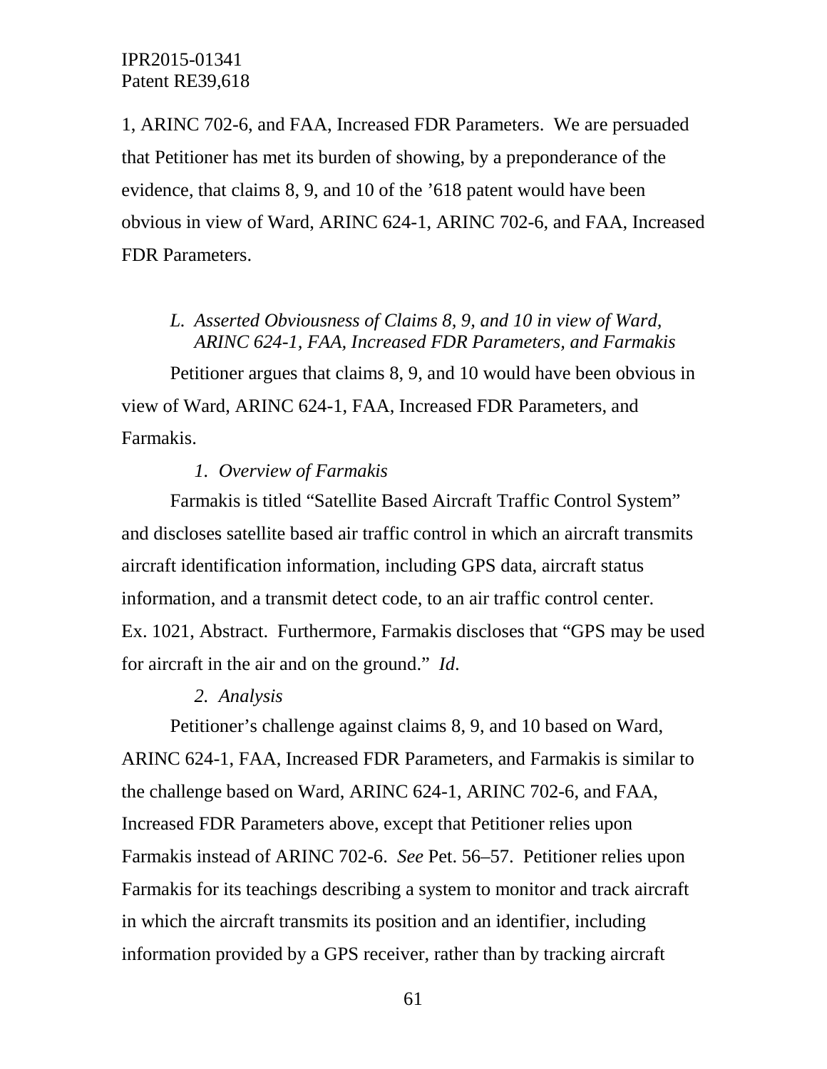1, ARINC 702-6, and FAA, Increased FDR Parameters. We are persuaded that Petitioner has met its burden of showing, by a preponderance of the evidence, that claims 8, 9, and 10 of the ’618 patent would have been obvious in view of Ward, ARINC 624-1, ARINC 702-6, and FAA, Increased FDR Parameters.

### *L. Asserted Obviousness of Claims 8, 9, and 10 in view of Ward, ARINC 624-1, FAA, Increased FDR Parameters, and Farmakis*

Petitioner argues that claims 8, 9, and 10 would have been obvious in view of Ward, ARINC 624-1, FAA, Increased FDR Parameters, and Farmakis.

#### *1. Overview of Farmakis*

Farmakis is titled “Satellite Based Aircraft Traffic Control System” and discloses satellite based air traffic control in which an aircraft transmits aircraft identification information, including GPS data, aircraft status information, and a transmit detect code, to an air traffic control center. Ex. 1021, Abstract. Furthermore, Farmakis discloses that “GPS may be used for aircraft in the air and on the ground.” *Id*.

#### *2. Analysis*

Petitioner’s challenge against claims 8, 9, and 10 based on Ward, ARINC 624-1, FAA, Increased FDR Parameters, and Farmakis is similar to the challenge based on Ward, ARINC 624-1, ARINC 702-6, and FAA, Increased FDR Parameters above, except that Petitioner relies upon Farmakis instead of ARINC 702-6. *See* Pet. 56–57. Petitioner relies upon Farmakis for its teachings describing a system to monitor and track aircraft in which the aircraft transmits its position and an identifier, including information provided by a GPS receiver, rather than by tracking aircraft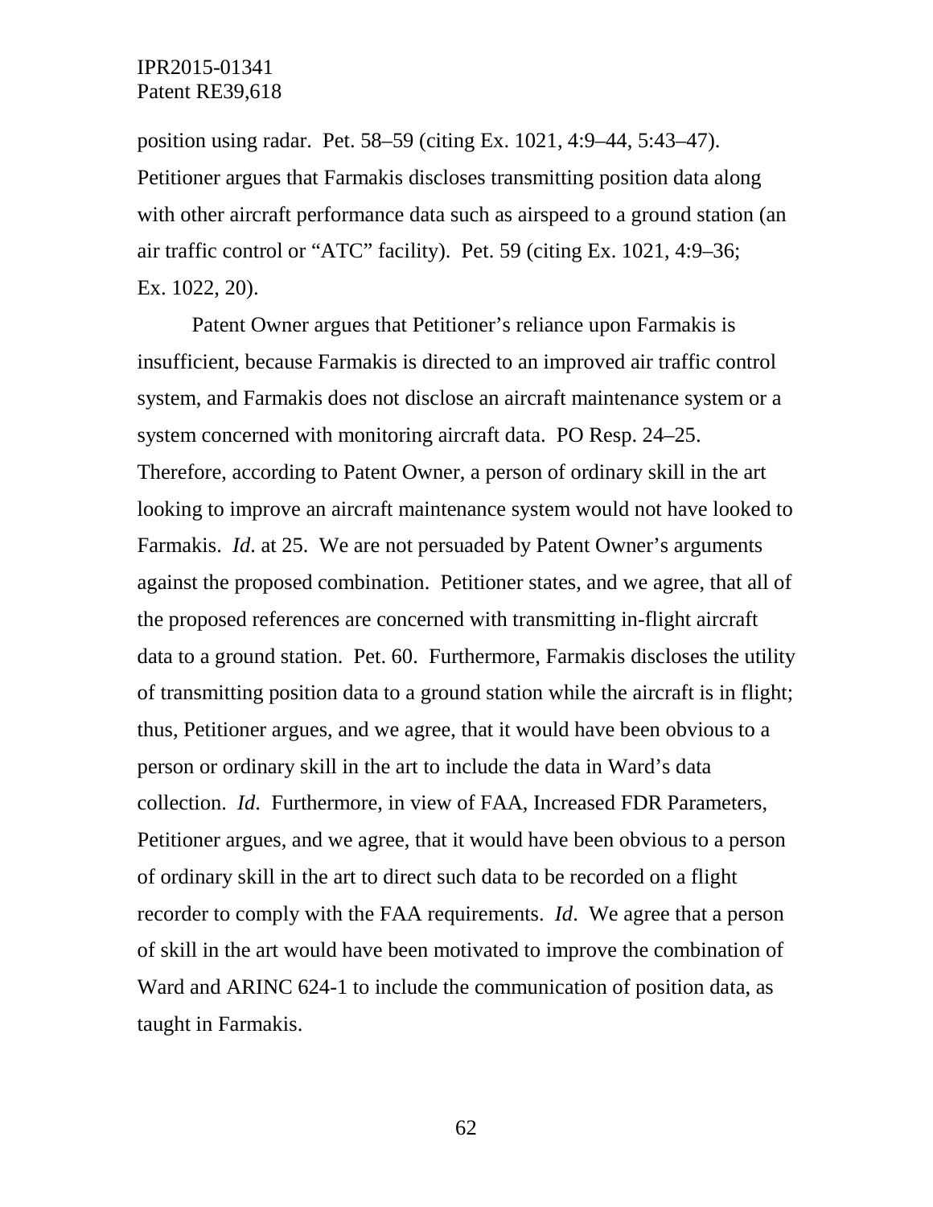position using radar. Pet. 58–59 (citing Ex. 1021, 4:9–44, 5:43–47). Petitioner argues that Farmakis discloses transmitting position data along with other aircraft performance data such as airspeed to a ground station (an air traffic control or "ATC" facility). Pet. 59 (citing Ex. 1021, 4:9–36; Ex. 1022, 20).

Patent Owner argues that Petitioner's reliance upon Farmakis is insufficient, because Farmakis is directed to an improved air traffic control system, and Farmakis does not disclose an aircraft maintenance system or a system concerned with monitoring aircraft data. PO Resp. 24–25. Therefore, according to Patent Owner, a person of ordinary skill in the art looking to improve an aircraft maintenance system would not have looked to Farmakis. *Id.* at 25. We are not persuaded by Patent Owner's arguments against the proposed combination. Petitioner states, and we agree, that all of the proposed references are concerned with transmitting in-flight aircraft data to a ground station. Pet. 60. Furthermore, Farmakis discloses the utility of transmitting position data to a ground station while the aircraft is in flight; thus, Petitioner argues, and we agree, that it would have been obvious to a person or ordinary skill in the art to include the data in Ward's data collection. *Id*. Furthermore, in view of FAA, Increased FDR Parameters, Petitioner argues, and we agree, that it would have been obvious to a person of ordinary skill in the art to direct such data to be recorded on a flight recorder to comply with the FAA requirements. *Id*. We agree that a person of skill in the art would have been motivated to improve the combination of Ward and ARINC 624-1 to include the communication of position data, as taught in Farmakis.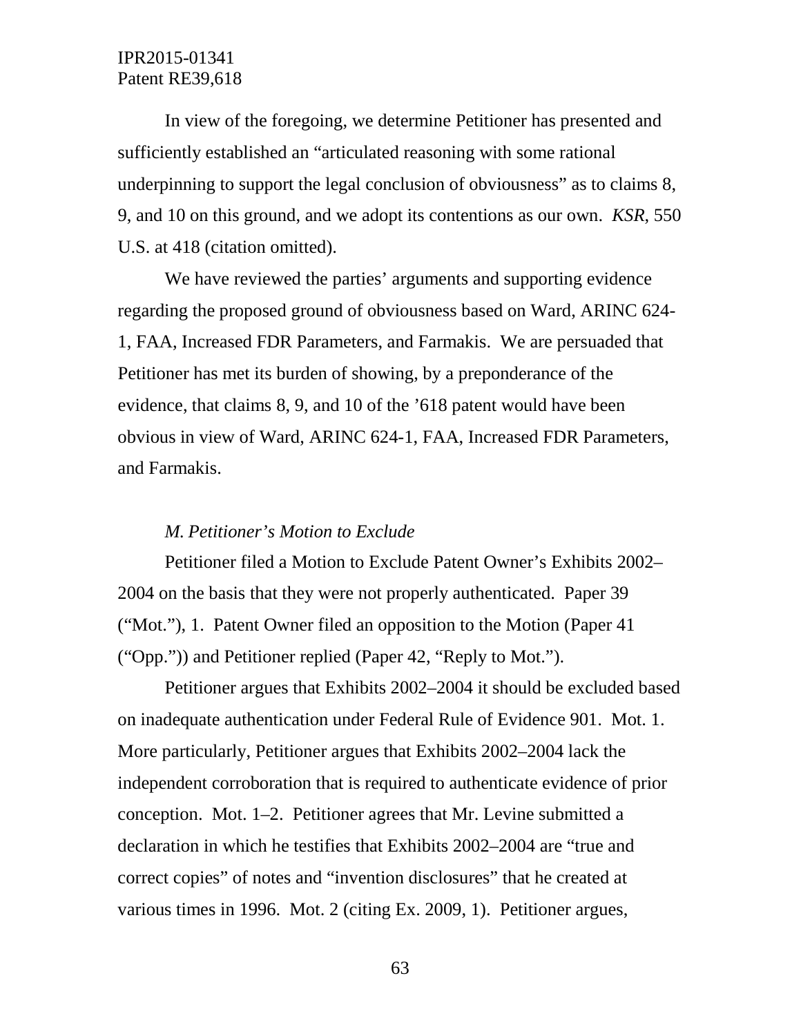In view of the foregoing, we determine Petitioner has presented and sufficiently established an "articulated reasoning with some rational underpinning to support the legal conclusion of obviousness" as to claims 8, 9, and 10 on this ground, and we adopt its contentions as our own. *KSR*, 550 U.S. at 418 (citation omitted).

We have reviewed the parties' arguments and supporting evidence regarding the proposed ground of obviousness based on Ward, ARINC 624-1, FAA, Increased FDR Parameters, and Farmakis. We are persuaded that Petitioner has met its burden of showing, by a preponderance of the evidence, that claims 8, 9, and 10 of the '618 patent would have been obvious in view of Ward, ARINC 624-1, FAA, Increased FDR Parameters, and Farmakis.

### *M. Petitioner's Motion to Exclude*

Petitioner filed a Motion to Exclude Patent Owner's Exhibits 2002–2004 on the basis that they were not properly authenticated. Paper 39 ("Mot."), 1. Patent Owner filed an opposition to the Motion (Paper 41 ("Opp.")) and Petitioner replied (Paper 42, "Reply to Mot.").

Petitioner argues that Exhibits 2002–2004 it should be excluded based on inadequate authentication under Federal Rule of Evidence 901. Mot. 1. More particularly, Petitioner argues that Exhibits 2002–2004 lack the independent corroboration that is required to authenticate evidence of prior conception. Mot. 1–2. Petitioner agrees that Mr. Levine submitted a declaration in which he testifies that Exhibits 2002–2004 are "true and correct copies" of notes and "invention disclosures" that he created at various times in 1996. Mot. 2 (citing Ex. 2009, 1). Petitioner argues,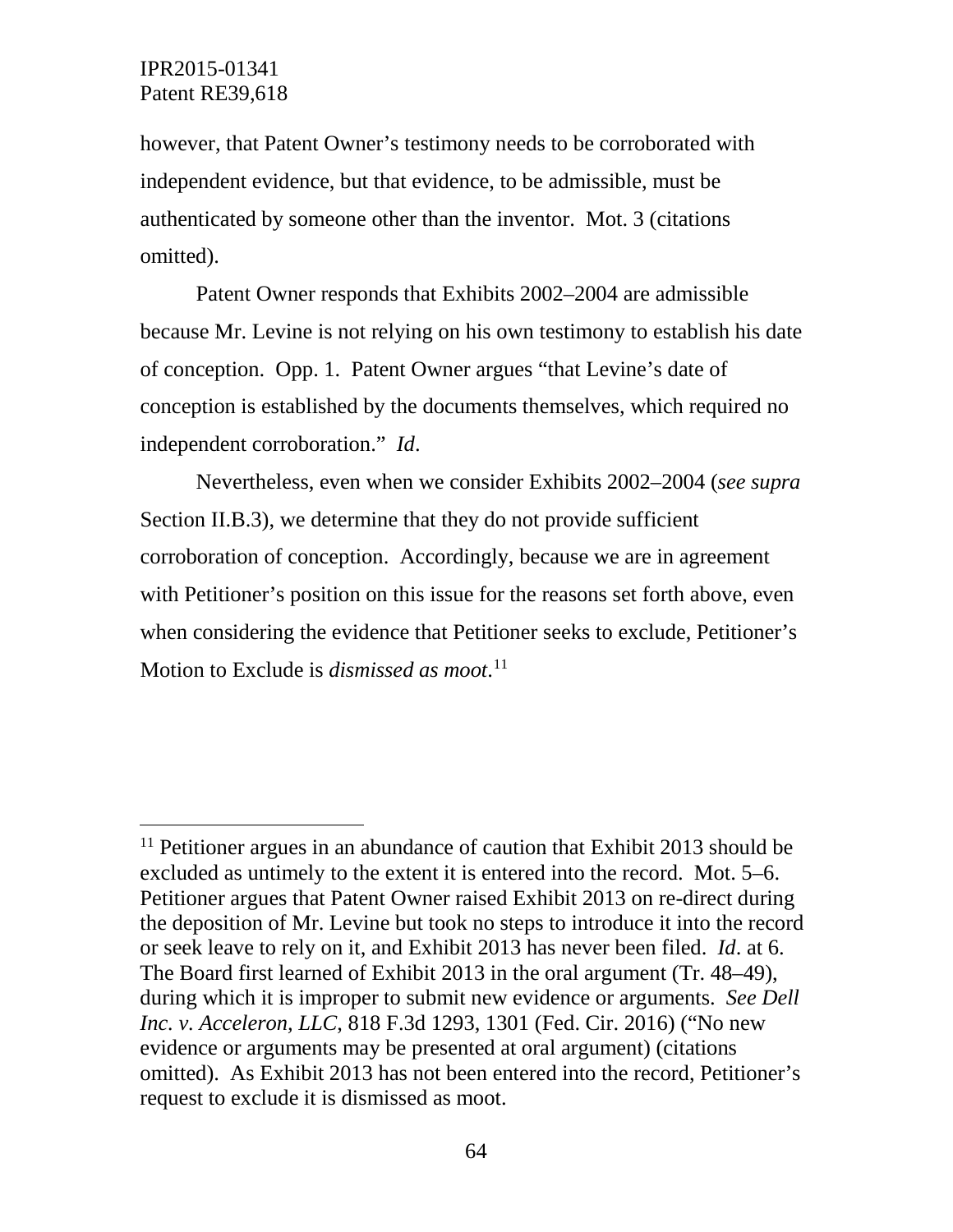however, that Patent Owner's testimony needs to be corroborated with independent evidence, but that evidence, to be admissible, must be authenticated by someone other than the inventor. Mot. 3 (citations omitted).

Patent Owner responds that Exhibits 2002–2004 are admissible because Mr. Levine is not relying on his own testimony to establish his date of conception. Opp. 1. Patent Owner argues "that Levine's date of conception is established by the documents themselves, which required no independent corroboration." *Id*.

Nevertheless, even when we consider Exhibits 2002–2004 (*see supra* Section II.B.3), we determine that they do not provide sufficient corroboration of conception. Accordingly, because we are in agreement with Petitioner's position on this issue for the reasons set forth above, even when considering the evidence that Petitioner seeks to exclude, Petitioner's Motion to Exclude is *dismissed as moot*.[11]

---

[11] Petitioner argues in an abundance of caution that Exhibit 2013 should be excluded as untimely to the extent it is entered into the record. Mot. 5–6. Petitioner argues that Patent Owner raised Exhibit 2013 on re-direct during the deposition of Mr. Levine but took no steps to introduce it into the record or seek leave to rely on it, and Exhibit 2013 has never been filed. *Id*. at 6. The Board first learned of Exhibit 2013 in the oral argument (Tr. 48–49), during which it is improper to submit new evidence or arguments. *See Dell Inc. v. Acceleron, LLC*, 818 F.3d 1293, 1301 (Fed. Cir. 2016) ("No new evidence or arguments may be presented at oral argument) (citations omitted). As Exhibit 2013 has not been entered into the record, Petitioner's request to exclude it is dismissed as moot.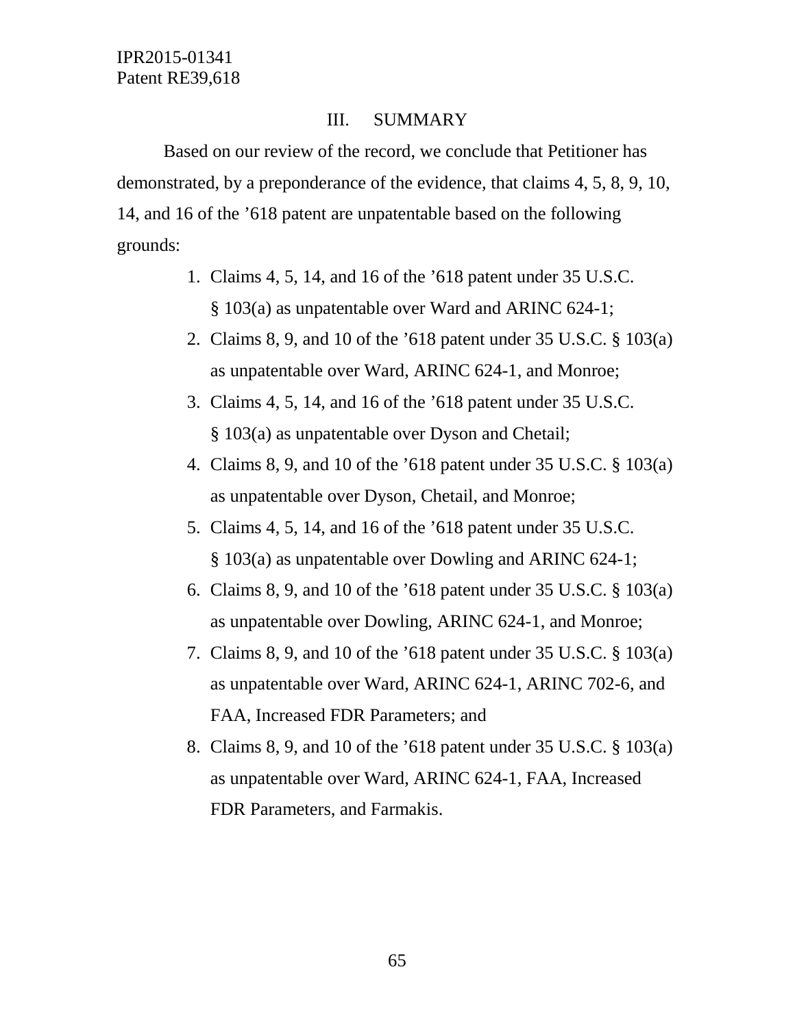## III. SUMMARY

Based on our review of the record, we conclude that Petitioner has demonstrated, by a preponderance of the evidence, that claims 4, 5, 8, 9, 10, 14, and 16 of the ’618 patent are unpatentable based on the following grounds:

1. Claims 4, 5, 14, and 16 of the ’618 patent under 35 U.S.C. § 103(a) as unpatentable over Ward and ARINC 624-1;
2. Claims 8, 9, and 10 of the ’618 patent under 35 U.S.C. § 103(a) as unpatentable over Ward, ARINC 624-1, and Monroe;
3. Claims 4, 5, 14, and 16 of the ’618 patent under 35 U.S.C. § 103(a) as unpatentable over Dyson and Chetail;
4. Claims 8, 9, and 10 of the ’618 patent under 35 U.S.C. § 103(a) as unpatentable over Dyson, Chetail, and Monroe;
5. Claims 4, 5, 14, and 16 of the ’618 patent under 35 U.S.C. § 103(a) as unpatentable over Dowling and ARINC 624-1;
6. Claims 8, 9, and 10 of the ’618 patent under 35 U.S.C. § 103(a) as unpatentable over Dowling, ARINC 624-1, and Monroe;
7. Claims 8, 9, and 10 of the ’618 patent under 35 U.S.C. § 103(a) as unpatentable over Ward, ARINC 624-1, ARINC 702-6, and FAA, Increased FDR Parameters; and
8. Claims 8, 9, and 10 of the ’618 patent under 35 U.S.C. § 103(a) as unpatentable over Ward, ARINC 624-1, FAA, Increased FDR Parameters, and Farmakis.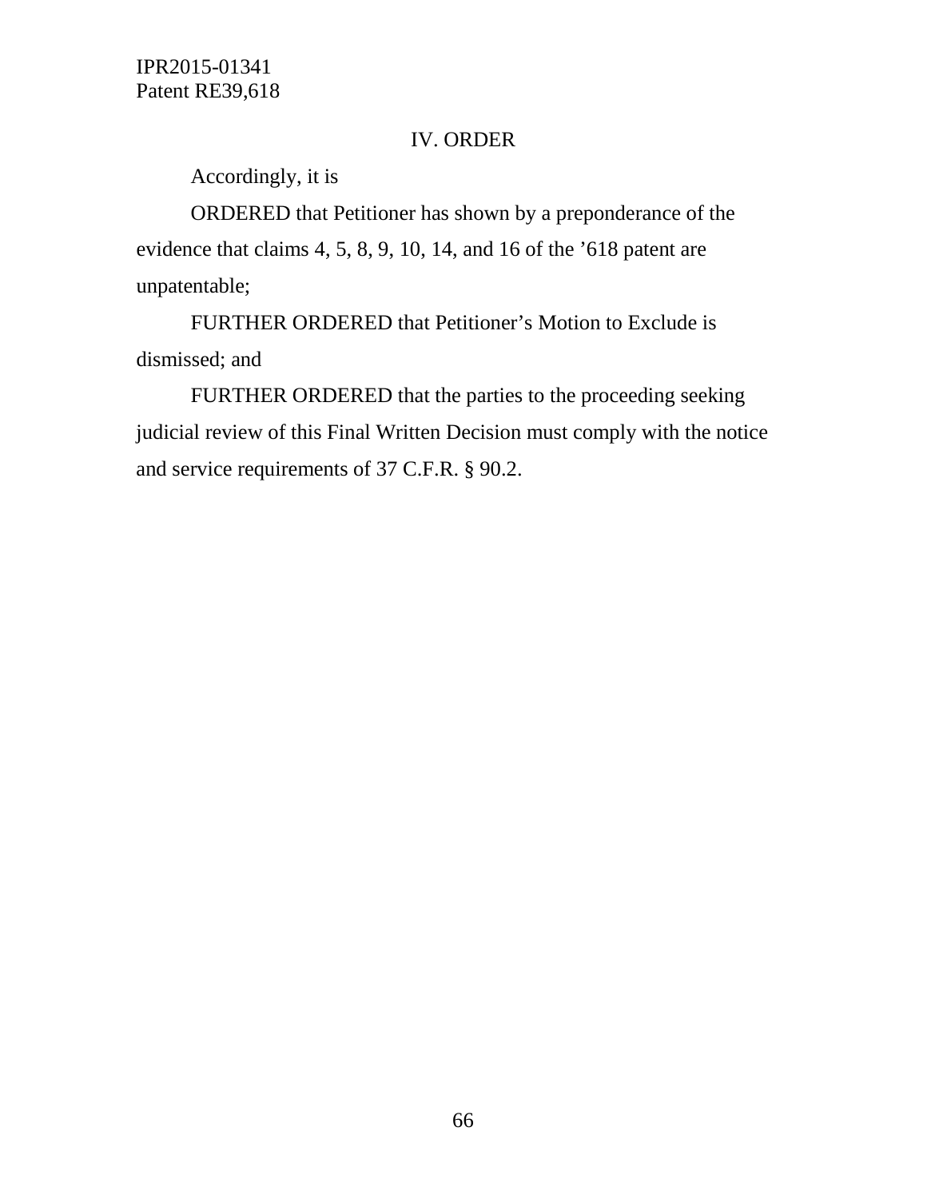## IV. ORDER

Accordingly, it is

ORDERED that Petitioner has shown by a preponderance of the evidence that claims 4, 5, 8, 9, 10, 14, and 16 of the ’618 patent are unpatentable;

FURTHER ORDERED that Petitioner’s Motion to Exclude is dismissed; and

FURTHER ORDERED that the parties to the proceeding seeking judicial review of this Final Written Decision must comply with the notice and service requirements of 37 C.F.R. § 90.2.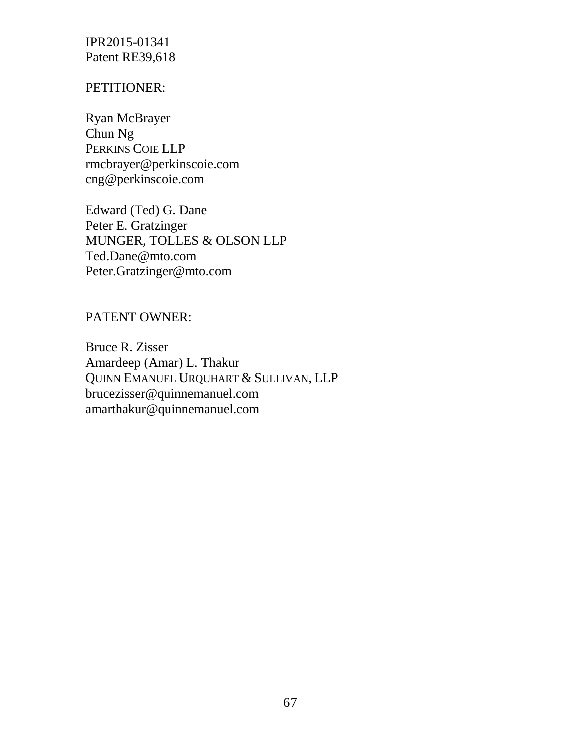PETITIONER:

Ryan McBrayer
Chun Ng
PERKINS COIE LLP
rmcbrayer@perkinscoie.com
cng@perkinscoie.com

Edward (Ted) G. Dane
Peter E. Gratzinger
MUNGER, TOLLES & OLSON LLP
Ted.Dane@mto.com
Peter.Gratzinger@mto.com

PATENT OWNER:

Bruce R. Zisser
Amardeep (Amar) L. Thakur
QUINN EMANUEL URQUHART & SULLIVAN, LLP
brucezisser@quinnemanuel.com
amarthakur@quinnemanuel.com